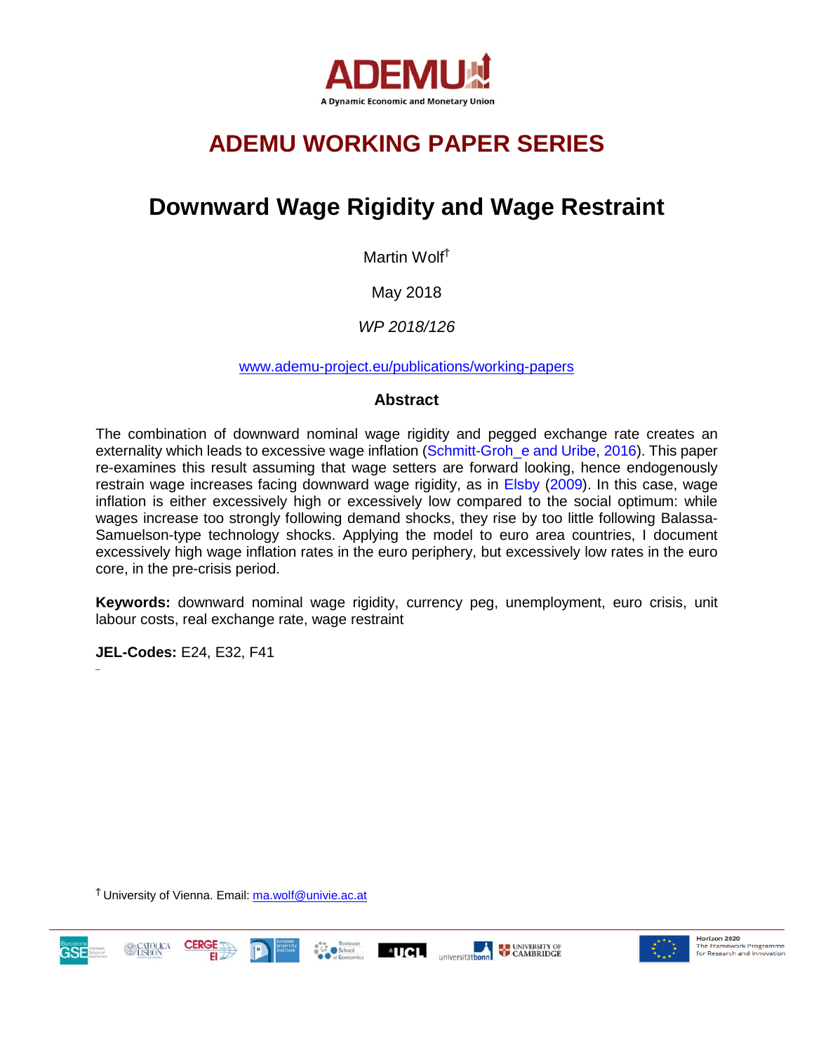ADEMU

A Dynamic Economic and Monetary Union

# ADEMU WORKING PAPER SERIES

# Downward Wage Rigidity and Wage Restraint

Martin Wolf[†]

May 2018

*WP 2018/126*

www.ademu-project.eu/publications/working-papers

## Abstract

The combination of downward nominal wage rigidity and pegged exchange rate creates an externality which leads to excessive wage inflation (Schmitt-Groh_e and Uribe, 2016). This paper re-examines this result assuming that wage setters are forward looking, hence endogenously restrain wage increases facing downward wage rigidity, as in Elsby (2009). In this case, wage inflation is either excessively high or excessively low compared to the social optimum: while wages increase too strongly following demand shocks, they rise by too little following Balassa-Samuelson-type technology shocks. Applying the model to euro area countries, I document excessively high wage inflation rates in the euro periphery, but excessively low rates in the euro core, in the pre-crisis period.

**Keywords:** downward nominal wage rigidity, currency peg, unemployment, euro crisis, unit labour costs, real exchange rate, wage restraint

**JEL-Codes:** E24, E32, F41

[†] University of Vienna. Email: ma.wolf@univie.ac.at

Horizon 2020
The Framework Programme for Research and Innovation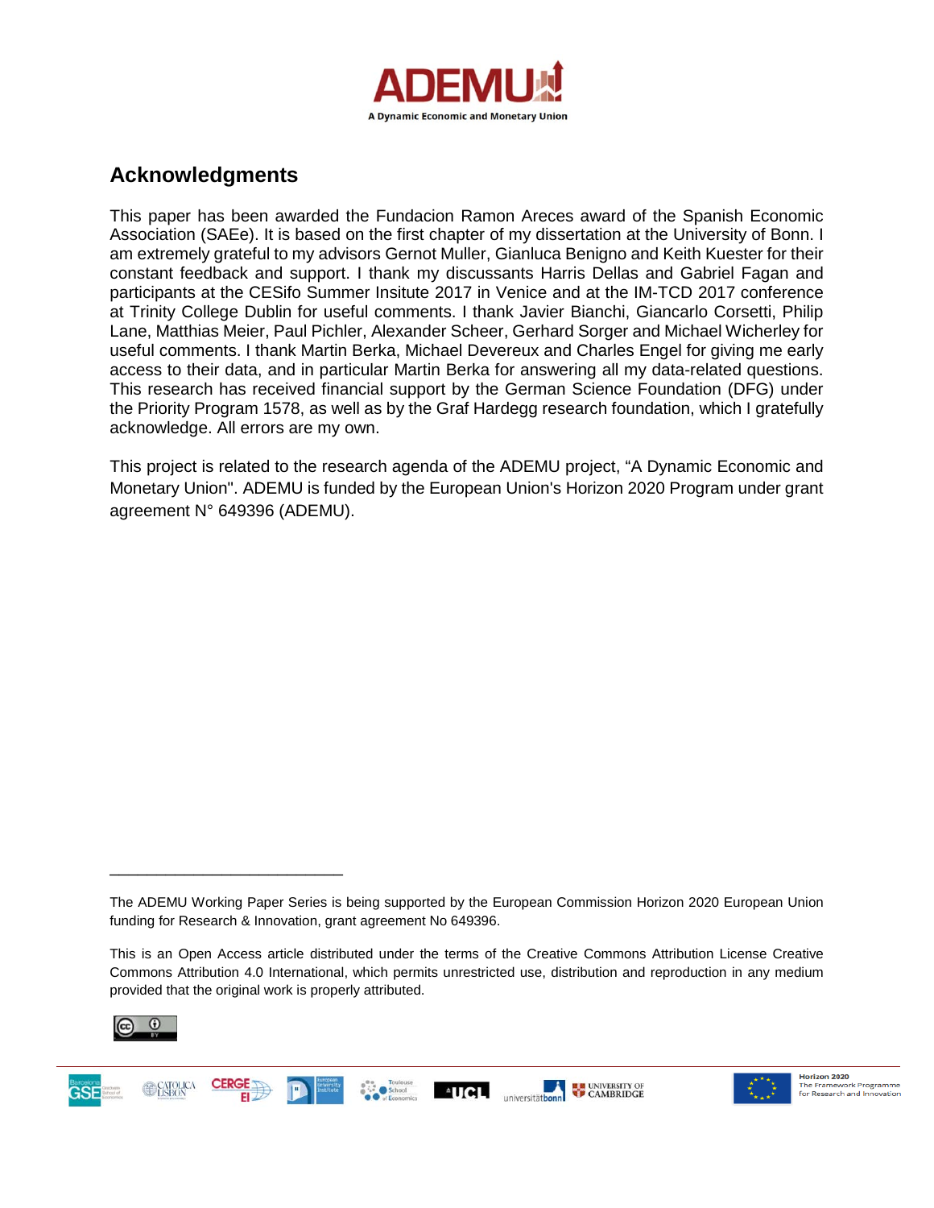## Acknowledgments

This paper has been awarded the Fundacion Ramon Areces award of the Spanish Economic Association (SAEe). It is based on the first chapter of my dissertation at the University of Bonn. I am extremely grateful to my advisors Gernot Muller, Gianluca Benigno and Keith Kuester for their constant feedback and support. I thank my discussants Harris Dellas and Gabriel Fagan and participants at the CESifo Summer Insitute 2017 in Venice and at the IM-TCD 2017 conference at Trinity College Dublin for useful comments. I thank Javier Bianchi, Giancarlo Corsetti, Philip Lane, Matthias Meier, Paul Pichler, Alexander Scheer, Gerhard Sorger and Michael Wicherley for useful comments. I thank Martin Berka, Michael Devereux and Charles Engel for giving me early access to their data, and in particular Martin Berka for answering all my data-related questions. This research has received financial support by the German Science Foundation (DFG) under the Priority Program 1578, as well as by the Graf Hardegg research foundation, which I gratefully acknowledge. All errors are my own.

This project is related to the research agenda of the ADEMU project, "A Dynamic Economic and Monetary Union". ADEMU is funded by the European Union's Horizon 2020 Program under grant agreement N° 649396 (ADEMU).

---

The ADEMU Working Paper Series is being supported by the European Commission Horizon 2020 European Union funding for Research & Innovation, grant agreement No 649396.

This is an Open Access article distributed under the terms of the Creative Commons Attribution License Creative Commons Attribution 4.0 International, which permits unrestricted use, distribution and reproduction in any medium provided that the original work is properly attributed.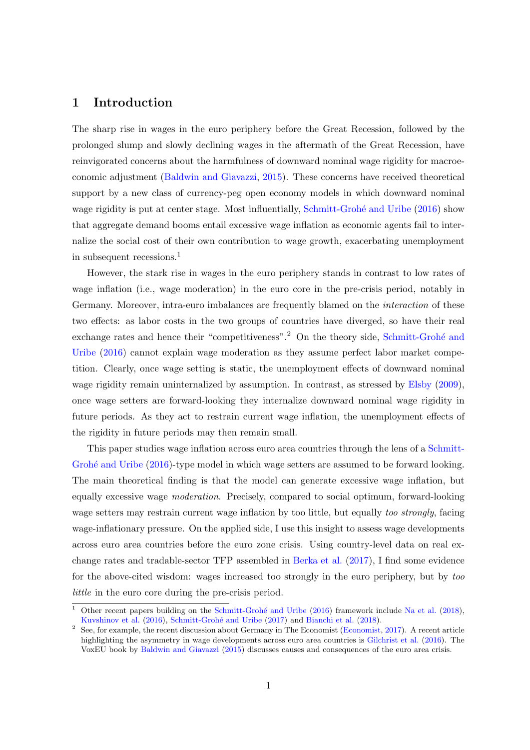# 1 Introduction

The sharp rise in wages in the euro periphery before the Great Recession, followed by the prolonged slump and slowly declining wages in the aftermath of the Great Recession, have reinvigorated concerns about the harmfulness of downward nominal wage rigidity for macroeconomic adjustment (Baldwin and Giavazzi, 2015). These concerns have received theoretical support by a new class of currency-peg open economy models in which downward nominal wage rigidity is put at center stage. Most influentially, Schmitt-Grohé and Uribe (2016) show that aggregate demand booms entail excessive wage inflation as economic agents fail to internalize the social cost of their own contribution to wage growth, exacerbating unemployment in subsequent recessions.[1]

However, the stark rise in wages in the euro periphery stands in contrast to low rates of wage inflation (i.e., wage moderation) in the euro core in the pre-crisis period, notably in Germany. Moreover, intra-euro imbalances are frequently blamed on the *interaction* of these two effects: as labor costs in the two groups of countries have diverged, so have their real exchange rates and hence their "competitiveness".[2] On the theory side, Schmitt-Grohé and Uribe (2016) cannot explain wage moderation as they assume perfect labor market competition. Clearly, once wage setting is static, the unemployment effects of downward nominal wage rigidity remain uninternalized by assumption. In contrast, as stressed by Elsby (2009), once wage setters are forward-looking they internalize downward nominal wage rigidity in future periods. As they act to restrain current wage inflation, the unemployment effects of the rigidity in future periods may then remain small.

This paper studies wage inflation across euro area countries through the lens of a Schmitt-Grohé and Uribe (2016)-type model in which wage setters are assumed to be forward looking. The main theoretical finding is that the model can generate excessive wage inflation, but equally excessive wage *moderation*. Precisely, compared to social optimum, forward-looking wage setters may restrain current wage inflation by too little, but equally *too strongly*, facing wage-inflationary pressure. On the applied side, I use this insight to assess wage developments across euro area countries before the euro zone crisis. Using country-level data on real exchange rates and tradable-sector TFP assembled in Berka et al. (2017), I find some evidence for the above-cited wisdom: wages increased too strongly in the euro periphery, but by *too little* in the euro core during the pre-crisis period.

[1] Other recent papers building on the Schmitt-Grohé and Uribe (2016) framework include Na et al. (2018), Kuvshinov et al. (2016), Schmitt-Grohé and Uribe (2017) and Bianchi et al. (2018).

[2] See, for example, the recent discussion about Germany in The Economist (Economist, 2017). A recent article highlighting the asymmetry in wage developments across euro area countries is Gilchrist et al. (2016). The VoxEU book by Baldwin and Giavazzi (2015) discusses causes and consequences of the euro area crisis.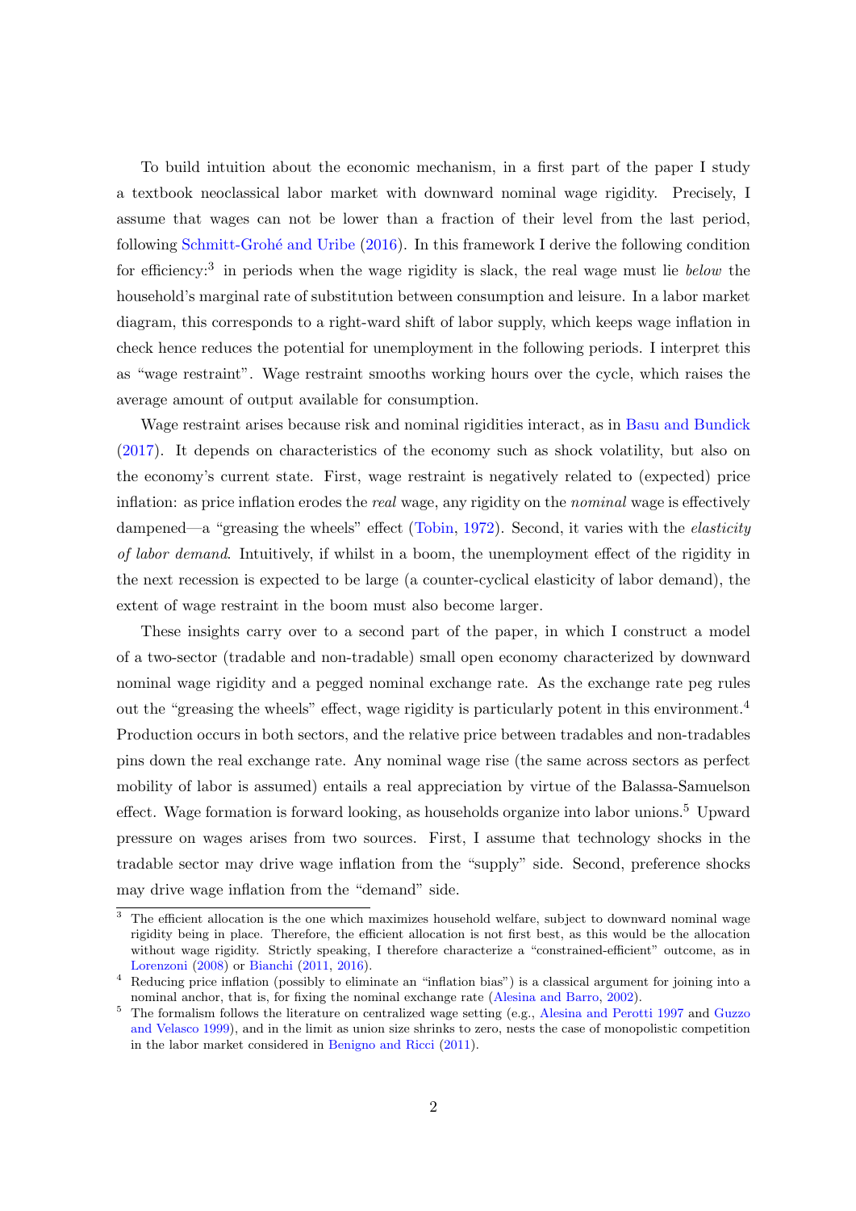To build intuition about the economic mechanism, in a first part of the paper I study a textbook neoclassical labor market with downward nominal wage rigidity. Precisely, I assume that wages can not be lower than a fraction of their level from the last period, following Schmitt-Grohé and Uribe (2016). In this framework I derive the following condition for efficiency:[3] in periods when the wage rigidity is slack, the real wage must lie *below* the household's marginal rate of substitution between consumption and leisure. In a labor market diagram, this corresponds to a right-ward shift of labor supply, which keeps wage inflation in check hence reduces the potential for unemployment in the following periods. I interpret this as "wage restraint". Wage restraint smooths working hours over the cycle, which raises the average amount of output available for consumption.

Wage restraint arises because risk and nominal rigidities interact, as in Basu and Bundick (2017). It depends on characteristics of the economy such as shock volatility, but also on the economy's current state. First, wage restraint is negatively related to (expected) price inflation: as price inflation erodes the *real* wage, any rigidity on the *nominal* wage is effectively dampened—a "greasing the wheels" effect (Tobin, 1972). Second, it varies with the *elasticity of labor demand*. Intuitively, if whilst in a boom, the unemployment effect of the rigidity in the next recession is expected to be large (a counter-cyclical elasticity of labor demand), the extent of wage restraint in the boom must also become larger.

These insights carry over to a second part of the paper, in which I construct a model of a two-sector (tradable and non-tradable) small open economy characterized by downward nominal wage rigidity and a pegged nominal exchange rate. As the exchange rate peg rules out the "greasing the wheels" effect, wage rigidity is particularly potent in this environment.[4] Production occurs in both sectors, and the relative price between tradables and non-tradables pins down the real exchange rate. Any nominal wage rise (the same across sectors as perfect mobility of labor is assumed) entails a real appreciation by virtue of the Balassa-Samuelson effect. Wage formation is forward looking, as households organize into labor unions.[5] Upward pressure on wages arises from two sources. First, I assume that technology shocks in the tradable sector may drive wage inflation from the "supply" side. Second, preference shocks may drive wage inflation from the "demand" side.

[3] The efficient allocation is the one which maximizes household welfare, subject to downward nominal wage rigidity being in place. Therefore, the efficient allocation is not first best, as this would be the allocation without wage rigidity. Strictly speaking, I therefore characterize a "constrained-efficient" outcome, as in Lorenzoni (2008) or Bianchi (2011, 2016).

[4] Reducing price inflation (possibly to eliminate an "inflation bias") is a classical argument for joining into a nominal anchor, that is, for fixing the nominal exchange rate (Alesina and Barro, 2002).

[5] The formalism follows the literature on centralized wage setting (e.g., Alesina and Perotti 1997 and Guzzo and Velasco 1999), and in the limit as union size shrinks to zero, nests the case of monopolistic competition in the labor market considered in Benigno and Ricci (2011).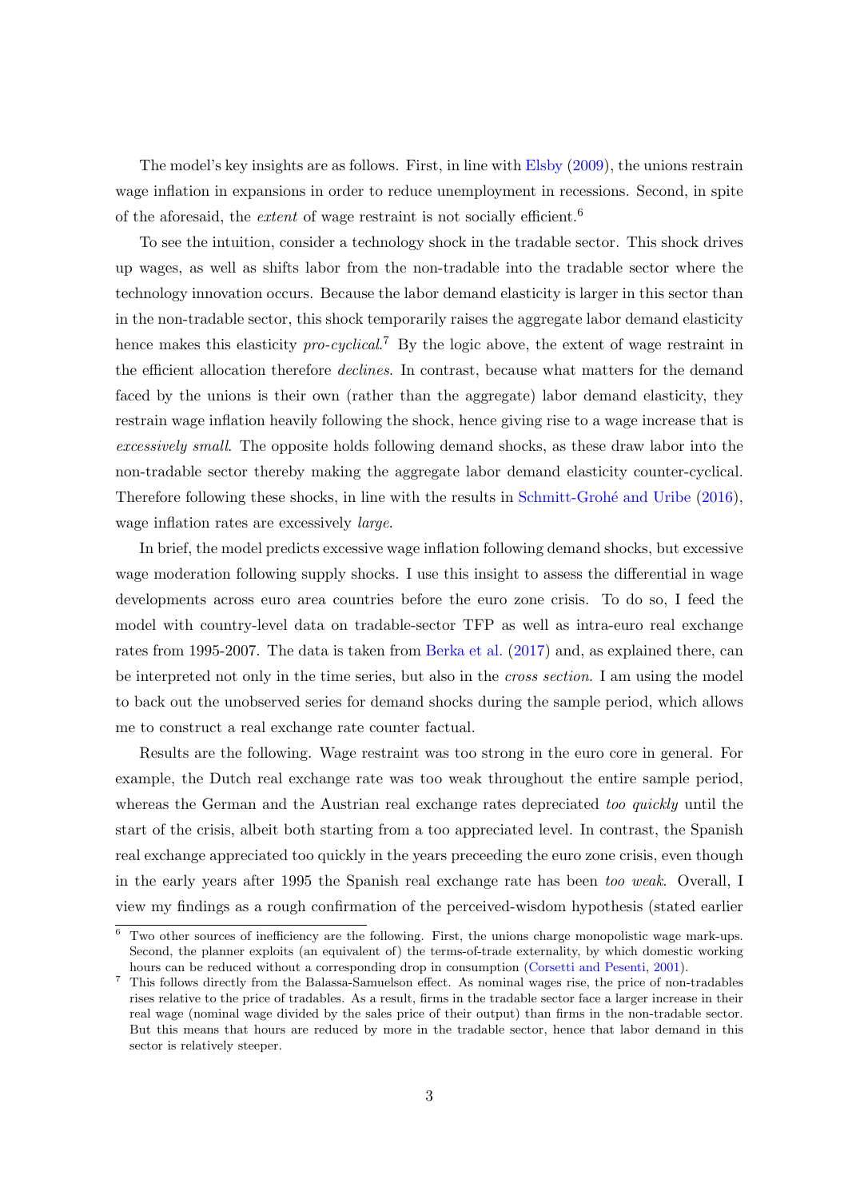The model's key insights are as follows. First, in line with Elsby (2009), the unions restrain wage inflation in expansions in order to reduce unemployment in recessions. Second, in spite of the aforesaid, the *extent* of wage restraint is not socially efficient.[6]

To see the intuition, consider a technology shock in the tradable sector. This shock drives up wages, as well as shifts labor from the non-tradable into the tradable sector where the technology innovation occurs. Because the labor demand elasticity is larger in this sector than in the non-tradable sector, this shock temporarily raises the aggregate labor demand elasticity hence makes this elasticity *pro-cyclical*.[7] By the logic above, the extent of wage restraint in the efficient allocation therefore *declines*. In contrast, because what matters for the demand faced by the unions is their own (rather than the aggregate) labor demand elasticity, they restrain wage inflation heavily following the shock, hence giving rise to a wage increase that is *excessively small*. The opposite holds following demand shocks, as these draw labor into the non-tradable sector thereby making the aggregate labor demand elasticity counter-cyclical. Therefore following these shocks, in line with the results in Schmitt-Grohé and Uribe (2016), wage inflation rates are excessively *large*.

In brief, the model predicts excessive wage inflation following demand shocks, but excessive wage moderation following supply shocks. I use this insight to assess the differential in wage developments across euro area countries before the euro zone crisis. To do so, I feed the model with country-level data on tradable-sector TFP as well as intra-euro real exchange rates from 1995-2007. The data is taken from Berka et al. (2017) and, as explained there, can be interpreted not only in the time series, but also in the *cross section*. I am using the model to back out the unobserved series for demand shocks during the sample period, which allows me to construct a real exchange rate counter factual.

Results are the following. Wage restraint was too strong in the euro core in general. For example, the Dutch real exchange rate was too weak throughout the entire sample period, whereas the German and the Austrian real exchange rates depreciated *too quickly* until the start of the crisis, albeit both starting from a too appreciated level. In contrast, the Spanish real exchange appreciated too quickly in the years preceeding the euro zone crisis, even though in the early years after 1995 the Spanish real exchange rate has been *too weak*. Overall, I view my findings as a rough confirmation of the perceived-wisdom hypothesis (stated earlier

[6] Two other sources of inefficiency are the following. First, the unions charge monopolistic wage mark-ups. Second, the planner exploits (an equivalent of) the terms-of-trade externality, by which domestic working hours can be reduced without a corresponding drop in consumption (Corsetti and Pesenti, 2001).

[7] This follows directly from the Balassa-Samuelson effect. As nominal wages rise, the price of non-tradables rises relative to the price of tradables. As a result, firms in the tradable sector face a larger increase in their real wage (nominal wage divided by the sales price of their output) than firms in the non-tradable sector. But this means that hours are reduced by more in the tradable sector, hence that labor demand in this sector is relatively steeper.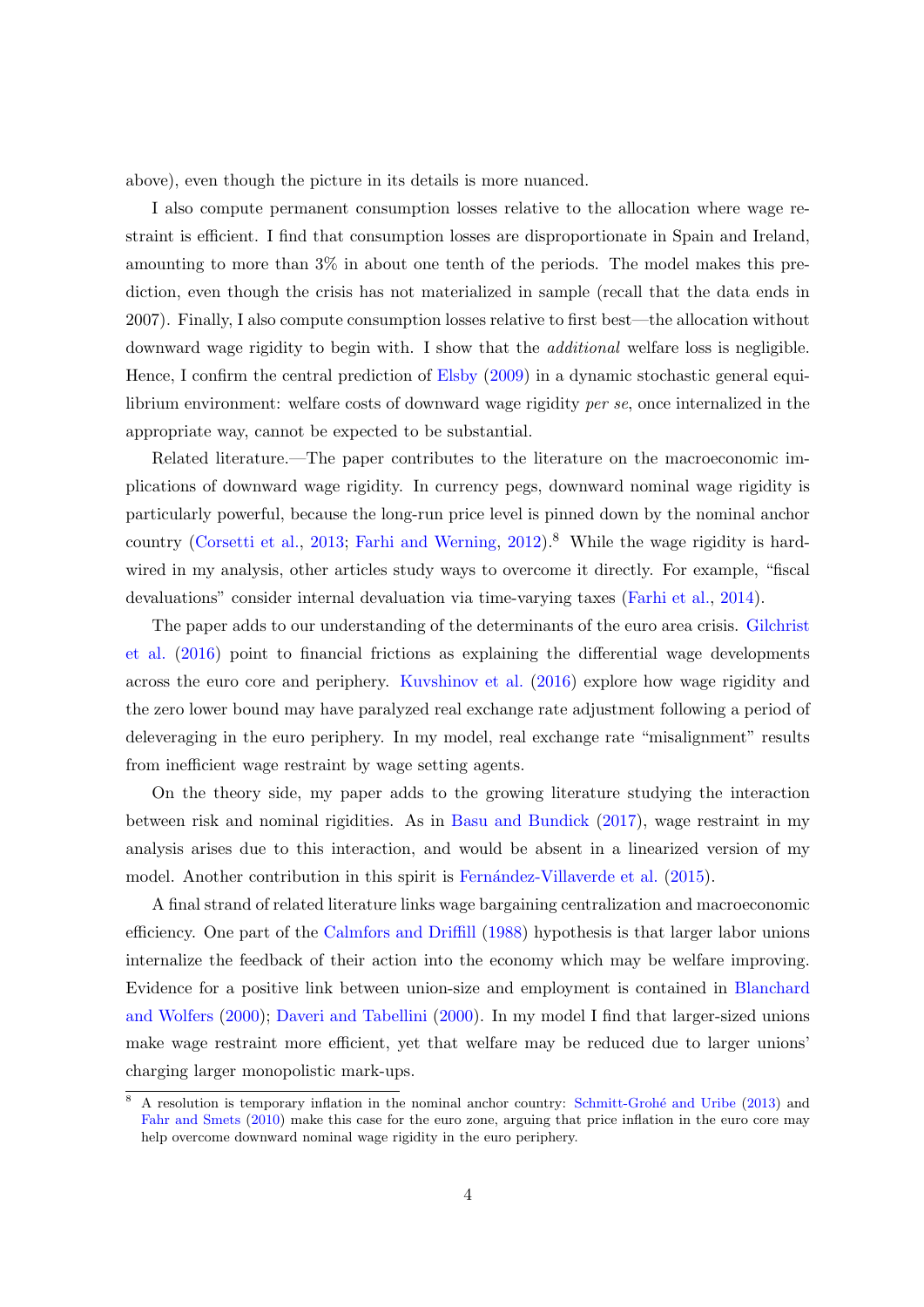above), even though the picture in its details is more nuanced.

I also compute permanent consumption losses relative to the allocation where wage restraint is efficient. I find that consumption losses are disproportionate in Spain and Ireland, amounting to more than 3% in about one tenth of the periods. The model makes this prediction, even though the crisis has not materialized in sample (recall that the data ends in 2007). Finally, I also compute consumption losses relative to first best—the allocation without downward wage rigidity to begin with. I show that the *additional* welfare loss is negligible. Hence, I confirm the central prediction of Elsby (2009) in a dynamic stochastic general equilibrium environment: welfare costs of downward wage rigidity *per se*, once internalized in the appropriate way, cannot be expected to be substantial.

Related literature.—The paper contributes to the literature on the macroeconomic implications of downward wage rigidity. In currency pegs, downward nominal wage rigidity is particularly powerful, because the long-run price level is pinned down by the nominal anchor country (Corsetti et al., 2013; Farhi and Werning, 2012).[8] While the wage rigidity is hard-wired in my analysis, other articles study ways to overcome it directly. For example, "fiscal devaluations" consider internal devaluation via time-varying taxes (Farhi et al., 2014).

The paper adds to our understanding of the determinants of the euro area crisis. Gilchrist et al. (2016) point to financial frictions as explaining the differential wage developments across the euro core and periphery. Kuvshinov et al. (2016) explore how wage rigidity and the zero lower bound may have paralyzed real exchange rate adjustment following a period of deleveraging in the euro periphery. In my model, real exchange rate "misalignment" results from inefficient wage restraint by wage setting agents.

On the theory side, my paper adds to the growing literature studying the interaction between risk and nominal rigidities. As in Basu and Bundick (2017), wage restraint in my analysis arises due to this interaction, and would be absent in a linearized version of my model. Another contribution in this spirit is Fernández-Villaverde et al. (2015).

A final strand of related literature links wage bargaining centralization and macroeconomic efficiency. One part of the Calmfors and Driffill (1988) hypothesis is that larger labor unions internalize the feedback of their action into the economy which may be welfare improving. Evidence for a positive link between union-size and employment is contained in Blanchard and Wolfers (2000); Daveri and Tabellini (2000). In my model I find that larger-sized unions make wage restraint more efficient, yet that welfare may be reduced due to larger unions' charging larger monopolistic mark-ups.

[8] A resolution is temporary inflation in the nominal anchor country: Schmitt-Grohé and Uribe (2013) and Fahr and Smets (2010) make this case for the euro zone, arguing that price inflation in the euro core may help overcome downward nominal wage rigidity in the euro periphery.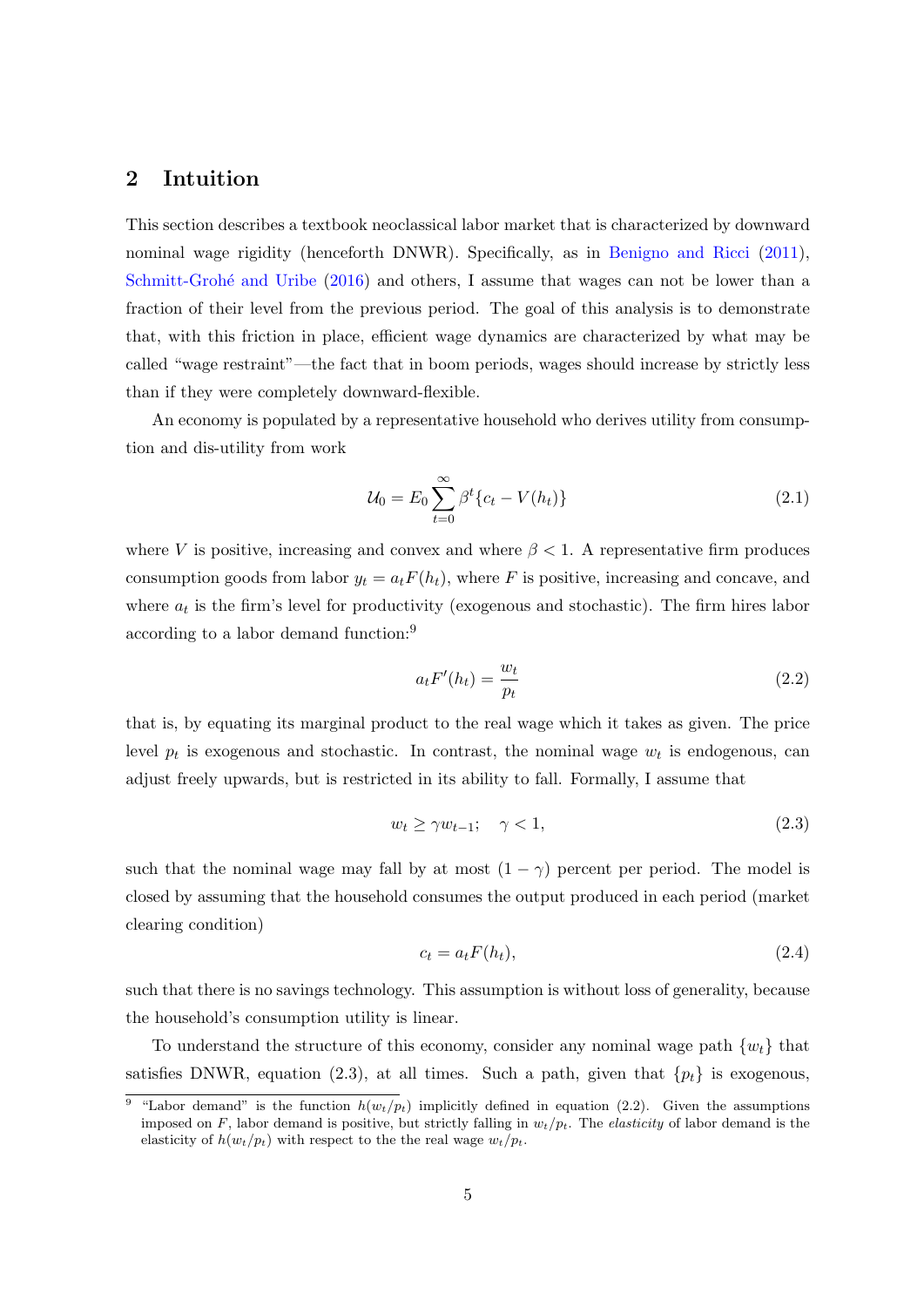## 2 Intuition

This section describes a textbook neoclassical labor market that is characterized by downward nominal wage rigidity (henceforth DNWR). Specifically, as in Benigno and Ricci (2011), Schmitt-Grohé and Uribe (2016) and others, I assume that wages can not be lower than a fraction of their level from the previous period. The goal of this analysis is to demonstrate that, with this friction in place, efficient wage dynamics are characterized by what may be called "wage restraint"—the fact that in boom periods, wages should increase by strictly less than if they were completely downward-flexible.

An economy is populated by a representative household who derives utility from consumption and dis-utility from work

$$\mathcal{U}_0 = E_0 \sum_{t=0}^{\infty} \beta^t \{c_t - V(h_t)\} \tag{2.1}$$

where $V$ is positive, increasing and convex and where $\beta < 1$. A representative firm produces consumption goods from labor $y_t = a_t F(h_t)$, where $F$ is positive, increasing and concave, and where $a_t$ is the firm's level for productivity (exogenous and stochastic). The firm hires labor according to a labor demand function:[9]

$$a_t F'(h_t) = \frac{w_t}{p_t} \tag{2.2}$$

that is, by equating its marginal product to the real wage which it takes as given. The price level $p_t$ is exogenous and stochastic. In contrast, the nominal wage $w_t$ is endogenous, can adjust freely upwards, but is restricted in its ability to fall. Formally, I assume that

$$w_t \geq \gamma w_{t-1}; \quad \gamma < 1, \tag{2.3}$$

such that the nominal wage may fall by at most $(1 - \gamma)$ percent per period. The model is closed by assuming that the household consumes the output produced in each period (market clearing condition)

$$c_t = a_t F(h_t), \tag{2.4}$$

such that there is no savings technology. This assumption is without loss of generality, because the household's consumption utility is linear.

To understand the structure of this economy, consider any nominal wage path $\{w_t\}$ that satisfies DNWR, equation (2.3), at all times. Such a path, given that $\{p_t\}$ is exogenous,

[9] "Labor demand" is the function $h(w_t/p_t)$ implicitly defined in equation (2.2). Given the assumptions imposed on $F$, labor demand is positive, but strictly falling in $w_t/p_t$. The *elasticity* of labor demand is the elasticity of $h(w_t/p_t)$ with respect to the the real wage $w_t/p_t$.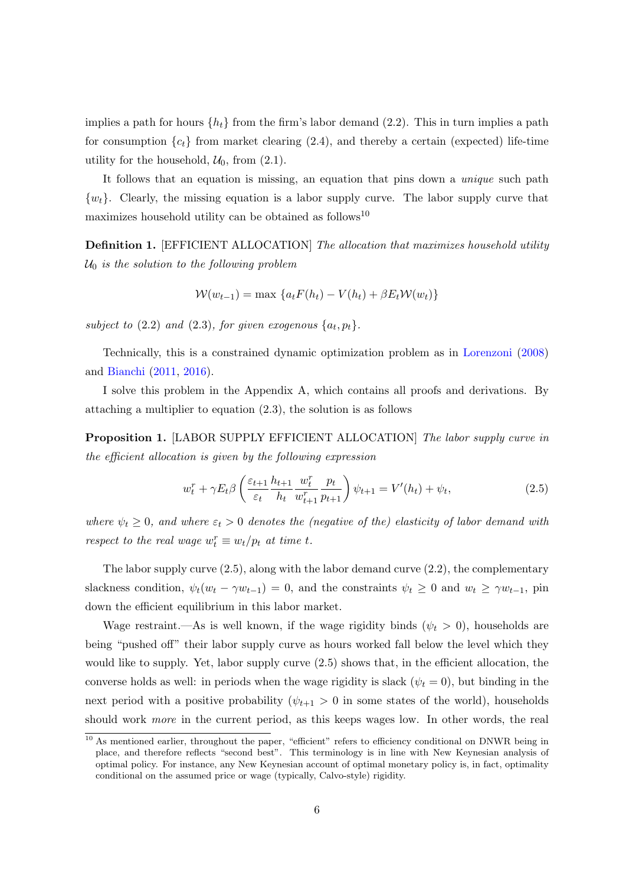implies a path for hours $\{h_t\}$ from the firm's labor demand (2.2). This in turn implies a path for consumption $\{c_t\}$ from market clearing (2.4), and thereby a certain (expected) life-time utility for the household, $\mathcal{U}_0$, from (2.1).

It follows that an equation is missing, an equation that pins down a *unique* such path $\{w_t\}$. Clearly, the missing equation is a labor supply curve. The labor supply curve that maximizes household utility can be obtained as follows[10]

**Definition 1.** [EFFICIENT ALLOCATION] *The allocation that maximizes household utility $\mathcal{U}_0$ is the solution to the following problem*

$$\mathcal{W}(w_{t-1}) = \max \{a_t F(h_t) - V(h_t) + \beta E_t \mathcal{W}(w_t)\}$$

*subject to* (2.2) *and* (2.3)*, for given exogenous $\{a_t, p_t\}$.*

Technically, this is a constrained dynamic optimization problem as in Lorenzoni (2008) and Bianchi (2011, 2016).

I solve this problem in the Appendix A, which contains all proofs and derivations. By attaching a multiplier to equation (2.3), the solution is as follows

**Proposition 1.** [LABOR SUPPLY EFFICIENT ALLOCATION] *The labor supply curve in the efficient allocation is given by the following expression*

$$w_t^r + \gamma E_t \beta \left( \frac{\varepsilon_{t+1}}{\varepsilon_t} \frac{h_{t+1}}{h_t} \frac{w_t^r}{w_{t+1}^r} \frac{p_t}{p_{t+1}} \right) \psi_{t+1} = V'(h_t) + \psi_t, \tag{2.5}$$

*where $\psi_t \geq 0$, and where $\varepsilon_t > 0$ denotes the (negative of the) elasticity of labor demand with respect to the real wage $w_t^r \equiv w_t/p_t$ at time $t$.*

The labor supply curve (2.5), along with the labor demand curve (2.2), the complementary slackness condition, $\psi_t(w_t - \gamma w_{t-1}) = 0$, and the constraints $\psi_t \geq 0$ and $w_t \geq \gamma w_{t-1}$, pin down the efficient equilibrium in this labor market.

Wage restraint.—As is well known, if the wage rigidity binds ($\psi_t > 0$), households are being "pushed off" their labor supply curve as hours worked fall below the level which they would like to supply. Yet, labor supply curve (2.5) shows that, in the efficient allocation, the converse holds as well: in periods when the wage rigidity is slack ($\psi_t = 0$), but binding in the next period with a positive probability ($\psi_{t+1} > 0$ in some states of the world), households should work *more* in the current period, as this keeps wages low. In other words, the real

[10] As mentioned earlier, throughout the paper, "efficient" refers to efficiency conditional on DNWR being in place, and therefore reflects "second best". This terminology is in line with New Keynesian analysis of optimal policy. For instance, any New Keynesian account of optimal monetary policy is, in fact, optimality conditional on the assumed price or wage (typically, Calvo-style) rigidity.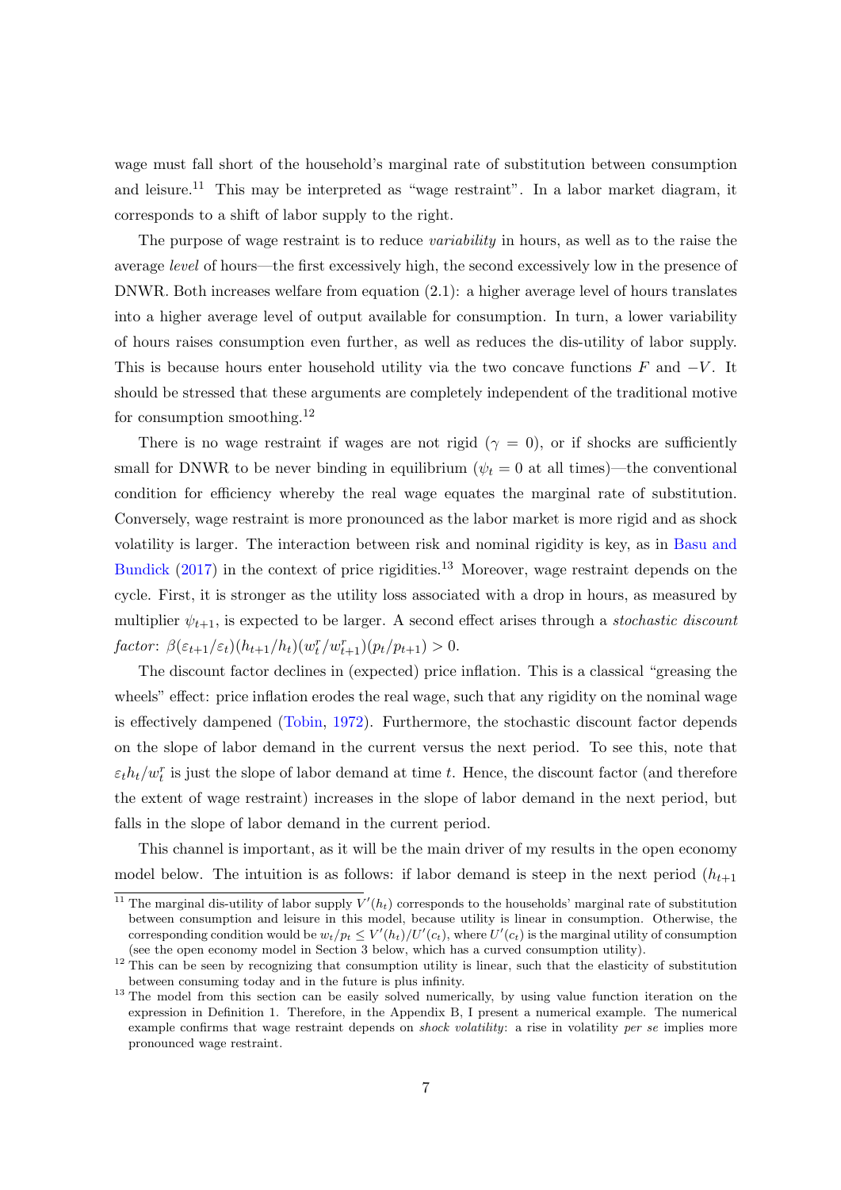wage must fall short of the household's marginal rate of substitution between consumption and leisure.[11] This may be interpreted as "wage restraint". In a labor market diagram, it corresponds to a shift of labor supply to the right.

The purpose of wage restraint is to reduce *variability* in hours, as well as to the raise the average *level* of hours—the first excessively high, the second excessively low in the presence of DNWR. Both increases welfare from equation (2.1): a higher average level of hours translates into a higher average level of output available for consumption. In turn, a lower variability of hours raises consumption even further, as well as reduces the dis-utility of labor supply. This is because hours enter household utility via the two concave functions $F$ and $-V$. It should be stressed that these arguments are completely independent of the traditional motive for consumption smoothing.[12]

There is no wage restraint if wages are not rigid ($\gamma = 0$), or if shocks are sufficiently small for DNWR to be never binding in equilibrium ($\psi_t = 0$ at all times)—the conventional condition for efficiency whereby the real wage equates the marginal rate of substitution. Conversely, wage restraint is more pronounced as the labor market is more rigid and as shock volatility is larger. The interaction between risk and nominal rigidity is key, as in Basu and Bundick (2017) in the context of price rigidities.[13] Moreover, wage restraint depends on the cycle. First, it is stronger as the utility loss associated with a drop in hours, as measured by multiplier $\psi_{t+1}$, is expected to be larger. A second effect arises through a *stochastic discount factor*: $\beta(\varepsilon_{t+1}/\varepsilon_t)(h_{t+1}/h_t)(w_t^r/w_{t+1}^r)(p_t/p_{t+1}) > 0$.

The discount factor declines in (expected) price inflation. This is a classical "greasing the wheels" effect: price inflation erodes the real wage, such that any rigidity on the nominal wage is effectively dampened (Tobin, 1972). Furthermore, the stochastic discount factor depends on the slope of labor demand in the current versus the next period. To see this, note that $\varepsilon_t h_t / w_t^r$ is just the slope of labor demand at time $t$. Hence, the discount factor (and therefore the extent of wage restraint) increases in the slope of labor demand in the next period, but falls in the slope of labor demand in the current period.

This channel is important, as it will be the main driver of my results in the open economy model below. The intuition is as follows: if labor demand is steep in the next period ($h_{t+1}$

---

[11] The marginal dis-utility of labor supply $V'(h_t)$ corresponds to the households' marginal rate of substitution between consumption and leisure in this model, because utility is linear in consumption. Otherwise, the corresponding condition would be $w_t/p_t \leq V'(h_t)/U'(c_t)$, where $U'(c_t)$ is the marginal utility of consumption (see the open economy model in Section 3 below, which has a curved consumption utility).

[12] This can be seen by recognizing that consumption utility is linear, such that the elasticity of substitution between consuming today and in the future is plus infinity.

[13] The model from this section can be easily solved numerically, by using value function iteration on the expression in Definition 1. Therefore, in the Appendix B, I present a numerical example. The numerical example confirms that wage restraint depends on *shock volatility*: a rise in volatility *per se* implies more pronounced wage restraint.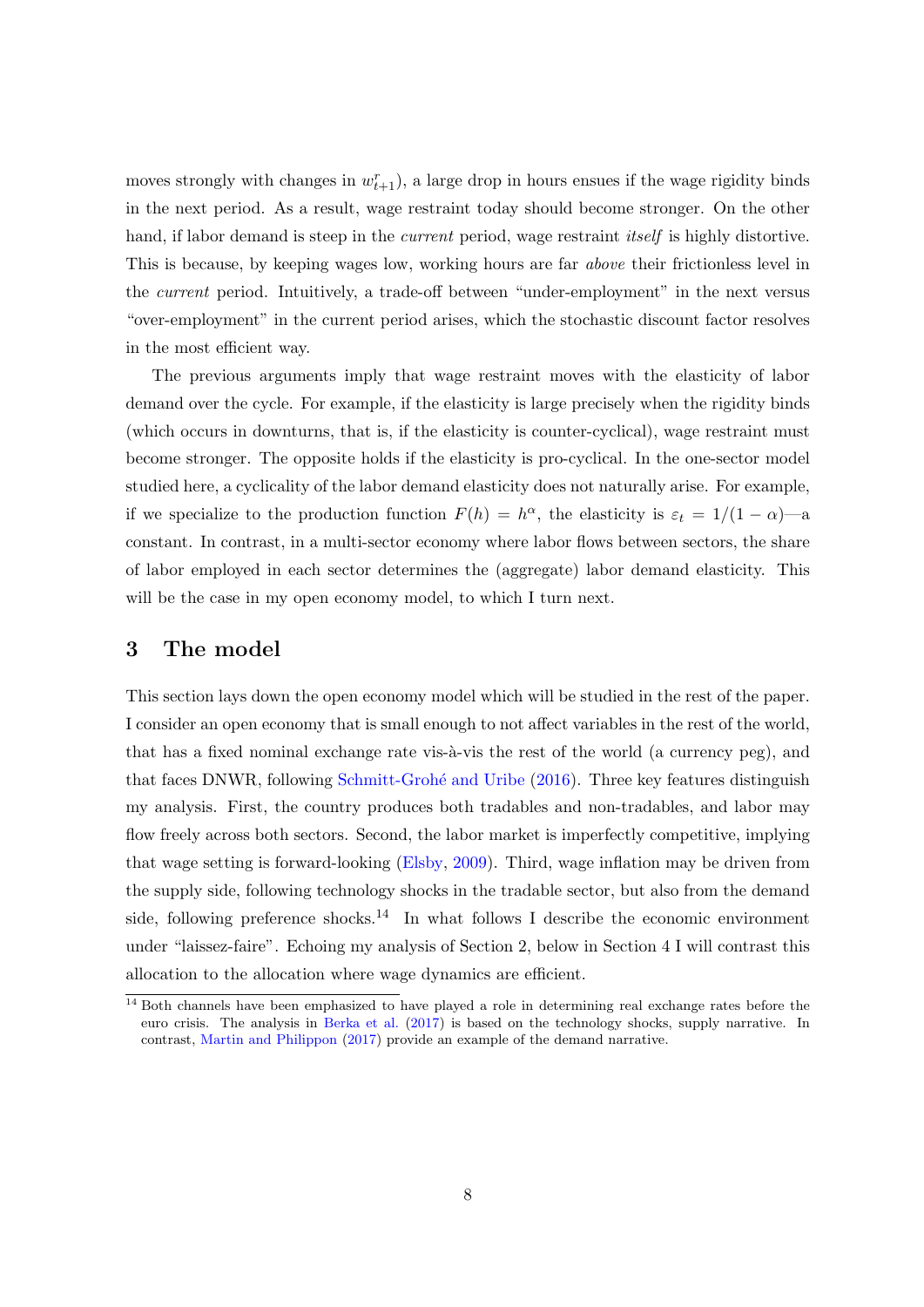moves strongly with changes in $w^r_{t+1}$), a large drop in hours ensues if the wage rigidity binds in the next period. As a result, wage restraint today should become stronger. On the other hand, if labor demand is steep in the *current* period, wage restraint *itself* is highly distortive. This is because, by keeping wages low, working hours are far *above* their frictionless level in the *current* period. Intuitively, a trade-off between "under-employment" in the next versus "over-employment" in the current period arises, which the stochastic discount factor resolves in the most efficient way.

The previous arguments imply that wage restraint moves with the elasticity of labor demand over the cycle. For example, if the elasticity is large precisely when the rigidity binds (which occurs in downturns, that is, if the elasticity is counter-cyclical), wage restraint must become stronger. The opposite holds if the elasticity is pro-cyclical. In the one-sector model studied here, a cyclicality of the labor demand elasticity does not naturally arise. For example, if we specialize to the production function $F(h) = h^{\alpha}$, the elasticity is $\varepsilon_t = 1/(1-\alpha)$—a constant. In contrast, in a multi-sector economy where labor flows between sectors, the share of labor employed in each sector determines the (aggregate) labor demand elasticity. This will be the case in my open economy model, to which I turn next.

## 3 The model

This section lays down the open economy model which will be studied in the rest of the paper. I consider an open economy that is small enough to not affect variables in the rest of the world, that has a fixed nominal exchange rate vis-à-vis the rest of the world (a currency peg), and that faces DNWR, following Schmitt-Grohé and Uribe (2016). Three key features distinguish my analysis. First, the country produces both tradables and non-tradables, and labor may flow freely across both sectors. Second, the labor market is imperfectly competitive, implying that wage setting is forward-looking (Elsby, 2009). Third, wage inflation may be driven from the supply side, following technology shocks in the tradable sector, but also from the demand side, following preference shocks.[14] In what follows I describe the economic environment under "laissez-faire". Echoing my analysis of Section 2, below in Section 4 I will contrast this allocation to the allocation where wage dynamics are efficient.

[14] Both channels have been emphasized to have played a role in determining real exchange rates before the euro crisis. The analysis in Berka et al. (2017) is based on the technology shocks, supply narrative. In contrast, Martin and Philippon (2017) provide an example of the demand narrative.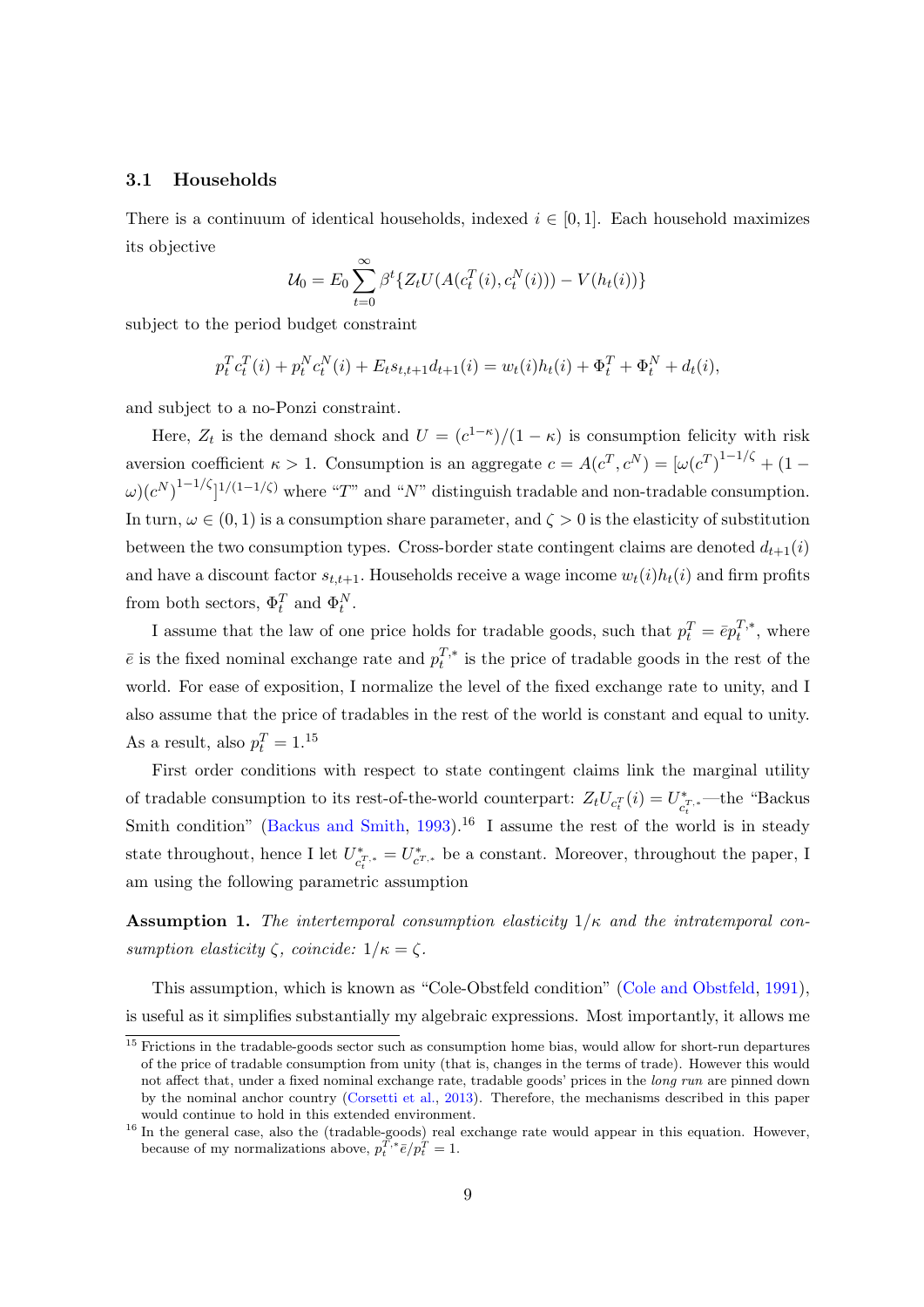### 3.1 Households

There is a continuum of identical households, indexed $i \in [0, 1]$. Each household maximizes its objective

$$\mathcal{U}_0 = E_0 \sum_{t=0}^{\infty} \beta^t \{ Z_t U(A(c_t^T(i), c_t^N(i))) - V(h_t(i)) \}$$

subject to the period budget constraint

$$p_t^T c_t^T(i) + p_t^N c_t^N(i) + E_t s_{t,t+1} d_{t+1}(i) = w_t(i) h_t(i) + \Phi_t^T + \Phi_t^N + d_t(i),$$

and subject to a no-Ponzi constraint.

Here, $Z_t$ is the demand shock and $U = (c^{1-\kappa})/(1-\kappa)$ is consumption felicity with risk aversion coefficient $\kappa > 1$. Consumption is an aggregate $c = A(c^T, c^N) = [\omega (c^T)^{1-1/\zeta} + (1-\omega)(c^N)^{1-1/\zeta}]^{1/(1-1/\zeta)}$ where "$T$" and "$N$" distinguish tradable and non-tradable consumption. In turn, $\omega \in (0, 1)$ is a consumption share parameter, and $\zeta > 0$ is the elasticity of substitution between the two consumption types. Cross-border state contingent claims are denoted $d_{t+1}(i)$ and have a discount factor $s_{t,t+1}$. Households receive a wage income $w_t(i)h_t(i)$ and firm profits from both sectors, $\Phi_t^T$ and $\Phi_t^N$.

I assume that the law of one price holds for tradable goods, such that $p_t^T = \bar{e} p_t^{T,*}$, where $\bar{e}$ is the fixed nominal exchange rate and $p_t^{T,*}$ is the price of tradable goods in the rest of the world. For ease of exposition, I normalize the level of the fixed exchange rate to unity, and I also assume that the price of tradables in the rest of the world is constant and equal to unity. As a result, also $p_t^T = 1$.[15]

First order conditions with respect to state contingent claims link the marginal utility of tradable consumption to its rest-of-the-world counterpart: $Z_t U_{c_t^T}(i) = U^*_{c_t^{T,*}}$—the "Backus Smith condition" (Backus and Smith, 1993).[16] I assume the rest of the world is in steady state throughout, hence I let $U^*_{c_t^{T,*}} = U^*_{c^{T,*}}$ be a constant. Moreover, throughout the paper, I am using the following parametric assumption

**Assumption 1.** *The intertemporal consumption elasticity $1/\kappa$ and the intratemporal consumption elasticity $\zeta$, coincide: $1/\kappa = \zeta$.*

This assumption, which is known as "Cole-Obstfeld condition" (Cole and Obstfeld, 1991), is useful as it simplifies substantially my algebraic expressions. Most importantly, it allows me

[15] Frictions in the tradable-goods sector such as consumption home bias, would allow for short-run departures of the price of tradable consumption from unity (that is, changes in the terms of trade). However this would not affect that, under a fixed nominal exchange rate, tradable goods' prices in the *long run* are pinned down by the nominal anchor country (Corsetti et al., 2013). Therefore, the mechanisms described in this paper would continue to hold in this extended environment.

[16] In the general case, also the (tradable-goods) real exchange rate would appear in this equation. However, because of my normalizations above, $p_t^{T,*}\bar{e}/p_t^T = 1$.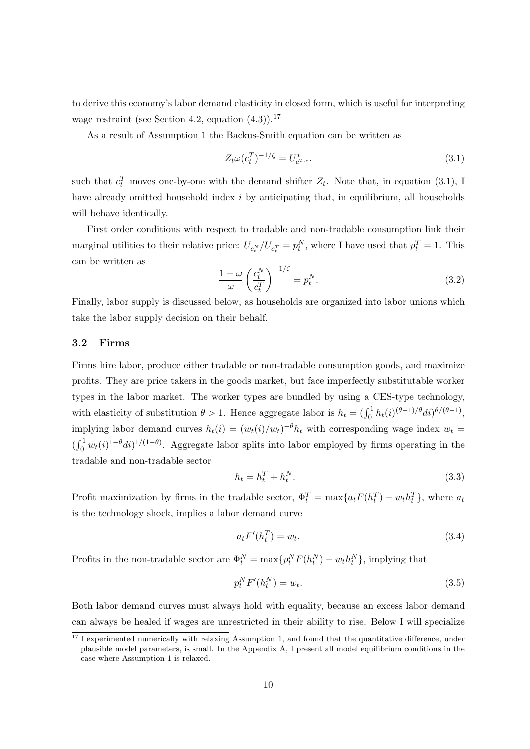to derive this economy's labor demand elasticity in closed form, which is useful for interpreting wage restraint (see Section 4.2, equation (4.3)).[17]

As a result of Assumption 1 the Backus-Smith equation can be written as

$$Z_t \omega (c_t^T)^{-1/\zeta} = U^*_{c^{T,*}}. \tag{3.1}$$

such that $c_t^T$ moves one-by-one with the demand shifter $Z_t$. Note that, in equation (3.1), I have already omitted household index $i$ by anticipating that, in equilibrium, all households will behave identically.

First order conditions with respect to tradable and non-tradable consumption link their marginal utilities to their relative price: $U_{c_t^N}/U_{c_t^T} = p_t^N$, where I have used that $p_t^T = 1$. This can be written as

$$\frac{1-\omega}{\omega}\left(\frac{c_t^N}{c_t^T}\right)^{-1/\zeta} = p_t^N. \tag{3.2}$$

Finally, labor supply is discussed below, as households are organized into labor unions which take the labor supply decision on their behalf.

### 3.2 Firms

Firms hire labor, produce either tradable or non-tradable consumption goods, and maximize profits. They are price takers in the goods market, but face imperfectly substitutable worker types in the labor market. The worker types are bundled by using a CES-type technology, with elasticity of substitution $\theta > 1$. Hence aggregate labor is $h_t = (\int_0^1 h_t(i)^{(\theta-1)/\theta} di)^{\theta/(\theta-1)}$, implying labor demand curves $h_t(i) = (w_t(i)/w_t)^{-\theta} h_t$ with corresponding wage index $w_t = (\int_0^1 w_t(i)^{1-\theta} di)^{1/(1-\theta)}$. Aggregate labor splits into labor employed by firms operating in the tradable and non-tradable sector

$$h_t = h_t^T + h_t^N. \tag{3.3}$$

Profit maximization by firms in the tradable sector, $\Phi_t^T = \max\{a_t F(h_t^T) - w_t h_t^T\}$, where $a_t$ is the technology shock, implies a labor demand curve

$$a_t F'(h_t^T) = w_t. \tag{3.4}$$

Profits in the non-tradable sector are $\Phi_t^N = \max\{p_t^N F(h_t^N) - w_t h_t^N\}$, implying that

$$p_t^N F'(h_t^N) = w_t. \tag{3.5}$$

Both labor demand curves must always hold with equality, because an excess labor demand can always be healed if wages are unrestricted in their ability to rise. Below I will specialize

[17] I experimented numerically with relaxing Assumption 1, and found that the quantitative difference, under plausible model parameters, is small. In the Appendix A, I present all model equilibrium conditions in the case where Assumption 1 is relaxed.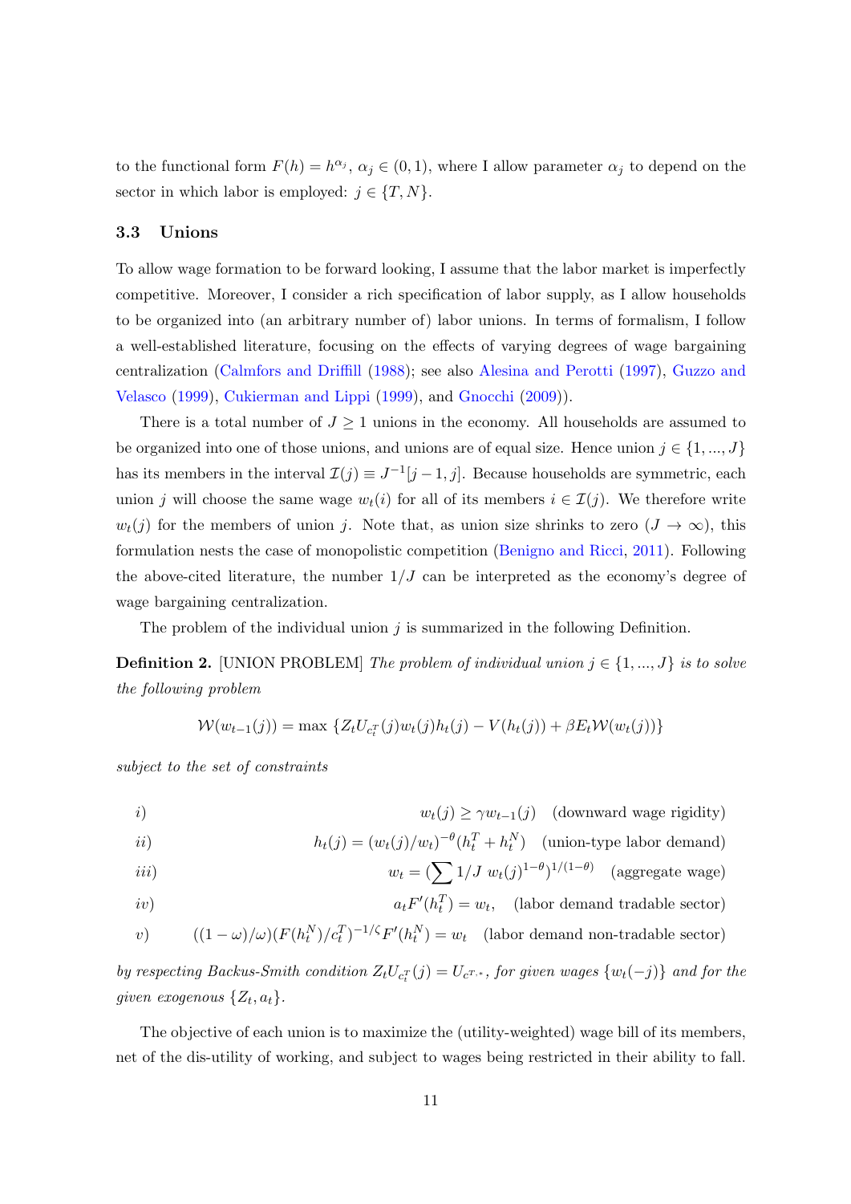to the functional form $F(h) = h^{\alpha_j}$, $\alpha_j \in (0,1)$, where I allow parameter $\alpha_j$ to depend on the sector in which labor is employed: $j \in \{T, N\}$.

### 3.3 Unions

To allow wage formation to be forward looking, I assume that the labor market is imperfectly competitive. Moreover, I consider a rich specification of labor supply, as I allow households to be organized into (an arbitrary number of) labor unions. In terms of formalism, I follow a well-established literature, focusing on the effects of varying degrees of wage bargaining centralization (Calmfors and Driffill (1988); see also Alesina and Perotti (1997), Guzzo and Velasco (1999), Cukierman and Lippi (1999), and Gnocchi (2009)).

There is a total number of $J \geq 1$ unions in the economy. All households are assumed to be organized into one of those unions, and unions are of equal size. Hence union $j \in \{1, ..., J\}$ has its members in the interval $\mathcal{I}(j) \equiv J^{-1}[j-1, j]$. Because households are symmetric, each union $j$ will choose the same wage $w_t(i)$ for all of its members $i \in \mathcal{I}(j)$. We therefore write $w_t(j)$ for the members of union $j$. Note that, as union size shrinks to zero ($J \to \infty$), this formulation nests the case of monopolistic competition (Benigno and Ricci, 2011). Following the above-cited literature, the number $1/J$ can be interpreted as the economy's degree of wage bargaining centralization.

The problem of the individual union $j$ is summarized in the following Definition.

**Definition 2.** [UNION PROBLEM] *The problem of individual union $j \in \{1, ..., J\}$ is to solve the following problem*

$$\mathcal{W}(w_{t-1}(j)) = \max \left\{ Z_t U_{c_t^T}(j) w_t(j) h_t(j) - V(h_t(j)) + \beta E_t \mathcal{W}(w_t(j)) \right\}$$

*subject to the set of constraints*

$$i) \qquad w_t(j) \geq \gamma w_{t-1}(j) \quad \text{(downward wage rigidity)}$$

$$ii) \qquad h_t(j) = (w_t(j)/w_t)^{-\theta}(h_t^T + h_t^N) \quad \text{(union-type labor demand)}$$

$$iii) \qquad w_t = \left(\sum 1/J \; w_t(j)^{1-\theta}\right)^{1/(1-\theta)} \quad \text{(aggregate wage)}$$

$$iv) \qquad a_t F'(h_t^T) = w_t, \quad \text{(labor demand tradable sector)}$$

$$v) \qquad ((1-\omega)/\omega)(F(h_t^N)/c_t^T)^{-1/\zeta} F'(h_t^N) = w_t \quad \text{(labor demand non-tradable sector)}$$

*by respecting Backus-Smith condition $Z_t U_{c_t^T}(j) = U_{c^{T,*}}$, for given wages $\{w_t(-j)\}$ and for the given exogenous $\{Z_t, a_t\}$.*

The objective of each union is to maximize the (utility-weighted) wage bill of its members, net of the dis-utility of working, and subject to wages being restricted in their ability to fall.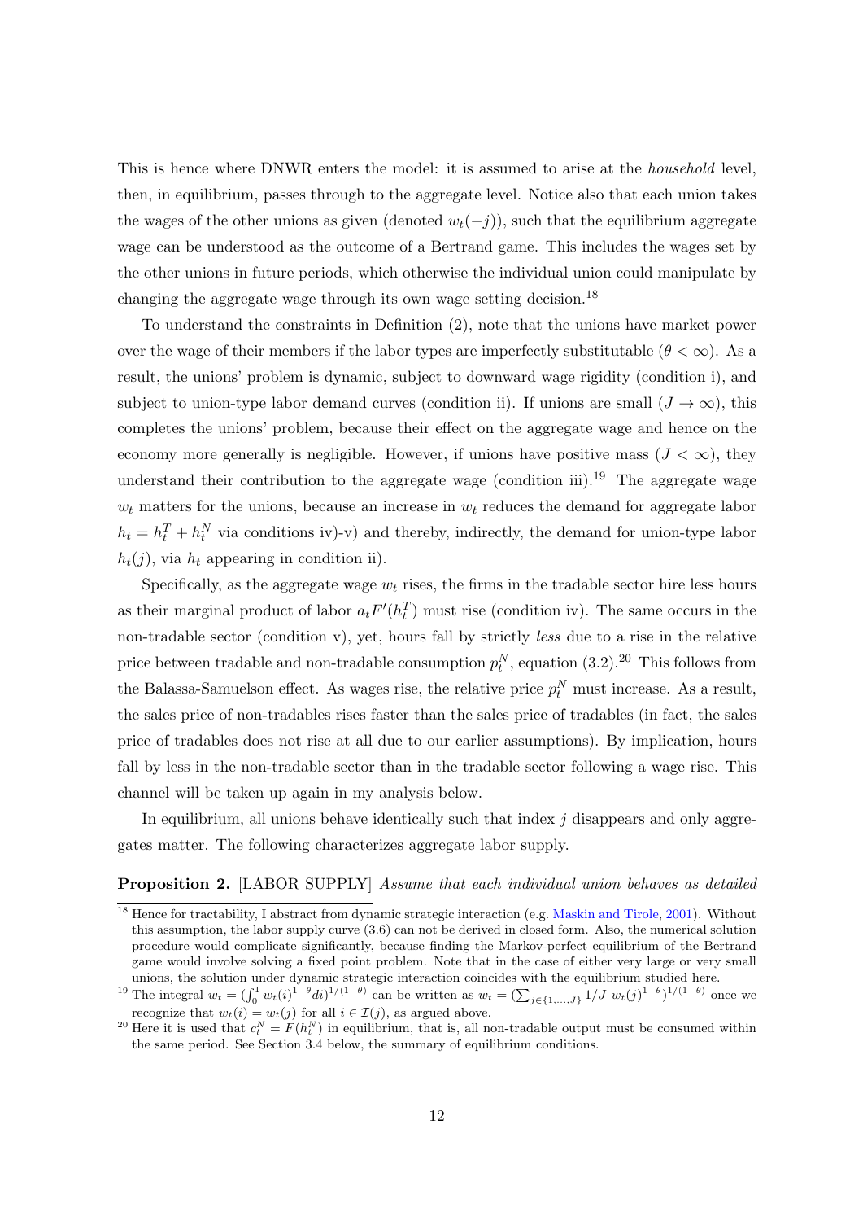This is hence where DNWR enters the model: it is assumed to arise at the *household* level, then, in equilibrium, passes through to the aggregate level. Notice also that each union takes the wages of the other unions as given (denoted $w_t(-j)$), such that the equilibrium aggregate wage can be understood as the outcome of a Bertrand game. This includes the wages set by the other unions in future periods, which otherwise the individual union could manipulate by changing the aggregate wage through its own wage setting decision.[18]

To understand the constraints in Definition (2), note that the unions have market power over the wage of their members if the labor types are imperfectly substitutable ($\theta < \infty$). As a result, the unions' problem is dynamic, subject to downward wage rigidity (condition i), and subject to union-type labor demand curves (condition ii). If unions are small ($J \to \infty$), this completes the unions' problem, because their effect on the aggregate wage and hence on the economy more generally is negligible. However, if unions have positive mass ($J < \infty$), they understand their contribution to the aggregate wage (condition iii).[19] The aggregate wage $w_t$ matters for the unions, because an increase in $w_t$ reduces the demand for aggregate labor $h_t = h_t^T + h_t^N$ via conditions iv)-v) and thereby, indirectly, the demand for union-type labor $h_t(j)$, via $h_t$ appearing in condition ii).

Specifically, as the aggregate wage $w_t$ rises, the firms in the tradable sector hire less hours as their marginal product of labor $a_t F'(h_t^T)$ must rise (condition iv). The same occurs in the non-tradable sector (condition v), yet, hours fall by strictly *less* due to a rise in the relative price between tradable and non-tradable consumption $p_t^N$, equation (3.2).[20] This follows from the Balassa-Samuelson effect. As wages rise, the relative price $p_t^N$ must increase. As a result, the sales price of non-tradables rises faster than the sales price of tradables (in fact, the sales price of tradables does not rise at all due to our earlier assumptions). By implication, hours fall by less in the non-tradable sector than in the tradable sector following a wage rise. This channel will be taken up again in my analysis below.

In equilibrium, all unions behave identically such that index $j$ disappears and only aggregates matter. The following characterizes aggregate labor supply.

**Proposition 2.** [LABOR SUPPLY] *Assume that each individual union behaves as detailed*

---

[18] Hence for tractability, I abstract from dynamic strategic interaction (e.g. Maskin and Tirole, 2001). Without this assumption, the labor supply curve (3.6) can not be derived in closed form. Also, the numerical solution procedure would complicate significantly, because finding the Markov-perfect equilibrium of the Bertrand game would involve solving a fixed point problem. Note that in the case of either very large or very small unions, the solution under dynamic strategic interaction coincides with the equilibrium studied here.

[19] The integral $w_t = (\int_0^1 w_t(i)^{1-\theta} di)^{1/(1-\theta)}$ can be written as $w_t = (\sum_{j \in \{1,\dots,J\}} 1/J \; w_t(j)^{1-\theta})^{1/(1-\theta)}$ once we recognize that $w_t(i) = w_t(j)$ for all $i \in \mathcal{I}(j)$, as argued above.

[20] Here it is used that $c_t^N = F(h_t^N)$ in equilibrium, that is, all non-tradable output must be consumed within the same period. See Section 3.4 below, the summary of equilibrium conditions.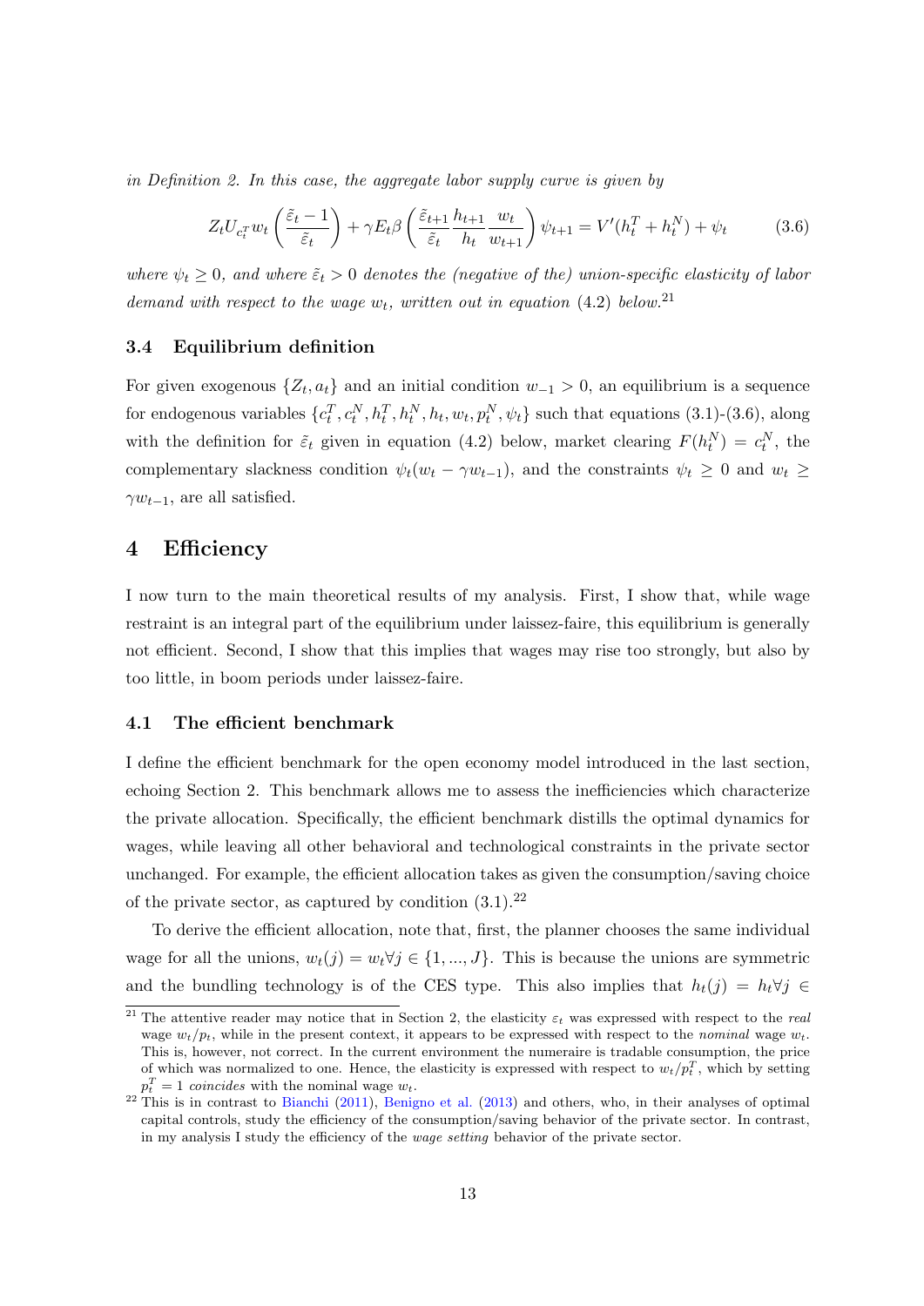*in Definition 2. In this case, the aggregate labor supply curve is given by*

$$Z_t U_{c_t^T} w_t \left(\frac{\tilde{\varepsilon}_t - 1}{\tilde{\varepsilon}_t}\right) + \gamma E_t \beta \left(\frac{\tilde{\varepsilon}_{t+1}}{\tilde{\varepsilon}_t} \frac{h_{t+1}}{h_t} \frac{w_t}{w_{t+1}}\right) \psi_{t+1} = V'(h_t^T + h_t^N) + \psi_t \tag{3.6}$$

*where $\psi_t \geq 0$, and where $\tilde{\varepsilon}_t > 0$ denotes the (negative of the) union-specific elasticity of labor demand with respect to the wage $w_t$, written out in equation (4.2) below.*[21]

### 3.4 Equilibrium definition

For given exogenous $\{Z_t, a_t\}$ and an initial condition $w_{-1} > 0$, an equilibrium is a sequence for endogenous variables $\{c_t^T, c_t^N, h_t^T, h_t^N, h_t, w_t, p_t^N, \psi_t\}$ such that equations (3.1)-(3.6), along with the definition for $\tilde{\varepsilon}_t$ given in equation (4.2) below, market clearing $F(h_t^N) = c_t^N$, the complementary slackness condition $\psi_t(w_t - \gamma w_{t-1})$, and the constraints $\psi_t \geq 0$ and $w_t \geq \gamma w_{t-1}$, are all satisfied.

## 4 Efficiency

I now turn to the main theoretical results of my analysis. First, I show that, while wage restraint is an integral part of the equilibrium under laissez-faire, this equilibrium is generally not efficient. Second, I show that this implies that wages may rise too strongly, but also by too little, in boom periods under laissez-faire.

### 4.1 The efficient benchmark

I define the efficient benchmark for the open economy model introduced in the last section, echoing Section 2. This benchmark allows me to assess the inefficiencies which characterize the private allocation. Specifically, the efficient benchmark distills the optimal dynamics for wages, while leaving all other behavioral and technological constraints in the private sector unchanged. For example, the efficient allocation takes as given the consumption/saving choice of the private sector, as captured by condition (3.1).[22]

To derive the efficient allocation, note that, first, the planner chooses the same individual wage for all the unions, $w_t(j) = w_t \forall j \in \{1, ..., J\}$. This is because the unions are symmetric and the bundling technology is of the CES type. This also implies that $h_t(j) = h_t \forall j \in$

[21] The attentive reader may notice that in Section 2, the elasticity $\varepsilon_t$ was expressed with respect to the *real* wage $w_t/p_t$, while in the present context, it appears to be expressed with respect to the *nominal* wage $w_t$. This is, however, not correct. In the current environment the numeraire is tradable consumption, the price of which was normalized to one. Hence, the elasticity is expressed with respect to $w_t/p_t^T$, which by setting $p_t^T = 1$ *coincides* with the nominal wage $w_t$.

[22] This is in contrast to Bianchi (2011), Benigno et al. (2013) and others, who, in their analyses of optimal capital controls, study the efficiency of the consumption/saving behavior of the private sector. In contrast, in my analysis I study the efficiency of the *wage setting* behavior of the private sector.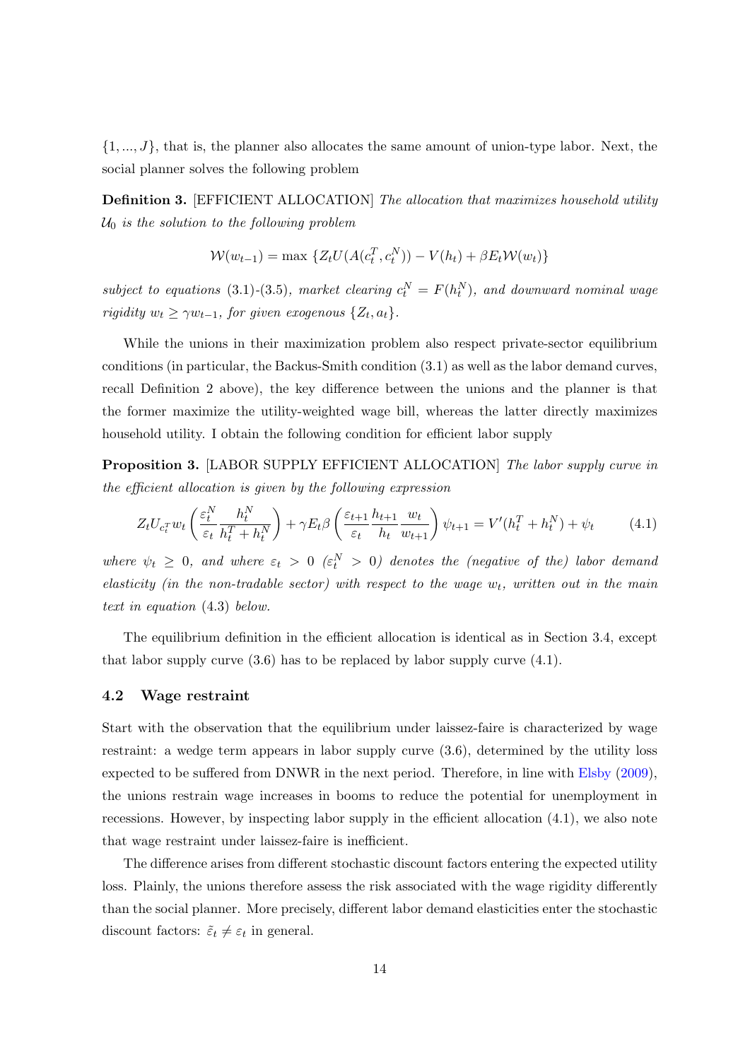$\{1, ..., J\}$, that is, the planner also allocates the same amount of union-type labor. Next, the social planner solves the following problem

**Definition 3.** [EFFICIENT ALLOCATION] *The allocation that maximizes household utility $\mathcal{U}_0$ is the solution to the following problem*

$$\mathcal{W}(w_{t-1}) = \max \left\{ Z_t U(A(c_t^T, c_t^N)) - V(h_t) + \beta E_t \mathcal{W}(w_t) \right\}$$

*subject to equations* (3.1)-(3.5), *market clearing $c_t^N = F(h_t^N)$, and downward nominal wage rigidity $w_t \geq \gamma w_{t-1}$, for given exogenous $\{Z_t, a_t\}$.*

While the unions in their maximization problem also respect private-sector equilibrium conditions (in particular, the Backus-Smith condition (3.1) as well as the labor demand curves, recall Definition 2 above), the key difference between the unions and the planner is that the former maximize the utility-weighted wage bill, whereas the latter directly maximizes household utility. I obtain the following condition for efficient labor supply

**Proposition 3.** [LABOR SUPPLY EFFICIENT ALLOCATION] *The labor supply curve in the efficient allocation is given by the following expression*

$$Z_t U_{c_t^T} w_t \left( \frac{\varepsilon_t^N}{\varepsilon_t} \frac{h_t^N}{h_t^T + h_t^N} \right) + \gamma E_t \beta \left( \frac{\varepsilon_{t+1}}{\varepsilon_t} \frac{h_{t+1}}{h_t} \frac{w_t}{w_{t+1}} \right) \psi_{t+1} = V'(h_t^T + h_t^N) + \psi_t \tag{4.1}$$

*where $\psi_t \geq 0$, and where $\varepsilon_t > 0$ ($\varepsilon_t^N > 0$) denotes the (negative of the) labor demand elasticity (in the non-tradable sector) with respect to the wage $w_t$, written out in the main text in equation* (4.3) *below.*

The equilibrium definition in the efficient allocation is identical as in Section 3.4, except that labor supply curve (3.6) has to be replaced by labor supply curve (4.1).

### 4.2 Wage restraint

Start with the observation that the equilibrium under laissez-faire is characterized by wage restraint: a wedge term appears in labor supply curve (3.6), determined by the utility loss expected to be suffered from DNWR in the next period. Therefore, in line with Elsby (2009), the unions restrain wage increases in booms to reduce the potential for unemployment in recessions. However, by inspecting labor supply in the efficient allocation (4.1), we also note that wage restraint under laissez-faire is inefficient.

The difference arises from different stochastic discount factors entering the expected utility loss. Plainly, the unions therefore assess the risk associated with the wage rigidity differently than the social planner. More precisely, different labor demand elasticities enter the stochastic discount factors: $\tilde{\varepsilon}_t \neq \varepsilon_t$ in general.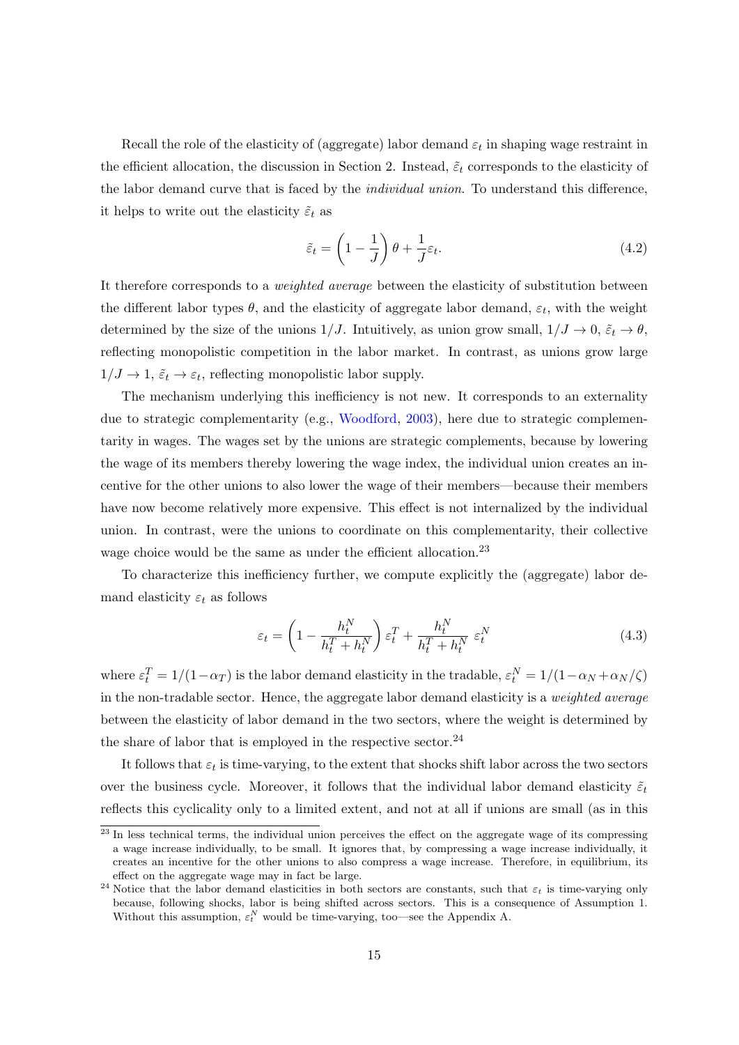Recall the role of the elasticity of (aggregate) labor demand $\varepsilon_t$ in shaping wage restraint in the efficient allocation, the discussion in Section 2. Instead, $\tilde{\varepsilon}_t$ corresponds to the elasticity of the labor demand curve that is faced by the *individual union*. To understand this difference, it helps to write out the elasticity $\tilde{\varepsilon}_t$ as

$$\tilde{\varepsilon}_t = \left(1 - \frac{1}{J}\right)\theta + \frac{1}{J}\varepsilon_t. \tag{4.2}$$

It therefore corresponds to a *weighted average* between the elasticity of substitution between the different labor types $\theta$, and the elasticity of aggregate labor demand, $\varepsilon_t$, with the weight determined by the size of the unions $1/J$. Intuitively, as union grow small, $1/J \to 0$, $\tilde{\varepsilon}_t \to \theta$, reflecting monopolistic competition in the labor market. In contrast, as unions grow large $1/J \to 1$, $\tilde{\varepsilon}_t \to \varepsilon_t$, reflecting monopolistic labor supply.

The mechanism underlying this inefficiency is not new. It corresponds to an externality due to strategic complementarity (e.g., Woodford, 2003), here due to strategic complementarity in wages. The wages set by the unions are strategic complements, because by lowering the wage of its members thereby lowering the wage index, the individual union creates an incentive for the other unions to also lower the wage of their members—because their members have now become relatively more expensive. This effect is not internalized by the individual union. In contrast, were the unions to coordinate on this complementarity, their collective wage choice would be the same as under the efficient allocation.[23]

To characterize this inefficiency further, we compute explicitly the (aggregate) labor demand elasticity $\varepsilon_t$ as follows

$$\varepsilon_t = \left(1 - \frac{h_t^N}{h_t^T + h_t^N}\right)\varepsilon_t^T + \frac{h_t^N}{h_t^T + h_t^N}\ \varepsilon_t^N \tag{4.3}$$

where $\varepsilon_t^T = 1/(1-\alpha_T)$ is the labor demand elasticity in the tradable, $\varepsilon_t^N = 1/(1-\alpha_N+\alpha_N/\zeta)$ in the non-tradable sector. Hence, the aggregate labor demand elasticity is a *weighted average* between the elasticity of labor demand in the two sectors, where the weight is determined by the share of labor that is employed in the respective sector.[24]

It follows that $\varepsilon_t$ is time-varying, to the extent that shocks shift labor across the two sectors over the business cycle. Moreover, it follows that the individual labor demand elasticity $\tilde{\varepsilon}_t$ reflects this cyclicality only to a limited extent, and not at all if unions are small (as in this

[23] In less technical terms, the individual union perceives the effect on the aggregate wage of its compressing a wage increase individually, to be small. It ignores that, by compressing a wage increase individually, it creates an incentive for the other unions to also compress a wage increase. Therefore, in equilibrium, its effect on the aggregate wage may in fact be large.

[24] Notice that the labor demand elasticities in both sectors are constants, such that $\varepsilon_t$ is time-varying only because, following shocks, labor is being shifted across sectors. This is a consequence of Assumption 1. Without this assumption, $\varepsilon_t^N$ would be time-varying, too—see the Appendix A.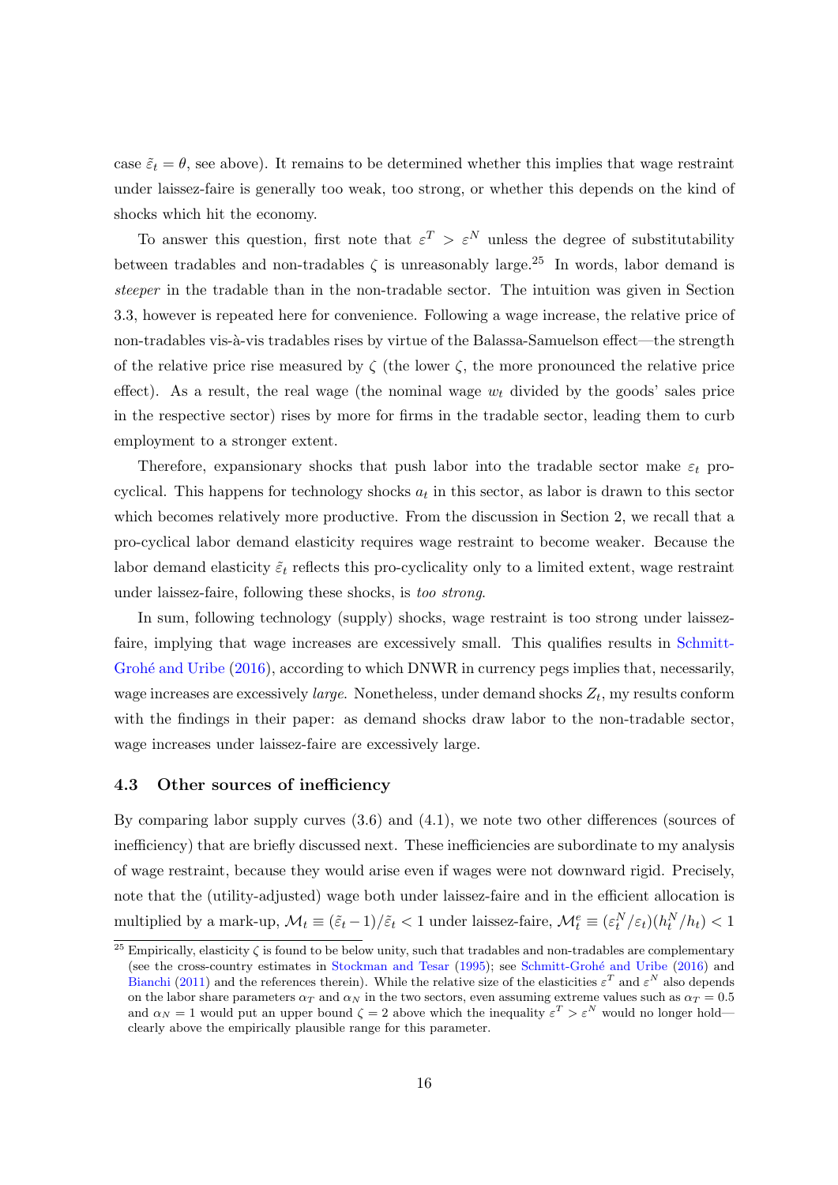case $\tilde{\varepsilon}_t = \theta$, see above). It remains to be determined whether this implies that wage restraint under laissez-faire is generally too weak, too strong, or whether this depends on the kind of shocks which hit the economy.

To answer this question, first note that $\varepsilon^T > \varepsilon^N$ unless the degree of substitutability between tradables and non-tradables $\zeta$ is unreasonably large.[25] In words, labor demand is *steeper* in the tradable than in the non-tradable sector. The intuition was given in Section 3.3, however is repeated here for convenience. Following a wage increase, the relative price of non-tradables vis-à-vis tradables rises by virtue of the Balassa-Samuelson effect—the strength of the relative price rise measured by $\zeta$ (the lower $\zeta$, the more pronounced the relative price effect). As a result, the real wage (the nominal wage $w_t$ divided by the goods' sales price in the respective sector) rises by more for firms in the tradable sector, leading them to curb employment to a stronger extent.

Therefore, expansionary shocks that push labor into the tradable sector make $\varepsilon_t$ pro-cyclical. This happens for technology shocks $a_t$ in this sector, as labor is drawn to this sector which becomes relatively more productive. From the discussion in Section 2, we recall that a pro-cyclical labor demand elasticity requires wage restraint to become weaker. Because the labor demand elasticity $\tilde{\varepsilon}_t$ reflects this pro-cyclicality only to a limited extent, wage restraint under laissez-faire, following these shocks, is *too strong*.

In sum, following technology (supply) shocks, wage restraint is too strong under laissez-faire, implying that wage increases are excessively small. This qualifies results in Schmitt-Grohé and Uribe (2016), according to which DNWR in currency pegs implies that, necessarily, wage increases are excessively *large*. Nonetheless, under demand shocks $Z_t$, my results conform with the findings in their paper: as demand shocks draw labor to the non-tradable sector, wage increases under laissez-faire are excessively large.

### 4.3 Other sources of inefficiency

By comparing labor supply curves (3.6) and (4.1), we note two other differences (sources of inefficiency) that are briefly discussed next. These inefficiencies are subordinate to my analysis of wage restraint, because they would arise even if wages were not downward rigid. Precisely, note that the (utility-adjusted) wage both under laissez-faire and in the efficient allocation is multiplied by a mark-up, $\mathcal{M}_t \equiv (\tilde{\varepsilon}_t - 1)/\tilde{\varepsilon}_t < 1$ under laissez-faire, $\mathcal{M}^e_t \equiv (\varepsilon^N_t/\varepsilon_t)(h^N_t/h_t) < 1$

[25] Empirically, elasticity $\zeta$ is found to be below unity, such that tradables and non-tradables are complementary (see the cross-country estimates in Stockman and Tesar (1995); see Schmitt-Grohé and Uribe (2016) and Bianchi (2011) and the references therein). While the relative size of the elasticities $\varepsilon^T$ and $\varepsilon^N$ also depends on the labor share parameters $\alpha_T$ and $\alpha_N$ in the two sectors, even assuming extreme values such as $\alpha_T = 0.5$ and $\alpha_N = 1$ would put an upper bound $\zeta = 2$ above which the inequality $\varepsilon^T > \varepsilon^N$ would no longer hold—clearly above the empirically plausible range for this parameter.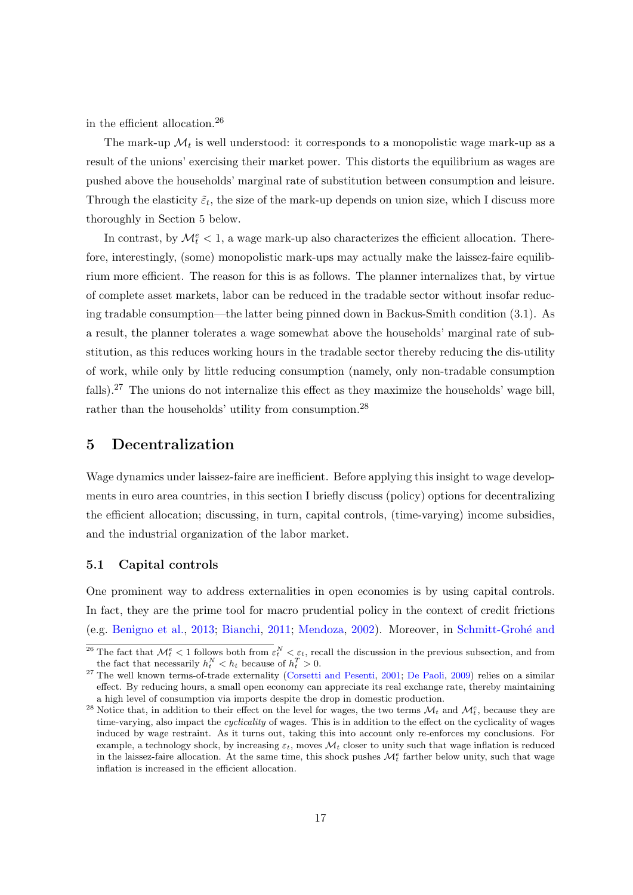in the efficient allocation.[26]

The mark-up $\mathcal{M}_t$ is well understood: it corresponds to a monopolistic wage mark-up as a result of the unions' exercising their market power. This distorts the equilibrium as wages are pushed above the households' marginal rate of substitution between consumption and leisure. Through the elasticity $\tilde{\varepsilon}_t$, the size of the mark-up depends on union size, which I discuss more thoroughly in Section 5 below.

In contrast, by $\mathcal{M}^e_t < 1$, a wage mark-up also characterizes the efficient allocation. Therefore, interestingly, (some) monopolistic mark-ups may actually make the laissez-faire equilibrium more efficient. The reason for this is as follows. The planner internalizes that, by virtue of complete asset markets, labor can be reduced in the tradable sector without insofar reducing tradable consumption—the latter being pinned down in Backus-Smith condition (3.1). As a result, the planner tolerates a wage somewhat above the households' marginal rate of substitution, as this reduces working hours in the tradable sector thereby reducing the dis-utility of work, while only by little reducing consumption (namely, only non-tradable consumption falls).[27] The unions do not internalize this effect as they maximize the households' wage bill, rather than the households' utility from consumption.[28]

## 5 Decentralization

Wage dynamics under laissez-faire are inefficient. Before applying this insight to wage developments in euro area countries, in this section I briefly discuss (policy) options for decentralizing the efficient allocation; discussing, in turn, capital controls, (time-varying) income subsidies, and the industrial organization of the labor market.

### 5.1 Capital controls

One prominent way to address externalities in open economies is by using capital controls. In fact, they are the prime tool for macro prudential policy in the context of credit frictions (e.g. Benigno et al., 2013; Bianchi, 2011; Mendoza, 2002). Moreover, in Schmitt-Grohé and

---

[26] The fact that $\mathcal{M}^e_t < 1$ follows both from $\varepsilon^N_t < \varepsilon_t$, recall the discussion in the previous subsection, and from the fact that necessarily $h^N_t < h_t$ because of $h^T_t > 0$.

[27] The well known terms-of-trade externality (Corsetti and Pesenti, 2001; De Paoli, 2009) relies on a similar effect. By reducing hours, a small open economy can appreciate its real exchange rate, thereby maintaining a high level of consumption via imports despite the drop in domestic production.

[28] Notice that, in addition to their effect on the level for wages, the two terms $\mathcal{M}_t$ and $\mathcal{M}^e_t$, because they are time-varying, also impact the *cyclicality* of wages. This is in addition to the effect on the cyclicality of wages induced by wage restraint. As it turns out, taking this into account only re-enforces my conclusions. For example, a technology shock, by increasing $\varepsilon_t$, moves $\mathcal{M}_t$ closer to unity such that wage inflation is reduced in the laissez-faire allocation. At the same time, this shock pushes $\mathcal{M}^e_t$ farther below unity, such that wage inflation is increased in the efficient allocation.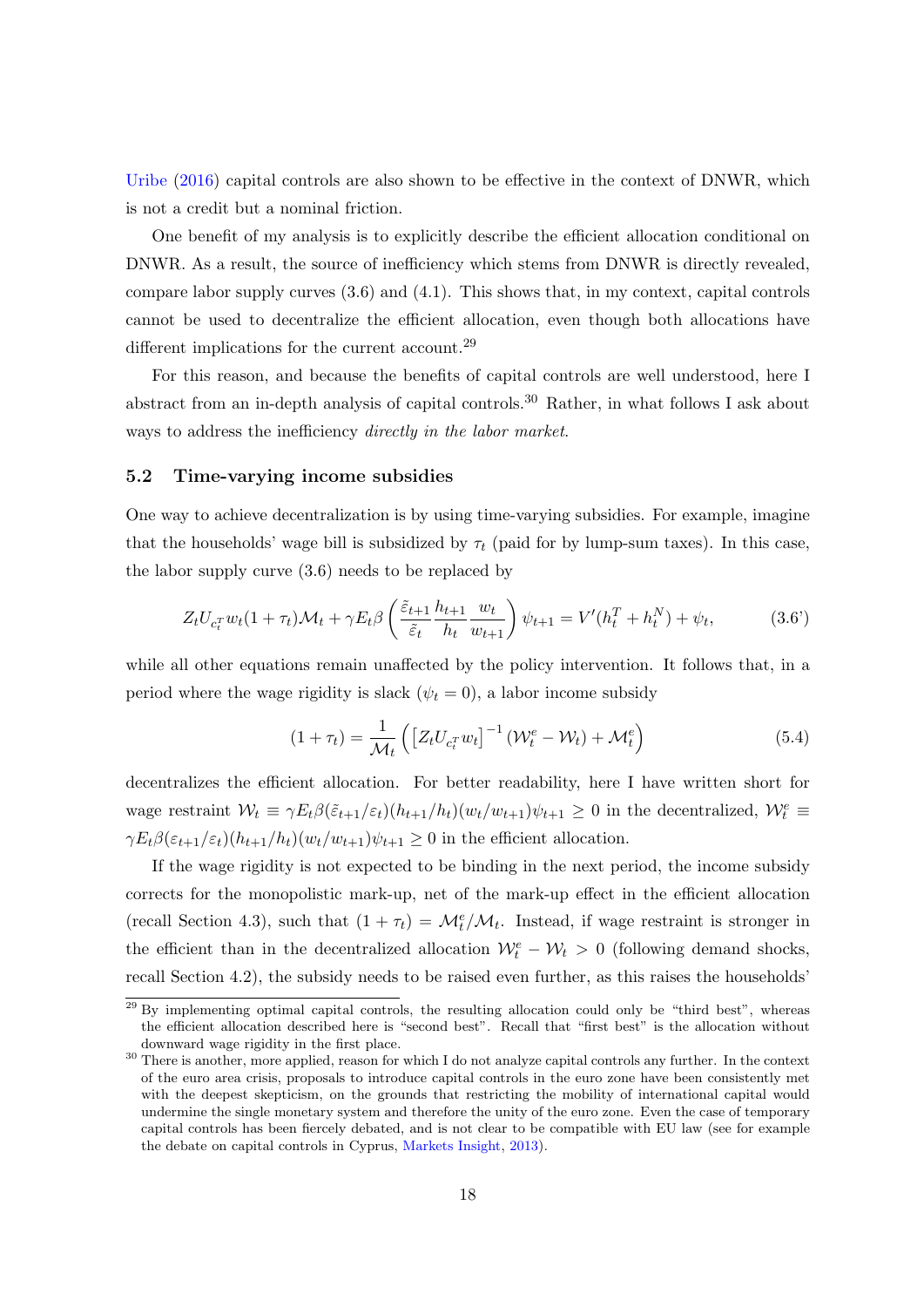Uribe (2016) capital controls are also shown to be effective in the context of DNWR, which is not a credit but a nominal friction.

One benefit of my analysis is to explicitly describe the efficient allocation conditional on DNWR. As a result, the source of inefficiency which stems from DNWR is directly revealed, compare labor supply curves (3.6) and (4.1). This shows that, in my context, capital controls cannot be used to decentralize the efficient allocation, even though both allocations have different implications for the current account.[29]

For this reason, and because the benefits of capital controls are well understood, here I abstract from an in-depth analysis of capital controls.[30] Rather, in what follows I ask about ways to address the inefficiency *directly in the labor market*.

### 5.2 Time-varying income subsidies

One way to achieve decentralization is by using time-varying subsidies. For example, imagine that the households' wage bill is subsidized by $\tau_t$ (paid for by lump-sum taxes). In this case, the labor supply curve (3.6) needs to be replaced by

$$Z_t U_{c_t^T} w_t (1+\tau_t) \mathcal{M}_t + \gamma E_t \beta \left( \frac{\tilde{\varepsilon}_{t+1}}{\tilde{\varepsilon}_t} \frac{h_{t+1}}{h_t} \frac{w_t}{w_{t+1}} \right) \psi_{t+1} = V'(h_t^T + h_t^N) + \psi_t, \tag{3.6'}$$

while all other equations remain unaffected by the policy intervention. It follows that, in a period where the wage rigidity is slack ($\psi_t = 0$), a labor income subsidy

$$(1+\tau_t) = \frac{1}{\mathcal{M}_t} \left( \left[ Z_t U_{c_t^T} w_t \right]^{-1} (\mathcal{W}_t^e - \mathcal{W}_t) + \mathcal{M}_t^e \right) \tag{5.4}$$

decentralizes the efficient allocation. For better readability, here I have written short for wage restraint $\mathcal{W}_t \equiv \gamma E_t \beta (\tilde{\varepsilon}_{t+1}/\varepsilon_t)(h_{t+1}/h_t)(w_t/w_{t+1})\psi_{t+1} \geq 0$ in the decentralized, $\mathcal{W}_t^e \equiv \gamma E_t \beta (\varepsilon_{t+1}/\varepsilon_t)(h_{t+1}/h_t)(w_t/w_{t+1})\psi_{t+1} \geq 0$ in the efficient allocation.

If the wage rigidity is not expected to be binding in the next period, the income subsidy corrects for the monopolistic mark-up, net of the mark-up effect in the efficient allocation (recall Section 4.3), such that $(1+\tau_t) = \mathcal{M}_t^e / \mathcal{M}_t$. Instead, if wage restraint is stronger in the efficient than in the decentralized allocation $\mathcal{W}_t^e - \mathcal{W}_t > 0$ (following demand shocks, recall Section 4.2), the subsidy needs to be raised even further, as this raises the households'

[29] By implementing optimal capital controls, the resulting allocation could only be "third best", whereas the efficient allocation described here is "second best". Recall that "first best" is the allocation without downward wage rigidity in the first place.

[30] There is another, more applied, reason for which I do not analyze capital controls any further. In the context of the euro area crisis, proposals to introduce capital controls in the euro zone have been consistently met with the deepest skepticism, on the grounds that restricting the mobility of international capital would undermine the single monetary system and therefore the unity of the euro zone. Even the case of temporary capital controls has been fiercely debated, and is not clear to be compatible with EU law (see for example the debate on capital controls in Cyprus, Markets Insight, 2013).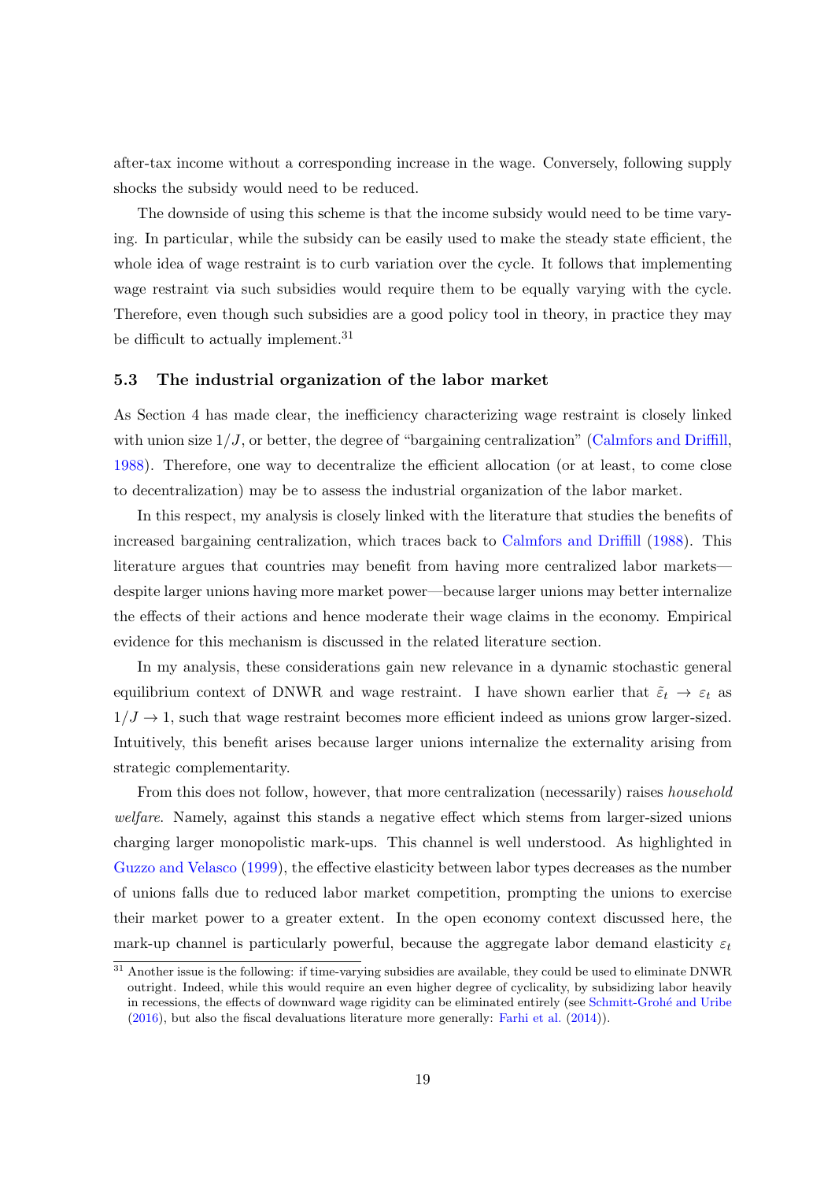after-tax income without a corresponding increase in the wage. Conversely, following supply shocks the subsidy would need to be reduced.

The downside of using this scheme is that the income subsidy would need to be time varying. In particular, while the subsidy can be easily used to make the steady state efficient, the whole idea of wage restraint is to curb variation over the cycle. It follows that implementing wage restraint via such subsidies would require them to be equally varying with the cycle. Therefore, even though such subsidies are a good policy tool in theory, in practice they may be difficult to actually implement.[31]

### 5.3 The industrial organization of the labor market

As Section 4 has made clear, the inefficiency characterizing wage restraint is closely linked with union size $1/J$, or better, the degree of "bargaining centralization" (Calmfors and Driffill, 1988). Therefore, one way to decentralize the efficient allocation (or at least, to come close to decentralization) may be to assess the industrial organization of the labor market.

In this respect, my analysis is closely linked with the literature that studies the benefits of increased bargaining centralization, which traces back to Calmfors and Driffill (1988). This literature argues that countries may benefit from having more centralized labor markets—despite larger unions having more market power—because larger unions may better internalize the effects of their actions and hence moderate their wage claims in the economy. Empirical evidence for this mechanism is discussed in the related literature section.

In my analysis, these considerations gain new relevance in a dynamic stochastic general equilibrium context of DNWR and wage restraint. I have shown earlier that $\tilde{\varepsilon}_t \to \varepsilon_t$ as $1/J \to 1$, such that wage restraint becomes more efficient indeed as unions grow larger-sized. Intuitively, this benefit arises because larger unions internalize the externality arising from strategic complementarity.

From this does not follow, however, that more centralization (necessarily) raises *household welfare*. Namely, against this stands a negative effect which stems from larger-sized unions charging larger monopolistic mark-ups. This channel is well understood. As highlighted in Guzzo and Velasco (1999), the effective elasticity between labor types decreases as the number of unions falls due to reduced labor market competition, prompting the unions to exercise their market power to a greater extent. In the open economy context discussed here, the mark-up channel is particularly powerful, because the aggregate labor demand elasticity $\varepsilon_t$

[31] Another issue is the following: if time-varying subsidies are available, they could be used to eliminate DNWR outright. Indeed, while this would require an even higher degree of cyclicality, by subsidizing labor heavily in recessions, the effects of downward wage rigidity can be eliminated entirely (see Schmitt-Grohé and Uribe (2016), but also the fiscal devaluations literature more generally: Farhi et al. (2014)).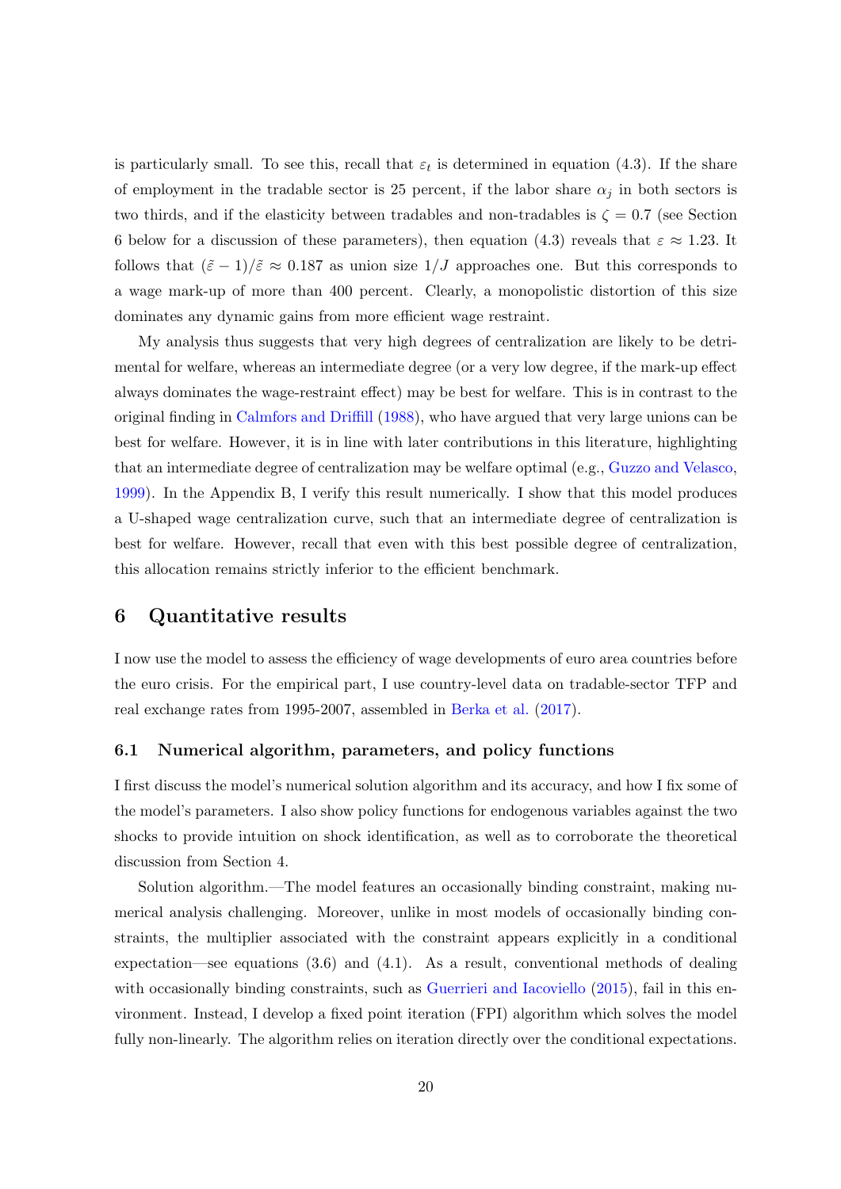is particularly small. To see this, recall that $\varepsilon_t$ is determined in equation (4.3). If the share of employment in the tradable sector is 25 percent, if the labor share $\alpha_j$ in both sectors is two thirds, and if the elasticity between tradables and non-tradables is $\zeta = 0.7$ (see Section 6 below for a discussion of these parameters), then equation (4.3) reveals that $\varepsilon \approx 1.23$. It follows that $(\tilde{\varepsilon} - 1)/\tilde{\varepsilon} \approx 0.187$ as union size $1/J$ approaches one. But this corresponds to a wage mark-up of more than 400 percent. Clearly, a monopolistic distortion of this size dominates any dynamic gains from more efficient wage restraint.

My analysis thus suggests that very high degrees of centralization are likely to be detrimental for welfare, whereas an intermediate degree (or a very low degree, if the mark-up effect always dominates the wage-restraint effect) may be best for welfare. This is in contrast to the original finding in Calmfors and Driffill (1988), who have argued that very large unions can be best for welfare. However, it is in line with later contributions in this literature, highlighting that an intermediate degree of centralization may be welfare optimal (e.g., Guzzo and Velasco, 1999). In the Appendix B, I verify this result numerically. I show that this model produces a U-shaped wage centralization curve, such that an intermediate degree of centralization is best for welfare. However, recall that even with this best possible degree of centralization, this allocation remains strictly inferior to the efficient benchmark.

## 6 Quantitative results

I now use the model to assess the efficiency of wage developments of euro area countries before the euro crisis. For the empirical part, I use country-level data on tradable-sector TFP and real exchange rates from 1995-2007, assembled in Berka et al. (2017).

### 6.1 Numerical algorithm, parameters, and policy functions

I first discuss the model's numerical solution algorithm and its accuracy, and how I fix some of the model's parameters. I also show policy functions for endogenous variables against the two shocks to provide intuition on shock identification, as well as to corroborate the theoretical discussion from Section 4.

Solution algorithm.—The model features an occasionally binding constraint, making numerical analysis challenging. Moreover, unlike in most models of occasionally binding constraints, the multiplier associated with the constraint appears explicitly in a conditional expectation—see equations (3.6) and (4.1). As a result, conventional methods of dealing with occasionally binding constraints, such as Guerrieri and Iacoviello (2015), fail in this environment. Instead, I develop a fixed point iteration (FPI) algorithm which solves the model fully non-linearly. The algorithm relies on iteration directly over the conditional expectations.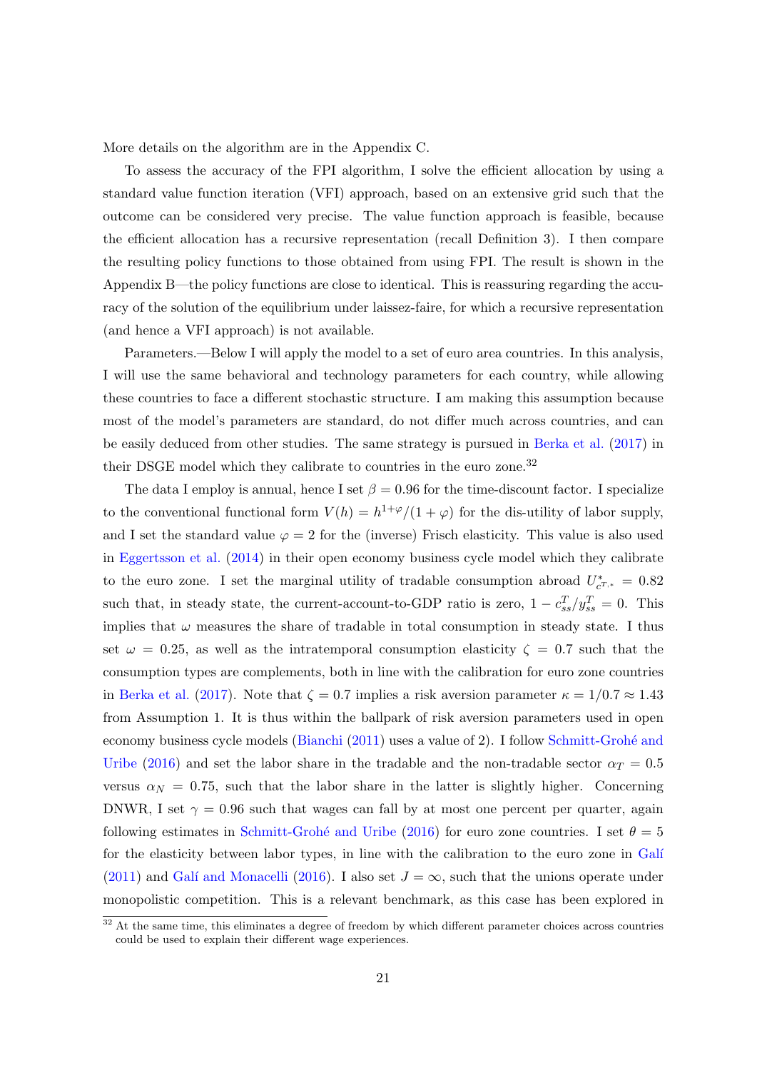More details on the algorithm are in the Appendix C.

To assess the accuracy of the FPI algorithm, I solve the efficient allocation by using a standard value function iteration (VFI) approach, based on an extensive grid such that the outcome can be considered very precise. The value function approach is feasible, because the efficient allocation has a recursive representation (recall Definition 3). I then compare the resulting policy functions to those obtained from using FPI. The result is shown in the Appendix B—the policy functions are close to identical. This is reassuring regarding the accuracy of the solution of the equilibrium under laissez-faire, for which a recursive representation (and hence a VFI approach) is not available.

Parameters.—Below I will apply the model to a set of euro area countries. In this analysis, I will use the same behavioral and technology parameters for each country, while allowing these countries to face a different stochastic structure. I am making this assumption because most of the model's parameters are standard, do not differ much across countries, and can be easily deduced from other studies. The same strategy is pursued in Berka et al. (2017) in their DSGE model which they calibrate to countries in the euro zone.[32]

The data I employ is annual, hence I set $\beta = 0.96$ for the time-discount factor. I specialize to the conventional functional form $V(h) = h^{1+\varphi}/(1+\varphi)$ for the dis-utility of labor supply, and I set the standard value $\varphi = 2$ for the (inverse) Frisch elasticity. This value is also used in Eggertsson et al. (2014) in their open economy business cycle model which they calibrate to the euro zone. I set the marginal utility of tradable consumption abroad $U^*_{c^{T,*}} = 0.82$ such that, in steady state, the current-account-to-GDP ratio is zero, $1 - c^T_{ss}/y^T_{ss} = 0$. This implies that $\omega$ measures the share of tradable in total consumption in steady state. I thus set $\omega = 0.25$, as well as the intratemporal consumption elasticity $\zeta = 0.7$ such that the consumption types are complements, both in line with the calibration for euro zone countries in Berka et al. (2017). Note that $\zeta = 0.7$ implies a risk aversion parameter $\kappa = 1/0.7 \approx 1.43$ from Assumption 1. It is thus within the ballpark of risk aversion parameters used in open economy business cycle models (Bianchi (2011) uses a value of 2). I follow Schmitt-Grohé and Uribe (2016) and set the labor share in the tradable and the non-tradable sector $\alpha_T = 0.5$ versus $\alpha_N = 0.75$, such that the labor share in the latter is slightly higher. Concerning DNWR, I set $\gamma = 0.96$ such that wages can fall by at most one percent per quarter, again following estimates in Schmitt-Grohé and Uribe (2016) for euro zone countries. I set $\theta = 5$ for the elasticity between labor types, in line with the calibration to the euro zone in Galí (2011) and Galí and Monacelli (2016). I also set $J = \infty$, such that the unions operate under monopolistic competition. This is a relevant benchmark, as this case has been explored in

[32] At the same time, this eliminates a degree of freedom by which different parameter choices across countries could be used to explain their different wage experiences.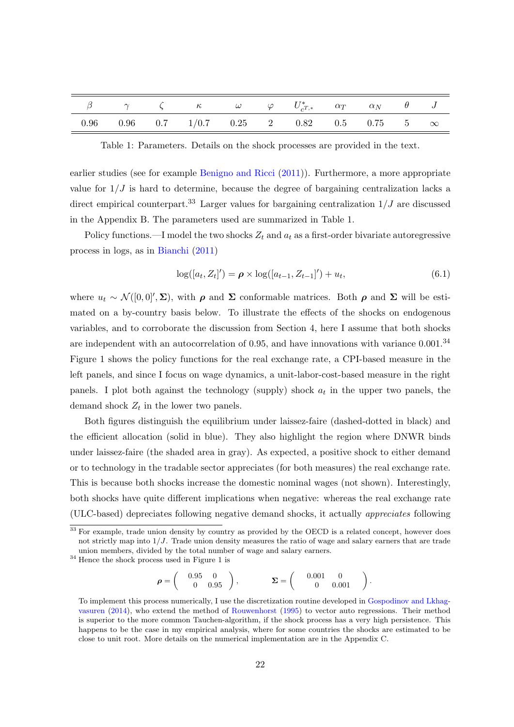| $\beta$ | $\gamma$ | $\zeta$ | $\kappa$ | $\omega$ | $\varphi$ | $U^*_{c^T,*}$ | $\alpha_T$ | $\alpha_N$ | $\theta$ | $J$ |
|---|---|---|---|---|---|---|---|---|---|---|
| 0.96 | 0.96 | 0.7 | 1/0.7 | 0.25 | 2 | 0.82 | 0.5 | 0.75 | 5 | $\infty$ |

Table 1: Parameters. Details on the shock processes are provided in the text.

earlier studies (see for example Benigno and Ricci (2011)). Furthermore, a more appropriate value for $1/J$ is hard to determine, because the degree of bargaining centralization lacks a direct empirical counterpart.[33] Larger values for bargaining centralization $1/J$ are discussed in the Appendix B. The parameters used are summarized in Table 1.

Policy functions.—I model the two shocks $Z_t$ and $a_t$ as a first-order bivariate autoregressive process in logs, as in Bianchi (2011)

$$\log([a_t, Z_t]') = \boldsymbol{\rho} \times \log([a_{t-1}, Z_{t-1}]') + u_t, \tag{6.1}$$

where $u_t \sim \mathcal{N}([0,0]', \boldsymbol{\Sigma})$, with $\boldsymbol{\rho}$ and $\boldsymbol{\Sigma}$ conformable matrices. Both $\boldsymbol{\rho}$ and $\boldsymbol{\Sigma}$ will be estimated on a by-country basis below. To illustrate the effects of the shocks on endogenous variables, and to corroborate the discussion from Section 4, here I assume that both shocks are independent with an autocorrelation of 0.95, and have innovations with variance 0.001.[34] Figure 1 shows the policy functions for the real exchange rate, a CPI-based measure in the left panels, and since I focus on wage dynamics, a unit-labor-cost-based measure in the right panels. I plot both against the technology (supply) shock $a_t$ in the upper two panels, the demand shock $Z_t$ in the lower two panels.

Both figures distinguish the equilibrium under laissez-faire (dashed-dotted in black) and the efficient allocation (solid in blue). They also highlight the region where DNWR binds under laissez-faire (the shaded area in gray). As expected, a positive shock to either demand or to technology in the tradable sector appreciates (for both measures) the real exchange rate. This is because both shocks increase the domestic nominal wages (not shown). Interestingly, both shocks have quite different implications when negative: whereas the real exchange rate (ULC-based) depreciates following negative demand shocks, it actually *appreciates* following

[33] For example, trade union density by country as provided by the OECD is a related concept, however does not strictly map into $1/J$. Trade union density measures the ratio of wage and salary earners that are trade union members, divided by the total number of wage and salary earners.

[34] Hence the shock process used in Figure 1 is

$$\boldsymbol{\rho} = \begin{pmatrix} 0.95 & 0 \\ 0 & 0.95 \end{pmatrix}, \qquad \boldsymbol{\Sigma} = \begin{pmatrix} 0.001 & 0 \\ 0 & 0.001 \end{pmatrix}.$$

To implement this process numerically, I use the discretization routine developed in Gospodinov and Lkhagvasuren (2014), who extend the method of Rouwenhorst (1995) to vector auto regressions. Their method is superior to the more common Tauchen-algorithm, if the shock process has a very high persistence. This happens to be the case in my empirical analysis, where for some countries the shocks are estimated to be close to unit root. More details on the numerical implementation are in the Appendix C.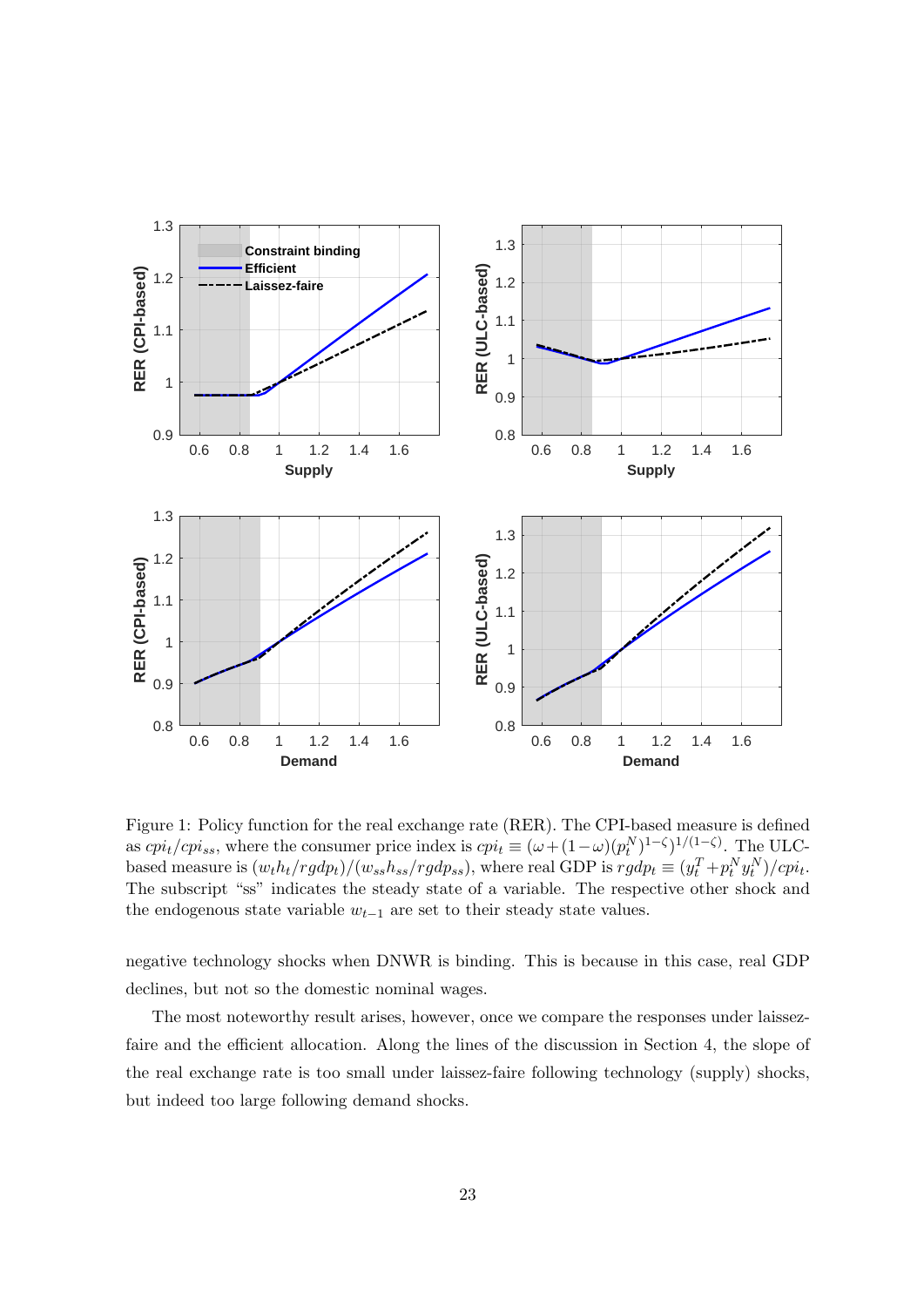Figure 1: Policy function for the real exchange rate (RER). The CPI-based measure is defined as $cpi_t/cpi_{ss}$, where the consumer price index is $cpi_t \equiv (\omega + (1-\omega)(p_t^N)^{1-\zeta})^{1/(1-\zeta)}$. The ULC-based measure is $(w_t h_t/rgdp_t)/(w_{ss}h_{ss}/rgdp_{ss})$, where real GDP is $rgdp_t \equiv (y_t^T + p_t^N y_t^N)/cpi_t$. The subscript "ss" indicates the steady state of a variable. The respective other shock and the endogenous state variable $w_{t-1}$ are set to their steady state values.

negative technology shocks when DNWR is binding. This is because in this case, real GDP declines, but not so the domestic nominal wages.

The most noteworthy result arises, however, once we compare the responses under laissez-faire and the efficient allocation. Along the lines of the discussion in Section 4, the slope of the real exchange rate is too small under laissez-faire following technology (supply) shocks, but indeed too large following demand shocks.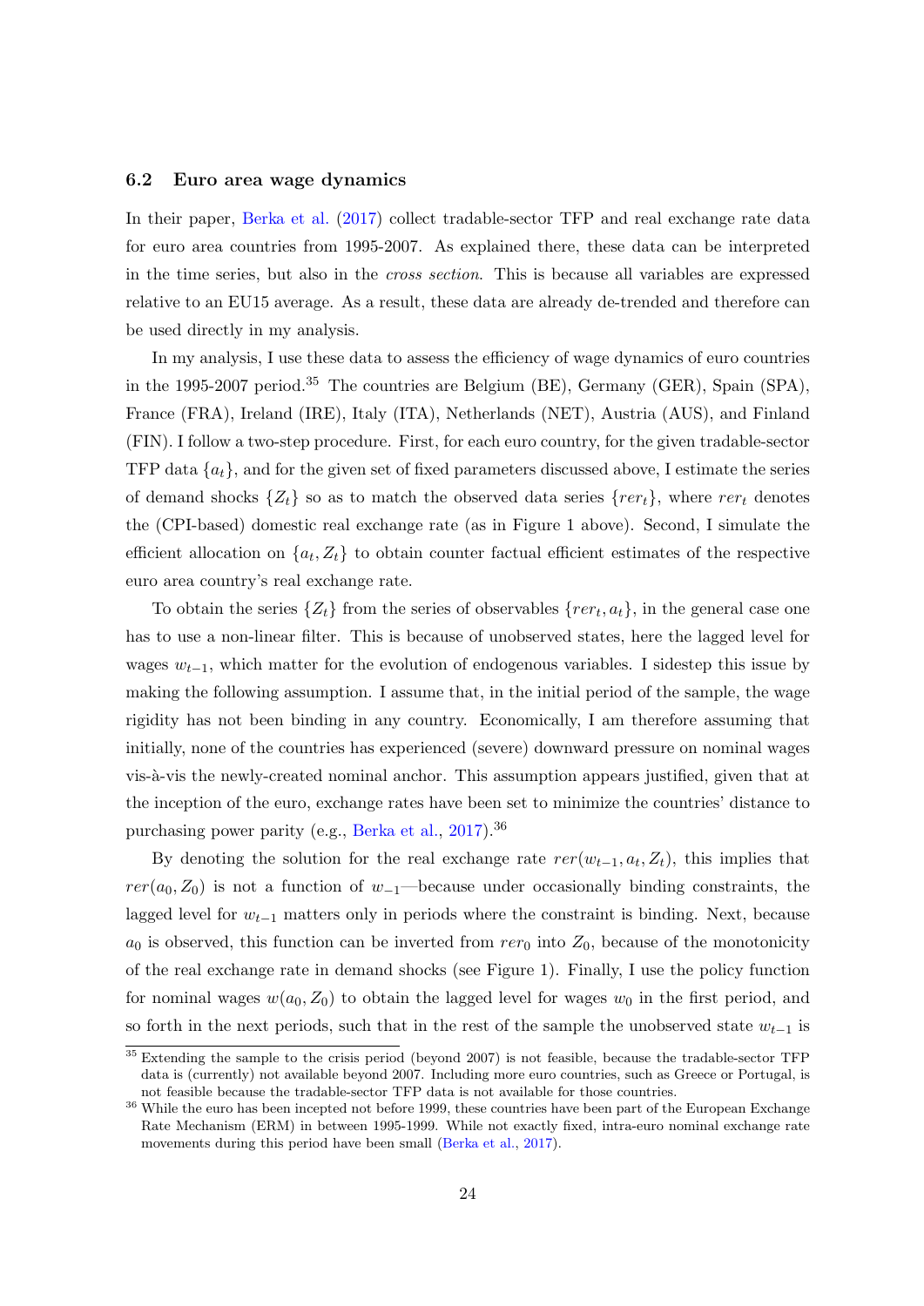### 6.2 Euro area wage dynamics

In their paper, Berka et al. (2017) collect tradable-sector TFP and real exchange rate data for euro area countries from 1995-2007. As explained there, these data can be interpreted in the time series, but also in the *cross section*. This is because all variables are expressed relative to an EU15 average. As a result, these data are already de-trended and therefore can be used directly in my analysis.

In my analysis, I use these data to assess the efficiency of wage dynamics of euro countries in the 1995-2007 period.[35] The countries are Belgium (BE), Germany (GER), Spain (SPA), France (FRA), Ireland (IRE), Italy (ITA), Netherlands (NET), Austria (AUS), and Finland (FIN). I follow a two-step procedure. First, for each euro country, for the given tradable-sector TFP data $\{a_t\}$, and for the given set of fixed parameters discussed above, I estimate the series of demand shocks $\{Z_t\}$ so as to match the observed data series $\{rer_t\}$, where $rer_t$ denotes the (CPI-based) domestic real exchange rate (as in Figure 1 above). Second, I simulate the efficient allocation on $\{a_t, Z_t\}$ to obtain counter factual efficient estimates of the respective euro area country's real exchange rate.

To obtain the series $\{Z_t\}$ from the series of observables $\{rer_t, a_t\}$, in the general case one has to use a non-linear filter. This is because of unobserved states, here the lagged level for wages $w_{t-1}$, which matter for the evolution of endogenous variables. I sidestep this issue by making the following assumption. I assume that, in the initial period of the sample, the wage rigidity has not been binding in any country. Economically, I am therefore assuming that initially, none of the countries has experienced (severe) downward pressure on nominal wages vis-à-vis the newly-created nominal anchor. This assumption appears justified, given that at the inception of the euro, exchange rates have been set to minimize the countries' distance to purchasing power parity (e.g., Berka et al., 2017).[36]

By denoting the solution for the real exchange rate $rer(w_{t-1}, a_t, Z_t)$, this implies that $rer(a_0, Z_0)$ is not a function of $w_{-1}$—because under occasionally binding constraints, the lagged level for $w_{t-1}$ matters only in periods where the constraint is binding. Next, because $a_0$ is observed, this function can be inverted from $rer_0$ into $Z_0$, because of the monotonicity of the real exchange rate in demand shocks (see Figure 1). Finally, I use the policy function for nominal wages $w(a_0, Z_0)$ to obtain the lagged level for wages $w_0$ in the first period, and so forth in the next periods, such that in the rest of the sample the unobserved state $w_{t-1}$ is

[35] Extending the sample to the crisis period (beyond 2007) is not feasible, because the tradable-sector TFP data is (currently) not available beyond 2007. Including more euro countries, such as Greece or Portugal, is not feasible because the tradable-sector TFP data is not available for those countries.

[36] While the euro has been incepted not before 1999, these countries have been part of the European Exchange Rate Mechanism (ERM) in between 1995-1999. While not exactly fixed, intra-euro nominal exchange rate movements during this period have been small (Berka et al., 2017).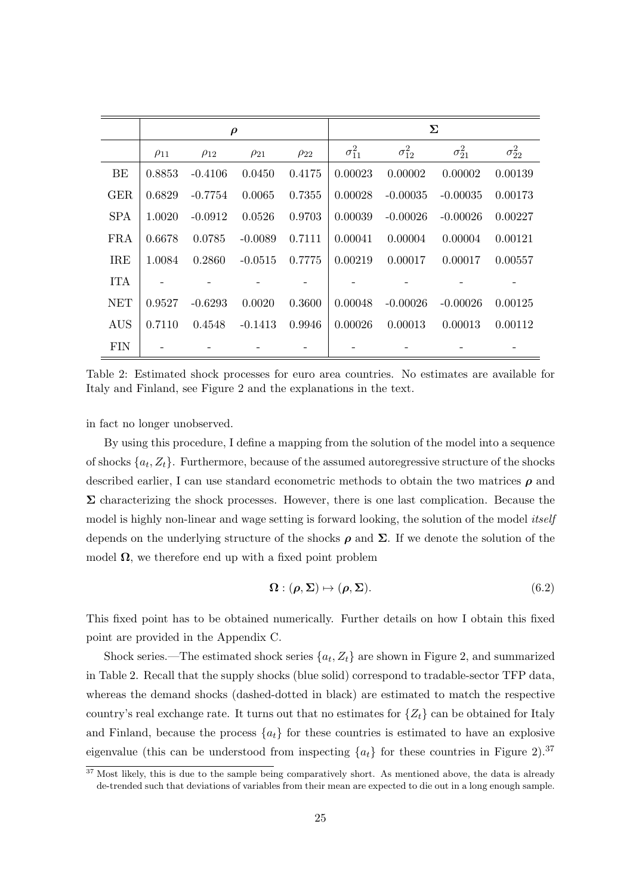| | $\boldsymbol{\rho}$ | | | | $\boldsymbol{\Sigma}$ | | | |
|---|---|---|---|---|---|---|---|---|
| | $\rho_{11}$ | $\rho_{12}$ | $\rho_{21}$ | $\rho_{22}$ | $\sigma_{11}^2$ | $\sigma_{12}^2$ | $\sigma_{21}^2$ | $\sigma_{22}^2$ |
| BE | 0.8853 | -0.4106 | 0.0450 | 0.4175 | 0.00023 | 0.00002 | 0.00002 | 0.00139 |
| GER | 0.6829 | -0.7754 | 0.0065 | 0.7355 | 0.00028 | -0.00035 | -0.00035 | 0.00173 |
| SPA | 1.0020 | -0.0912 | 0.0526 | 0.9703 | 0.00039 | -0.00026 | -0.00026 | 0.00227 |
| FRA | 0.6678 | 0.0785 | -0.0089 | 0.7111 | 0.00041 | 0.00004 | 0.00004 | 0.00121 |
| IRE | 1.0084 | 0.2860 | -0.0515 | 0.7775 | 0.00219 | 0.00017 | 0.00017 | 0.00557 |
| ITA | - | - | - | - | - | - | - | - |
| NET | 0.9527 | -0.6293 | 0.0020 | 0.3600 | 0.00048 | -0.00026 | -0.00026 | 0.00125 |
| AUS | 0.7110 | 0.4548 | -0.1413 | 0.9946 | 0.00026 | 0.00013 | 0.00013 | 0.00112 |
| FIN | - | - | - | - | - | - | - | - |

Table 2: Estimated shock processes for euro area countries. No estimates are available for Italy and Finland, see Figure 2 and the explanations in the text.

in fact no longer unobserved.

By using this procedure, I define a mapping from the solution of the model into a sequence of shocks $\{a_t, Z_t\}$. Furthermore, because of the assumed autoregressive structure of the shocks described earlier, I can use standard econometric methods to obtain the two matrices $\boldsymbol{\rho}$ and $\boldsymbol{\Sigma}$ characterizing the shock processes. However, there is one last complication. Because the model is highly non-linear and wage setting is forward looking, the solution of the model *itself* depends on the underlying structure of the shocks $\boldsymbol{\rho}$ and $\boldsymbol{\Sigma}$. If we denote the solution of the model $\boldsymbol{\Omega}$, we therefore end up with a fixed point problem

$$\boldsymbol{\Omega} : (\boldsymbol{\rho}, \boldsymbol{\Sigma}) \mapsto (\boldsymbol{\rho}, \boldsymbol{\Sigma}). \tag{6.2}$$

This fixed point has to be obtained numerically. Further details on how I obtain this fixed point are provided in the Appendix C.

Shock series.—The estimated shock series $\{a_t, Z_t\}$ are shown in Figure 2, and summarized in Table 2. Recall that the supply shocks (blue solid) correspond to tradable-sector TFP data, whereas the demand shocks (dashed-dotted in black) are estimated to match the respective country's real exchange rate. It turns out that no estimates for $\{Z_t\}$ can be obtained for Italy and Finland, because the process $\{a_t\}$ for these countries is estimated to have an explosive eigenvalue (this can be understood from inspecting $\{a_t\}$ for these countries in Figure 2).[37]

[37] Most likely, this is due to the sample being comparatively short. As mentioned above, the data is already de-trended such that deviations of variables from their mean are expected to die out in a long enough sample.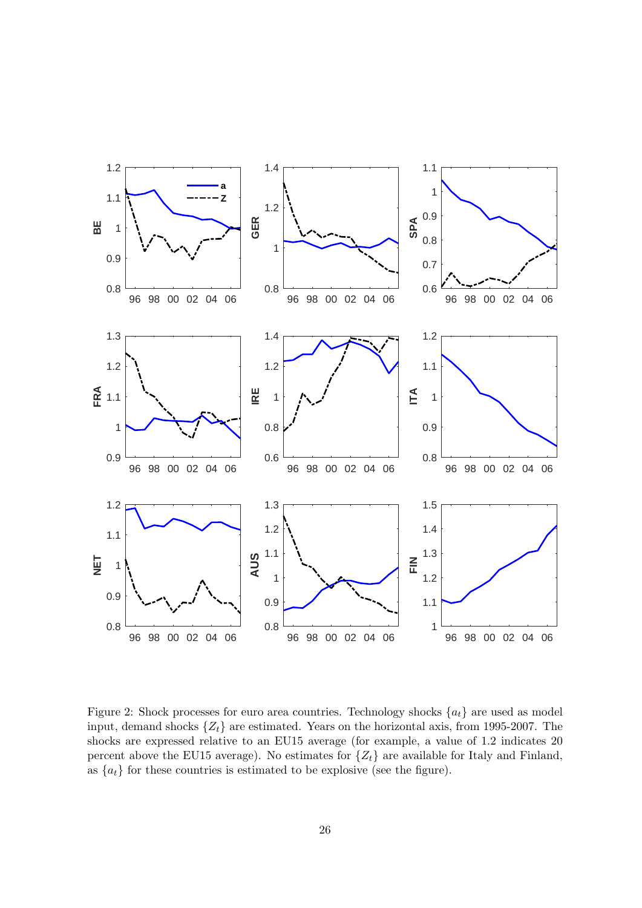Figure 2: Shock processes for euro area countries. Technology shocks $\{a_t\}$ are used as model input, demand shocks $\{Z_t\}$ are estimated. Years on the horizontal axis, from 1995-2007. The shocks are expressed relative to an EU15 average (for example, a value of 1.2 indicates 20 percent above the EU15 average). No estimates for $\{Z_t\}$ are available for Italy and Finland, as $\{a_t\}$ for these countries is estimated to be explosive (see the figure).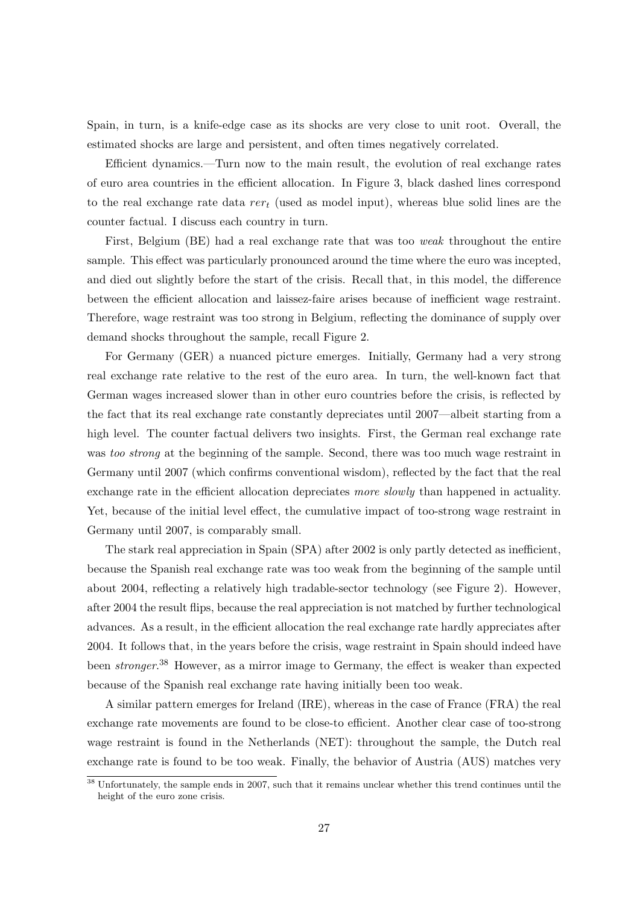Spain, in turn, is a knife-edge case as its shocks are very close to unit root. Overall, the estimated shocks are large and persistent, and often times negatively correlated.

Efficient dynamics.—Turn now to the main result, the evolution of real exchange rates of euro area countries in the efficient allocation. In Figure 3, black dashed lines correspond to the real exchange rate data $rer_t$ (used as model input), whereas blue solid lines are the counter factual. I discuss each country in turn.

First, Belgium (BE) had a real exchange rate that was too *weak* throughout the entire sample. This effect was particularly pronounced around the time where the euro was incepted, and died out slightly before the start of the crisis. Recall that, in this model, the difference between the efficient allocation and laissez-faire arises because of inefficient wage restraint. Therefore, wage restraint was too strong in Belgium, reflecting the dominance of supply over demand shocks throughout the sample, recall Figure 2.

For Germany (GER) a nuanced picture emerges. Initially, Germany had a very strong real exchange rate relative to the rest of the euro area. In turn, the well-known fact that German wages increased slower than in other euro countries before the crisis, is reflected by the fact that its real exchange rate constantly depreciates until 2007—albeit starting from a high level. The counter factual delivers two insights. First, the German real exchange rate was *too strong* at the beginning of the sample. Second, there was too much wage restraint in Germany until 2007 (which confirms conventional wisdom), reflected by the fact that the real exchange rate in the efficient allocation depreciates *more slowly* than happened in actuality. Yet, because of the initial level effect, the cumulative impact of too-strong wage restraint in Germany until 2007, is comparably small.

The stark real appreciation in Spain (SPA) after 2002 is only partly detected as inefficient, because the Spanish real exchange rate was too weak from the beginning of the sample until about 2004, reflecting a relatively high tradable-sector technology (see Figure 2). However, after 2004 the result flips, because the real appreciation is not matched by further technological advances. As a result, in the efficient allocation the real exchange rate hardly appreciates after 2004. It follows that, in the years before the crisis, wage restraint in Spain should indeed have been *stronger*.[38] However, as a mirror image to Germany, the effect is weaker than expected because of the Spanish real exchange rate having initially been too weak.

A similar pattern emerges for Ireland (IRE), whereas in the case of France (FRA) the real exchange rate movements are found to be close-to efficient. Another clear case of too-strong wage restraint is found in the Netherlands (NET): throughout the sample, the Dutch real exchange rate is found to be too weak. Finally, the behavior of Austria (AUS) matches very

[38] Unfortunately, the sample ends in 2007, such that it remains unclear whether this trend continues until the height of the euro zone crisis.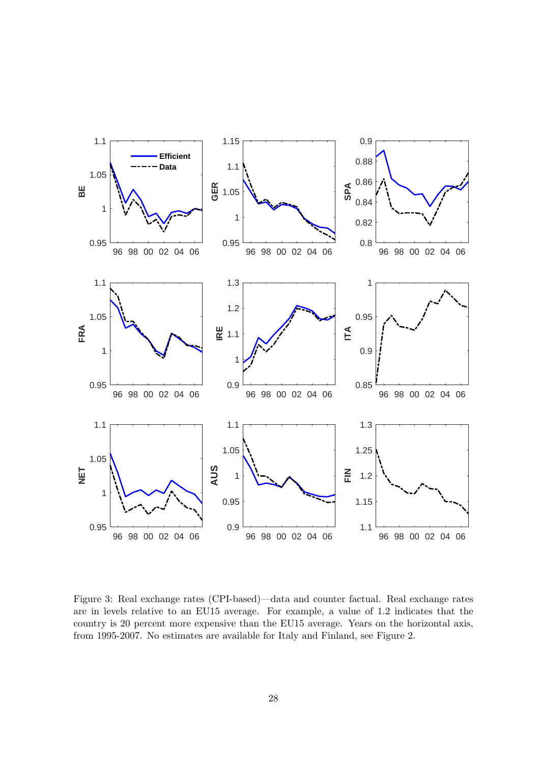Figure 3: Real exchange rates (CPI-based)—data and counter factual. Real exchange rates are in levels relative to an EU15 average. For example, a value of 1.2 indicates that the country is 20 percent more expensive than the EU15 average. Years on the horizontal axis, from 1995-2007. No estimates are available for Italy and Finland, see Figure 2.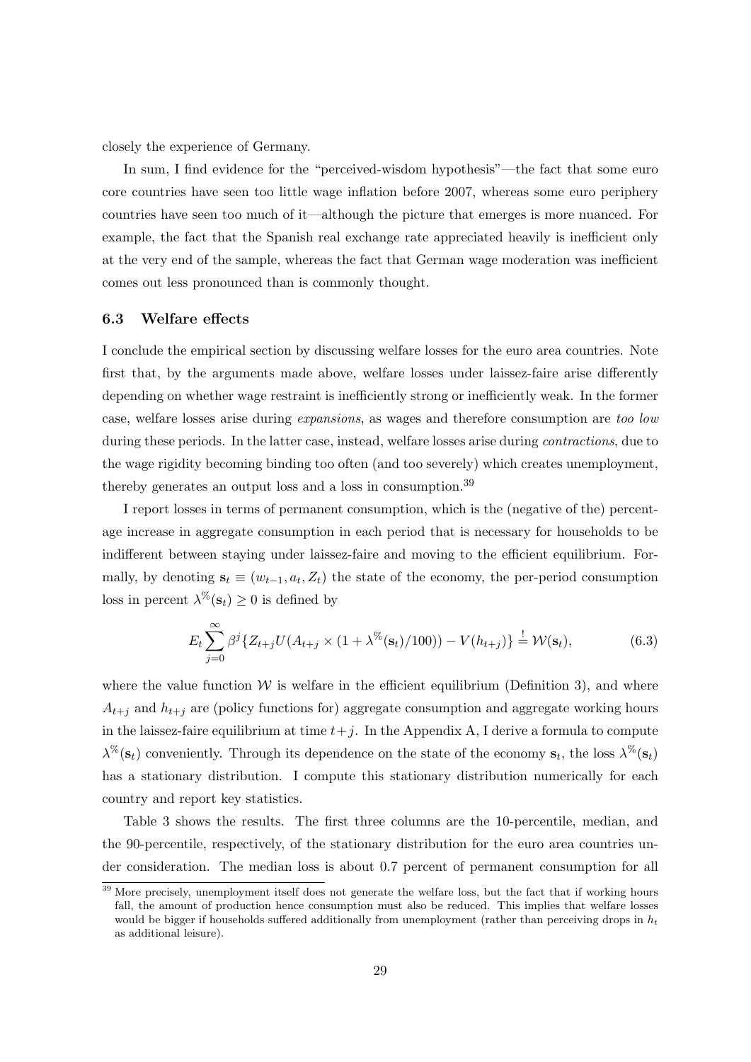closely the experience of Germany.

In sum, I find evidence for the "perceived-wisdom hypothesis"—the fact that some euro core countries have seen too little wage inflation before 2007, whereas some euro periphery countries have seen too much of it—although the picture that emerges is more nuanced. For example, the fact that the Spanish real exchange rate appreciated heavily is inefficient only at the very end of the sample, whereas the fact that German wage moderation was inefficient comes out less pronounced than is commonly thought.

### 6.3 Welfare effects

I conclude the empirical section by discussing welfare losses for the euro area countries. Note first that, by the arguments made above, welfare losses under laissez-faire arise differently depending on whether wage restraint is inefficiently strong or inefficiently weak. In the former case, welfare losses arise during *expansions*, as wages and therefore consumption are *too low* during these periods. In the latter case, instead, welfare losses arise during *contractions*, due to the wage rigidity becoming binding too often (and too severely) which creates unemployment, thereby generates an output loss and a loss in consumption.[39]

I report losses in terms of permanent consumption, which is the (negative of the) percentage increase in aggregate consumption in each period that is necessary for households to be indifferent between staying under laissez-faire and moving to the efficient equilibrium. Formally, by denoting $\mathbf{s}_t \equiv (w_{t-1}, a_t, Z_t)$ the state of the economy, the per-period consumption loss in percent $\lambda^{\%}(\mathbf{s}_t) \geq 0$ is defined by

$$E_t \sum_{j=0}^{\infty} \beta^j \{ Z_{t+j} U(A_{t+j} \times (1 + \lambda^{\%}(\mathbf{s}_t)/100)) - V(h_{t+j}) \} \stackrel{!}{=} \mathcal{W}(\mathbf{s}_t), \tag{6.3}$$

where the value function $\mathcal{W}$ is welfare in the efficient equilibrium (Definition 3), and where $A_{t+j}$ and $h_{t+j}$ are (policy functions for) aggregate consumption and aggregate working hours in the laissez-faire equilibrium at time $t+j$. In the Appendix A, I derive a formula to compute $\lambda^{\%}(\mathbf{s}_t)$ conveniently. Through its dependence on the state of the economy $\mathbf{s}_t$, the loss $\lambda^{\%}(\mathbf{s}_t)$ has a stationary distribution. I compute this stationary distribution numerically for each country and report key statistics.

Table 3 shows the results. The first three columns are the 10-percentile, median, and the 90-percentile, respectively, of the stationary distribution for the euro area countries under consideration. The median loss is about 0.7 percent of permanent consumption for all

[39] More precisely, unemployment itself does not generate the welfare loss, but the fact that if working hours fall, the amount of production hence consumption must also be reduced. This implies that welfare losses would be bigger if households suffered additionally from unemployment (rather than perceiving drops in $h_t$ as additional leisure).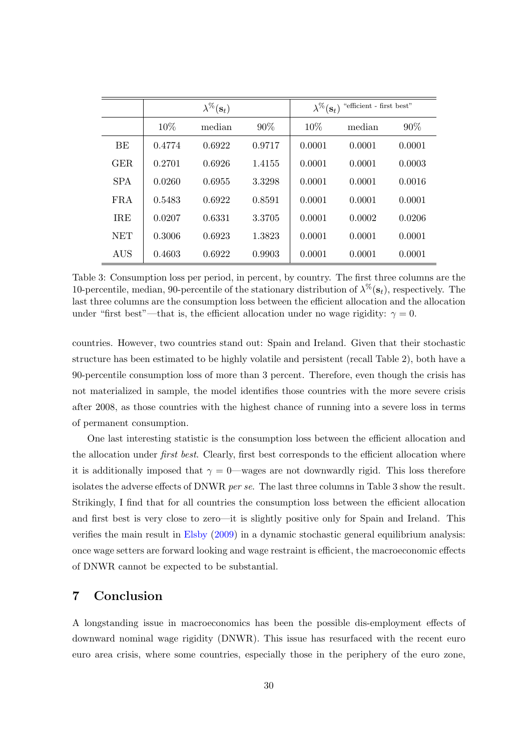| | $\lambda^{\%}(\mathbf{s}_t)$ | | | $\lambda^{\%}(\mathbf{s}_t)$ "efficient - first best" | | |
|---|---|---|---|---|---|---|
| | 10% | median | 90% | 10% | median | 90% |
| BE | 0.4774 | 0.6922 | 0.9717 | 0.0001 | 0.0001 | 0.0001 |
| GER | 0.2701 | 0.6926 | 1.4155 | 0.0001 | 0.0001 | 0.0003 |
| SPA | 0.0260 | 0.6955 | 3.3298 | 0.0001 | 0.0001 | 0.0016 |
| FRA | 0.5483 | 0.6922 | 0.8591 | 0.0001 | 0.0001 | 0.0001 |
| IRE | 0.0207 | 0.6331 | 3.3705 | 0.0001 | 0.0002 | 0.0206 |
| NET | 0.3006 | 0.6923 | 1.3823 | 0.0001 | 0.0001 | 0.0001 |
| AUS | 0.4603 | 0.6922 | 0.9903 | 0.0001 | 0.0001 | 0.0001 |

Table 3: Consumption loss per period, in percent, by country. The first three columns are the 10-percentile, median, 90-percentile of the stationary distribution of $\lambda^{\%}(\mathbf{s}_t)$, respectively. The last three columns are the consumption loss between the efficient allocation and the allocation under "first best"—that is, the efficient allocation under no wage rigidity: $\gamma = 0$.

countries. However, two countries stand out: Spain and Ireland. Given that their stochastic structure has been estimated to be highly volatile and persistent (recall Table 2), both have a 90-percentile consumption loss of more than 3 percent. Therefore, even though the crisis has not materialized in sample, the model identifies those countries with the more severe crisis after 2008, as those countries with the highest chance of running into a severe loss in terms of permanent consumption.

One last interesting statistic is the consumption loss between the efficient allocation and the allocation under *first best*. Clearly, first best corresponds to the efficient allocation where it is additionally imposed that $\gamma = 0$—wages are not downwardly rigid. This loss therefore isolates the adverse effects of DNWR *per se*. The last three columns in Table 3 show the result. Strikingly, I find that for all countries the consumption loss between the efficient allocation and first best is very close to zero—it is slightly positive only for Spain and Ireland. This verifies the main result in Elsby (2009) in a dynamic stochastic general equilibrium analysis: once wage setters are forward looking and wage restraint is efficient, the macroeconomic effects of DNWR cannot be expected to be substantial.

## 7 Conclusion

A longstanding issue in macroeconomics has been the possible dis-employment effects of downward nominal wage rigidity (DNWR). This issue has resurfaced with the recent euro euro area crisis, where some countries, especially those in the periphery of the euro zone,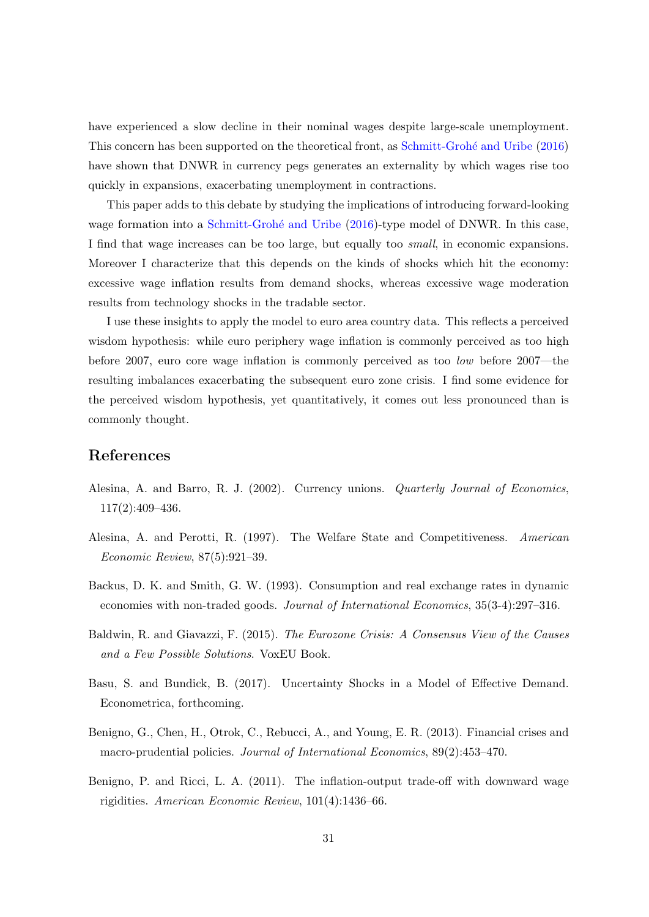have experienced a slow decline in their nominal wages despite large-scale unemployment. This concern has been supported on the theoretical front, as Schmitt-Grohé and Uribe (2016) have shown that DNWR in currency pegs generates an externality by which wages rise too quickly in expansions, exacerbating unemployment in contractions.

This paper adds to this debate by studying the implications of introducing forward-looking wage formation into a Schmitt-Grohé and Uribe (2016)-type model of DNWR. In this case, I find that wage increases can be too large, but equally too *small*, in economic expansions. Moreover I characterize that this depends on the kinds of shocks which hit the economy: excessive wage inflation results from demand shocks, whereas excessive wage moderation results from technology shocks in the tradable sector.

I use these insights to apply the model to euro area country data. This reflects a perceived wisdom hypothesis: while euro periphery wage inflation is commonly perceived as too high before 2007, euro core wage inflation is commonly perceived as too *low* before 2007—the resulting imbalances exacerbating the subsequent euro zone crisis. I find some evidence for the perceived wisdom hypothesis, yet quantitatively, it comes out less pronounced than is commonly thought.

## References

Alesina, A. and Barro, R. J. (2002). Currency unions. *Quarterly Journal of Economics*, 117(2):409–436.

Alesina, A. and Perotti, R. (1997). The Welfare State and Competitiveness. *American Economic Review*, 87(5):921–39.

Backus, D. K. and Smith, G. W. (1993). Consumption and real exchange rates in dynamic economies with non-traded goods. *Journal of International Economics*, 35(3-4):297–316.

Baldwin, R. and Giavazzi, F. (2015). *The Eurozone Crisis: A Consensus View of the Causes and a Few Possible Solutions*. VoxEU Book.

Basu, S. and Bundick, B. (2017). Uncertainty Shocks in a Model of Effective Demand. Econometrica, forthcoming.

Benigno, G., Chen, H., Otrok, C., Rebucci, A., and Young, E. R. (2013). Financial crises and macro-prudential policies. *Journal of International Economics*, 89(2):453–470.

Benigno, P. and Ricci, L. A. (2011). The inflation-output trade-off with downward wage rigidities. *American Economic Review*, 101(4):1436–66.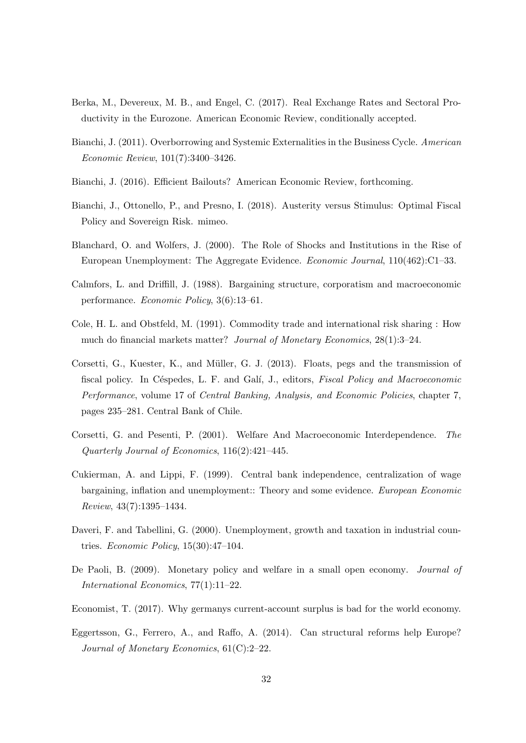Berka, M., Devereux, M. B., and Engel, C. (2017). Real Exchange Rates and Sectoral Productivity in the Eurozone. American Economic Review, conditionally accepted.

Bianchi, J. (2011). Overborrowing and Systemic Externalities in the Business Cycle. *American Economic Review*, 101(7):3400–3426.

Bianchi, J. (2016). Efficient Bailouts? American Economic Review, forthcoming.

Bianchi, J., Ottonello, P., and Presno, I. (2018). Austerity versus Stimulus: Optimal Fiscal Policy and Sovereign Risk. mimeo.

Blanchard, O. and Wolfers, J. (2000). The Role of Shocks and Institutions in the Rise of European Unemployment: The Aggregate Evidence. *Economic Journal*, 110(462):C1–33.

Calmfors, L. and Driffill, J. (1988). Bargaining structure, corporatism and macroeconomic performance. *Economic Policy*, 3(6):13–61.

Cole, H. L. and Obstfeld, M. (1991). Commodity trade and international risk sharing : How much do financial markets matter? *Journal of Monetary Economics*, 28(1):3–24.

Corsetti, G., Kuester, K., and Müller, G. J. (2013). Floats, pegs and the transmission of fiscal policy. In Céspedes, L. F. and Galí, J., editors, *Fiscal Policy and Macroeconomic Performance*, volume 17 of *Central Banking, Analysis, and Economic Policies*, chapter 7, pages 235–281. Central Bank of Chile.

Corsetti, G. and Pesenti, P. (2001). Welfare And Macroeconomic Interdependence. *The Quarterly Journal of Economics*, 116(2):421–445.

Cukierman, A. and Lippi, F. (1999). Central bank independence, centralization of wage bargaining, inflation and unemployment:: Theory and some evidence. *European Economic Review*, 43(7):1395–1434.

Daveri, F. and Tabellini, G. (2000). Unemployment, growth and taxation in industrial countries. *Economic Policy*, 15(30):47–104.

De Paoli, B. (2009). Monetary policy and welfare in a small open economy. *Journal of International Economics*, 77(1):11–22.

Economist, T. (2017). Why germanys current-account surplus is bad for the world economy.

Eggertsson, G., Ferrero, A., and Raffo, A. (2014). Can structural reforms help Europe? *Journal of Monetary Economics*, 61(C):2–22.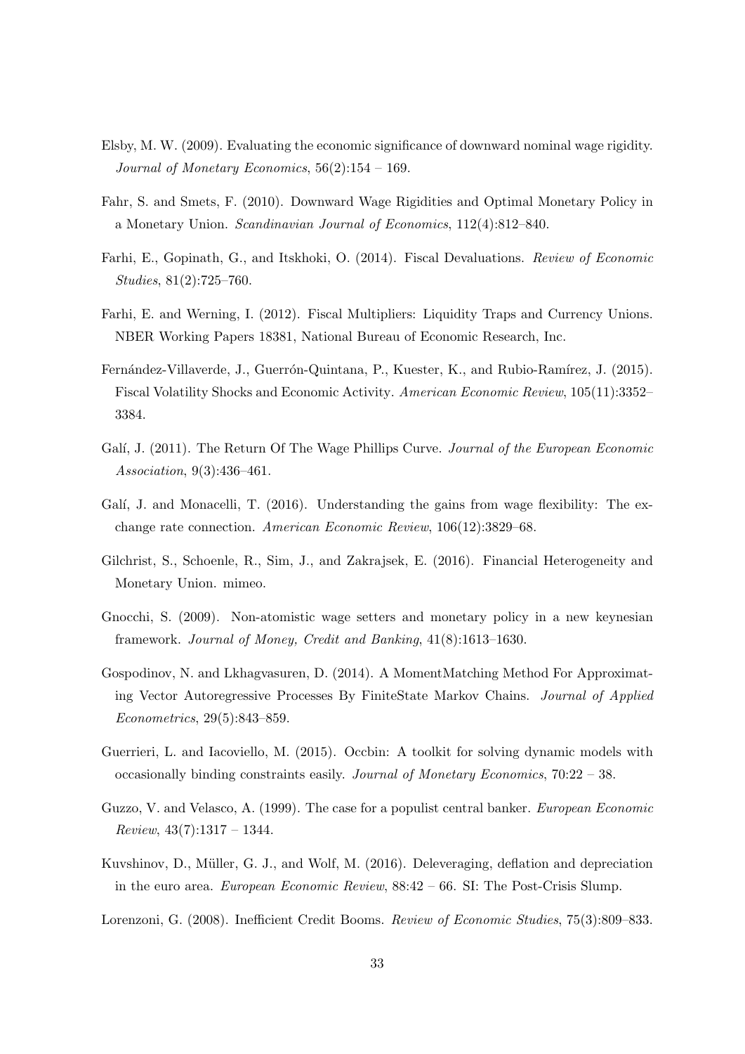Elsby, M. W. (2009). Evaluating the economic significance of downward nominal wage rigidity. *Journal of Monetary Economics*, 56(2):154 – 169.

Fahr, S. and Smets, F. (2010). Downward Wage Rigidities and Optimal Monetary Policy in a Monetary Union. *Scandinavian Journal of Economics*, 112(4):812–840.

Farhi, E., Gopinath, G., and Itskhoki, O. (2014). Fiscal Devaluations. *Review of Economic Studies*, 81(2):725–760.

Farhi, E. and Werning, I. (2012). Fiscal Multipliers: Liquidity Traps and Currency Unions. NBER Working Papers 18381, National Bureau of Economic Research, Inc.

Fernández-Villaverde, J., Guerrón-Quintana, P., Kuester, K., and Rubio-Ramírez, J. (2015). Fiscal Volatility Shocks and Economic Activity. *American Economic Review*, 105(11):3352–3384.

Galí, J. (2011). The Return Of The Wage Phillips Curve. *Journal of the European Economic Association*, 9(3):436–461.

Galí, J. and Monacelli, T. (2016). Understanding the gains from wage flexibility: The exchange rate connection. *American Economic Review*, 106(12):3829–68.

Gilchrist, S., Schoenle, R., Sim, J., and Zakrajsek, E. (2016). Financial Heterogeneity and Monetary Union. mimeo.

Gnocchi, S. (2009). Non-atomistic wage setters and monetary policy in a new keynesian framework. *Journal of Money, Credit and Banking*, 41(8):1613–1630.

Gospodinov, N. and Lkhagvasuren, D. (2014). A MomentMatching Method For Approximating Vector Autoregressive Processes By FiniteState Markov Chains. *Journal of Applied Econometrics*, 29(5):843–859.

Guerrieri, L. and Iacoviello, M. (2015). Occbin: A toolkit for solving dynamic models with occasionally binding constraints easily. *Journal of Monetary Economics*, 70:22 – 38.

Guzzo, V. and Velasco, A. (1999). The case for a populist central banker. *European Economic Review*, 43(7):1317 – 1344.

Kuvshinov, D., Müller, G. J., and Wolf, M. (2016). Deleveraging, deflation and depreciation in the euro area. *European Economic Review*, 88:42 – 66. SI: The Post-Crisis Slump.

Lorenzoni, G. (2008). Inefficient Credit Booms. *Review of Economic Studies*, 75(3):809–833.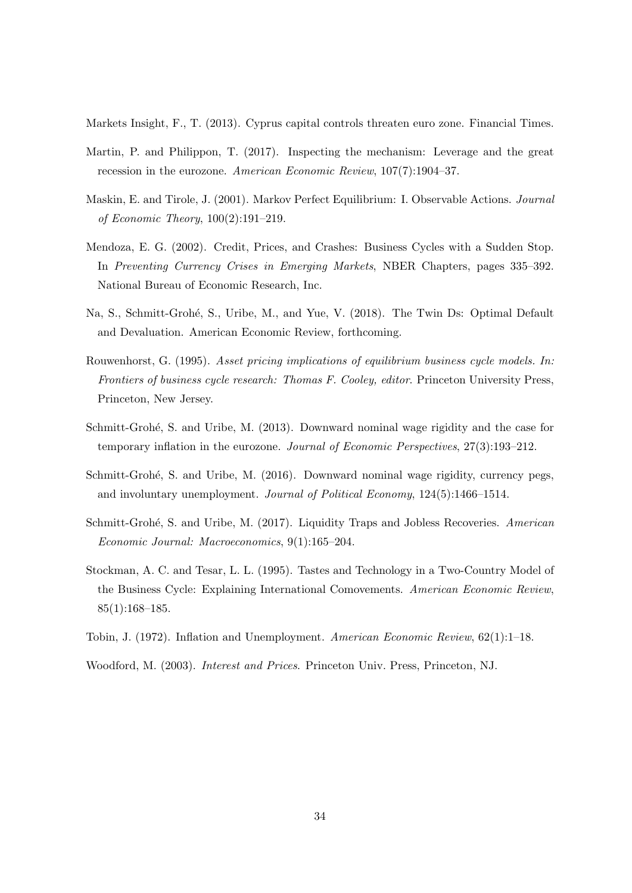Markets Insight, F., T. (2013). Cyprus capital controls threaten euro zone. Financial Times.

Martin, P. and Philippon, T. (2017). Inspecting the mechanism: Leverage and the great recession in the eurozone. *American Economic Review*, 107(7):1904–37.

Maskin, E. and Tirole, J. (2001). Markov Perfect Equilibrium: I. Observable Actions. *Journal of Economic Theory*, 100(2):191–219.

Mendoza, E. G. (2002). Credit, Prices, and Crashes: Business Cycles with a Sudden Stop. In *Preventing Currency Crises in Emerging Markets*, NBER Chapters, pages 335–392. National Bureau of Economic Research, Inc.

Na, S., Schmitt-Grohé, S., Uribe, M., and Yue, V. (2018). The Twin Ds: Optimal Default and Devaluation. American Economic Review, forthcoming.

Rouwenhorst, G. (1995). *Asset pricing implications of equilibrium business cycle models. In: Frontiers of business cycle research: Thomas F. Cooley, editor*. Princeton University Press, Princeton, New Jersey.

Schmitt-Grohé, S. and Uribe, M. (2013). Downward nominal wage rigidity and the case for temporary inflation in the eurozone. *Journal of Economic Perspectives*, 27(3):193–212.

Schmitt-Grohé, S. and Uribe, M. (2016). Downward nominal wage rigidity, currency pegs, and involuntary unemployment. *Journal of Political Economy*, 124(5):1466–1514.

Schmitt-Grohé, S. and Uribe, M. (2017). Liquidity Traps and Jobless Recoveries. *American Economic Journal: Macroeconomics*, 9(1):165–204.

Stockman, A. C. and Tesar, L. L. (1995). Tastes and Technology in a Two-Country Model of the Business Cycle: Explaining International Comovements. *American Economic Review*, 85(1):168–185.

Tobin, J. (1972). Inflation and Unemployment. *American Economic Review*, 62(1):1–18.

Woodford, M. (2003). *Interest and Prices*. Princeton Univ. Press, Princeton, NJ.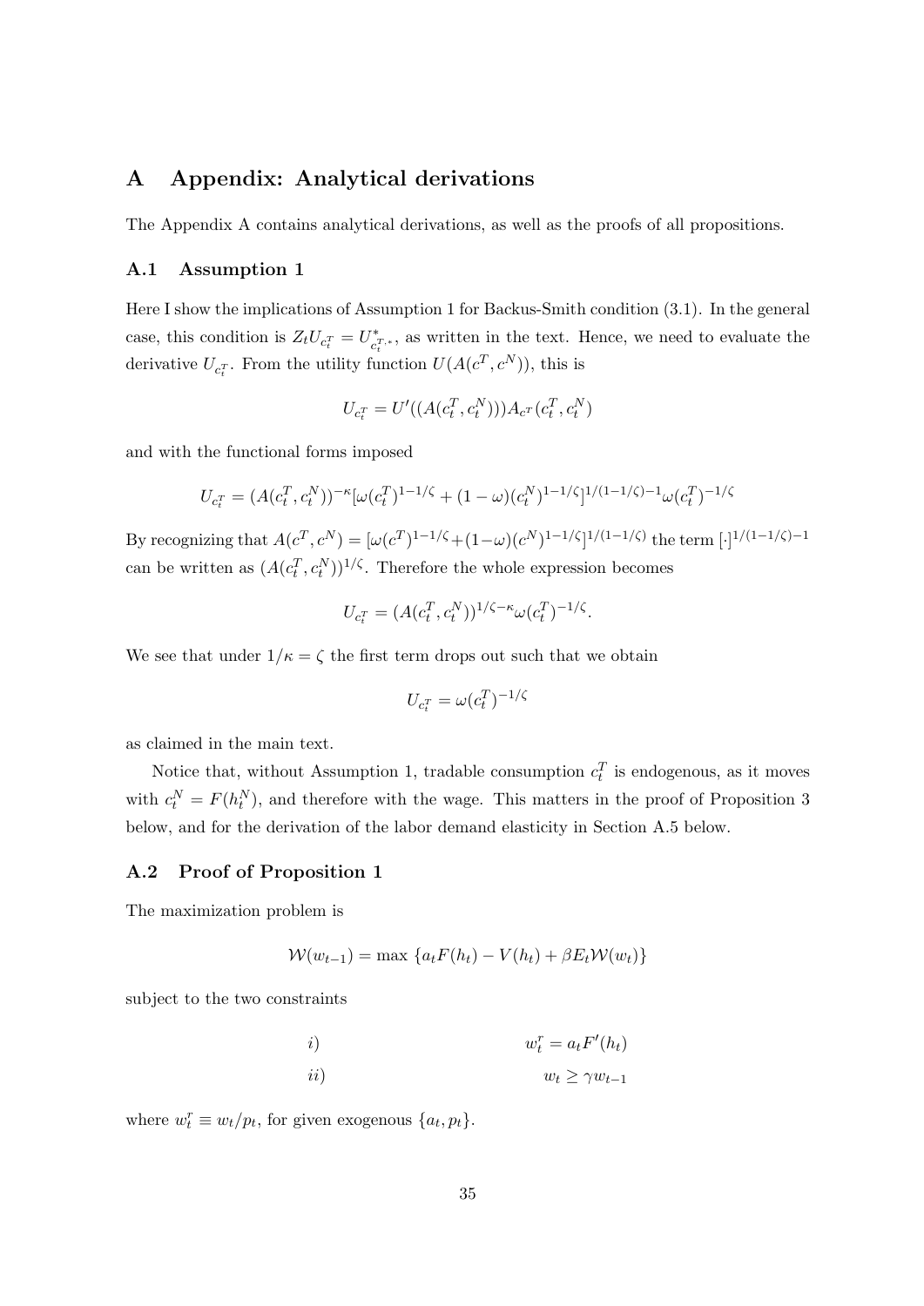# A Appendix: Analytical derivations

The Appendix A contains analytical derivations, as well as the proofs of all propositions.

## A.1 Assumption 1

Here I show the implications of Assumption 1 for Backus-Smith condition (3.1). In the general case, this condition is $Z_t U_{c_t^T} = U^*_{c_t^{T,*}}$, as written in the text. Hence, we need to evaluate the derivative $U_{c_t^T}$. From the utility function $U(A(c^T, c^N))$, this is

$$U_{c_t^T} = U'((A(c_t^T, c_t^N)))A_{c^T}(c_t^T, c_t^N)$$

and with the functional forms imposed

$$U_{c_t^T} = (A(c_t^T, c_t^N))^{-\kappa}[\omega(c_t^T)^{1-1/\zeta} + (1-\omega)(c_t^N)^{1-1/\zeta}]^{1/(1-1/\zeta)-1}\omega(c_t^T)^{-1/\zeta}$$

By recognizing that $A(c^T, c^N) = [\omega(c^T)^{1-1/\zeta} + (1-\omega)(c^N)^{1-1/\zeta}]^{1/(1-1/\zeta)}$ the term $[\cdot]^{1/(1-1/\zeta)-1}$ can be written as $(A(c_t^T, c_t^N))^{1/\zeta}$. Therefore the whole expression becomes

$$U_{c_t^T} = (A(c_t^T, c_t^N))^{1/\zeta - \kappa}\omega(c_t^T)^{-1/\zeta}.$$

We see that under $1/\kappa = \zeta$ the first term drops out such that we obtain

$$U_{c_t^T} = \omega(c_t^T)^{-1/\zeta}$$

as claimed in the main text.

Notice that, without Assumption 1, tradable consumption $c_t^T$ is endogenous, as it moves with $c_t^N = F(h_t^N)$, and therefore with the wage. This matters in the proof of Proposition 3 below, and for the derivation of the labor demand elasticity in Section A.5 below.

## A.2 Proof of Proposition 1

The maximization problem is

$$\mathcal{W}(w_{t-1}) = \max\ \{a_t F(h_t) - V(h_t) + \beta E_t \mathcal{W}(w_t)\}$$

subject to the two constraints

$$i) \qquad w_t^r = a_t F'(h_t)$$

$$ii) \qquad w_t \geq \gamma w_{t-1}$$

where $w_t^r \equiv w_t/p_t$, for given exogenous $\{a_t, p_t\}$.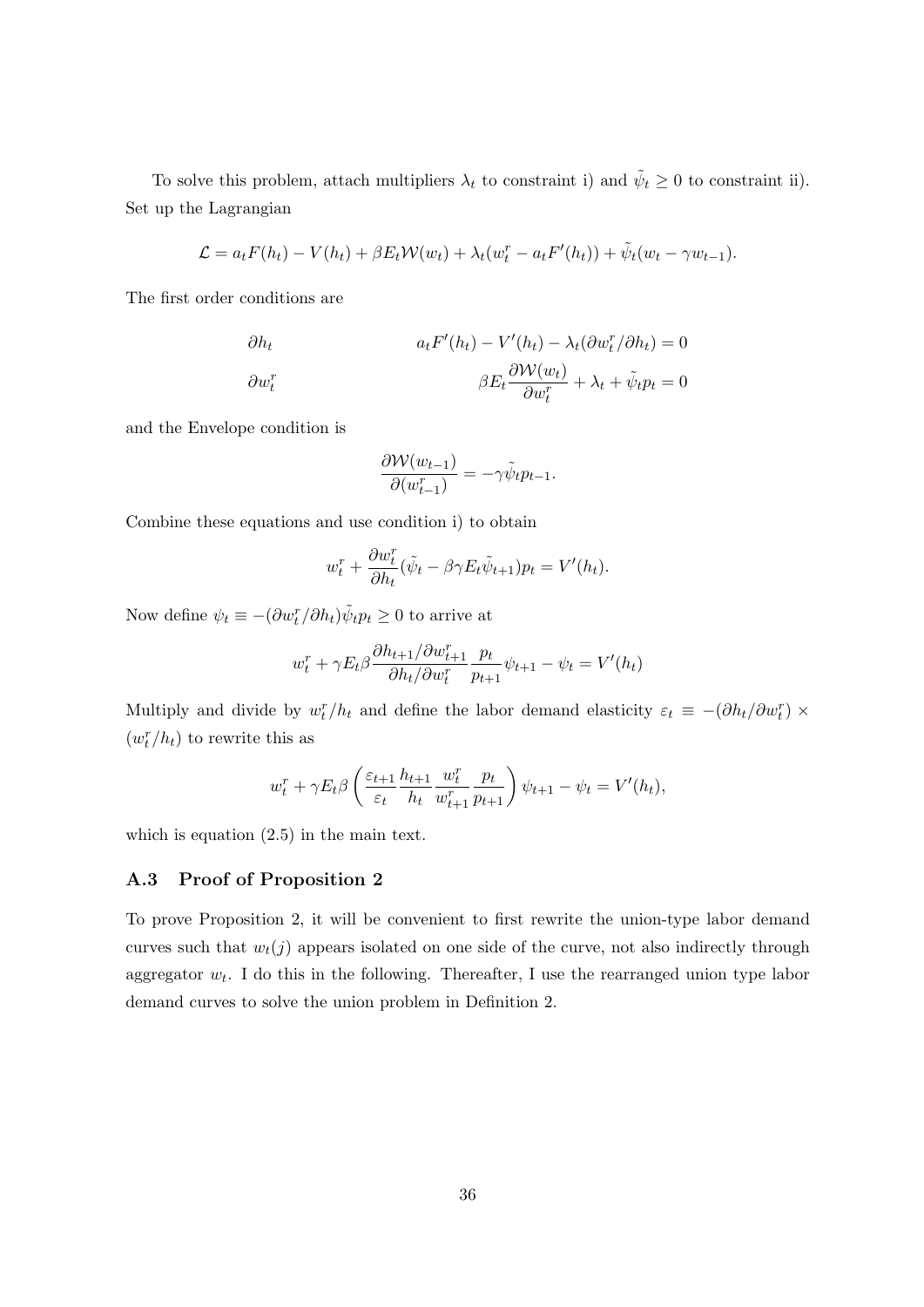To solve this problem, attach multipliers $\lambda_t$ to constraint i) and $\tilde{\psi}_t \geq 0$ to constraint ii). Set up the Lagrangian

$$\mathcal{L} = a_t F(h_t) - V(h_t) + \beta E_t \mathcal{W}(w_t) + \lambda_t (w_t^r - a_t F'(h_t)) + \tilde{\psi}_t (w_t - \gamma w_{t-1}).$$

The first order conditions are

$$\partial h_t \qquad\qquad a_t F'(h_t) - V'(h_t) - \lambda_t (\partial w_t^r / \partial h_t) = 0$$

$$\partial w_t^r \qquad\qquad \beta E_t \frac{\partial \mathcal{W}(w_t)}{\partial w_t^r} + \lambda_t + \tilde{\psi}_t p_t = 0$$

and the Envelope condition is

$$\frac{\partial \mathcal{W}(w_{t-1})}{\partial (w_{t-1}^r)} = -\gamma \tilde{\psi}_t p_{t-1}.$$

Combine these equations and use condition i) to obtain

$$w_t^r + \frac{\partial w_t^r}{\partial h_t} (\tilde{\psi}_t - \beta \gamma E_t \tilde{\psi}_{t+1}) p_t = V'(h_t).$$

Now define $\psi_t \equiv -(\partial w_t^r / \partial h_t) \tilde{\psi}_t p_t \geq 0$ to arrive at

$$w_t^r + \gamma E_t \beta \frac{\partial h_{t+1} / \partial w_{t+1}^r}{\partial h_t / \partial w_t^r} \frac{p_t}{p_{t+1}} \psi_{t+1} - \psi_t = V'(h_t)$$

Multiply and divide by $w_t^r / h_t$ and define the labor demand elasticity $\varepsilon_t \equiv -(\partial h_t / \partial w_t^r) \times (w_t^r / h_t)$ to rewrite this as

$$w_t^r + \gamma E_t \beta \left( \frac{\varepsilon_{t+1}}{\varepsilon_t} \frac{h_{t+1}}{h_t} \frac{w_t^r}{w_{t+1}^r} \frac{p_t}{p_{t+1}} \right) \psi_{t+1} - \psi_t = V'(h_t),$$

which is equation (2.5) in the main text.

### A.3 Proof of Proposition 2

To prove Proposition 2, it will be convenient to first rewrite the union-type labor demand curves such that $w_t(j)$ appears isolated on one side of the curve, not also indirectly through aggregator $w_t$. I do this in the following. Thereafter, I use the rearranged union type labor demand curves to solve the union problem in Definition 2.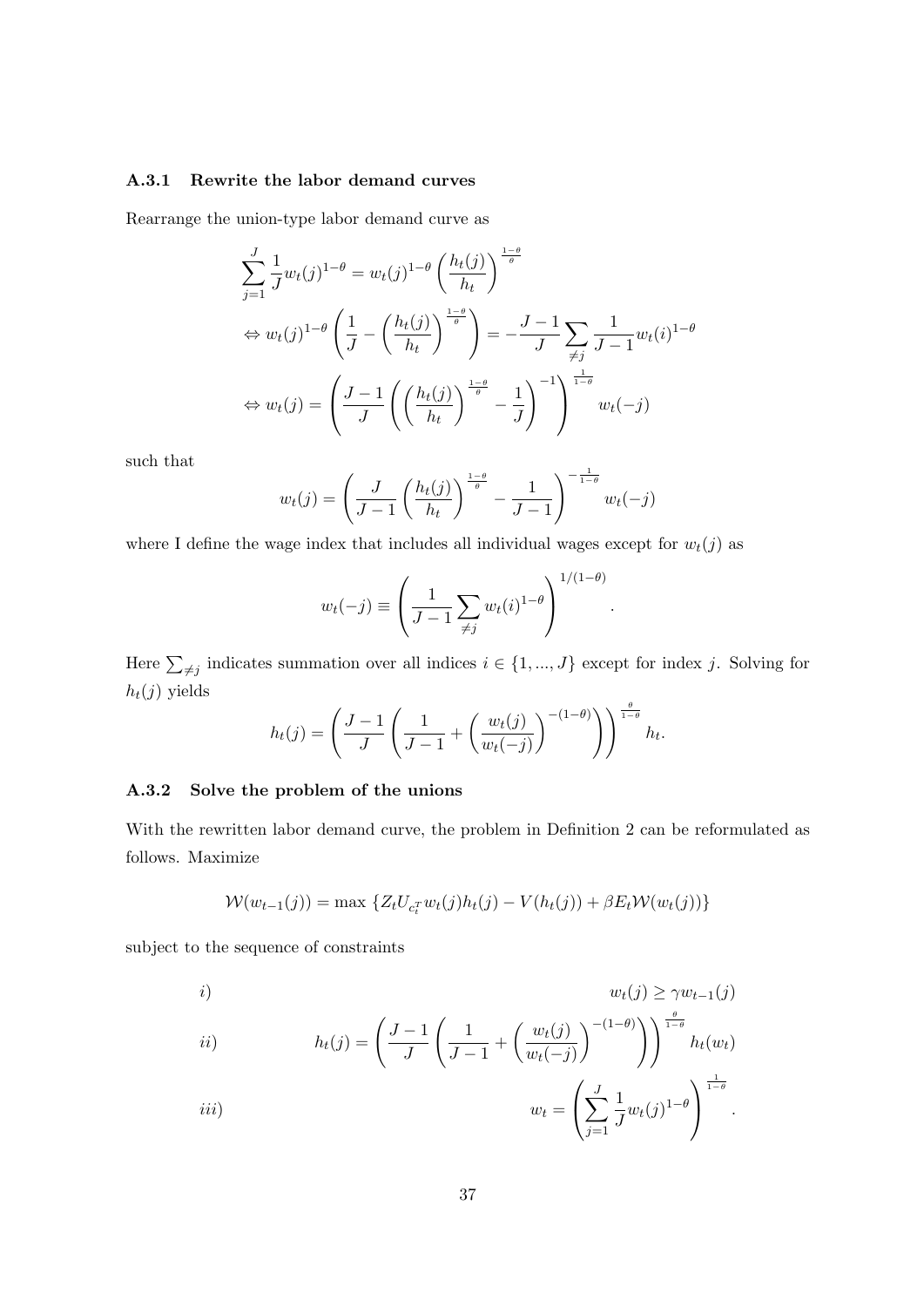### A.3.1 Rewrite the labor demand curves

Rearrange the union-type labor demand curve as

$$
\begin{aligned}
&\sum_{j=1}^{J} \frac{1}{J} w_t(j)^{1-\theta} = w_t(j)^{1-\theta} \left( \frac{h_t(j)}{h_t} \right)^{\frac{1-\theta}{\theta}} \\
\Leftrightarrow\ & w_t(j)^{1-\theta} \left( \frac{1}{J} - \left( \frac{h_t(j)}{h_t} \right)^{\frac{1-\theta}{\theta}} \right) = -\frac{J-1}{J} \sum_{\neq j} \frac{1}{J-1} w_t(i)^{1-\theta} \\
\Leftrightarrow\ & w_t(j) = \left( \frac{J-1}{J} \left( \left( \frac{h_t(j)}{h_t} \right)^{\frac{1-\theta}{\theta}} - \frac{1}{J} \right)^{-1} \right)^{\frac{1}{1-\theta}} w_t(-j)
\end{aligned}
$$

such that

$$
w_t(j) = \left( \frac{J}{J-1} \left( \frac{h_t(j)}{h_t} \right)^{\frac{1-\theta}{\theta}} - \frac{1}{J-1} \right)^{-\frac{1}{1-\theta}} w_t(-j)
$$

where I define the wage index that includes all individual wages except for $w_t(j)$ as

$$
w_t(-j) \equiv \left( \frac{1}{J-1} \sum_{\neq j} w_t(i)^{1-\theta} \right)^{1/(1-\theta)}.
$$

Here $\sum_{\neq j}$ indicates summation over all indices $i \in \{1, ..., J\}$ except for index $j$. Solving for $h_t(j)$ yields

$$
h_t(j) = \left( \frac{J-1}{J} \left( \frac{1}{J-1} + \left( \frac{w_t(j)}{w_t(-j)} \right)^{-(1-\theta)} \right) \right)^{\frac{\theta}{1-\theta}} h_t.
$$

### A.3.2 Solve the problem of the unions

With the rewritten labor demand curve, the problem in Definition 2 can be reformulated as follows. Maximize

$$
\mathcal{W}(w_{t-1}(j)) = \max \left\{ Z_t U_{c_t^T} w_t(j) h_t(j) - V(h_t(j)) + \beta E_t \mathcal{W}(w_t(j)) \right\}
$$

subject to the sequence of constraints

$$
i) \qquad w_t(j) \geq \gamma w_{t-1}(j)
$$

$$
ii) \qquad h_t(j) = \left( \frac{J-1}{J} \left( \frac{1}{J-1} + \left( \frac{w_t(j)}{w_t(-j)} \right)^{-(1-\theta)} \right) \right)^{\frac{\theta}{1-\theta}} h_t(w_t)
$$

$$
iii) \qquad w_t = \left( \sum_{j=1}^{J} \frac{1}{J} w_t(j)^{1-\theta} \right)^{\frac{1}{1-\theta}}.
$$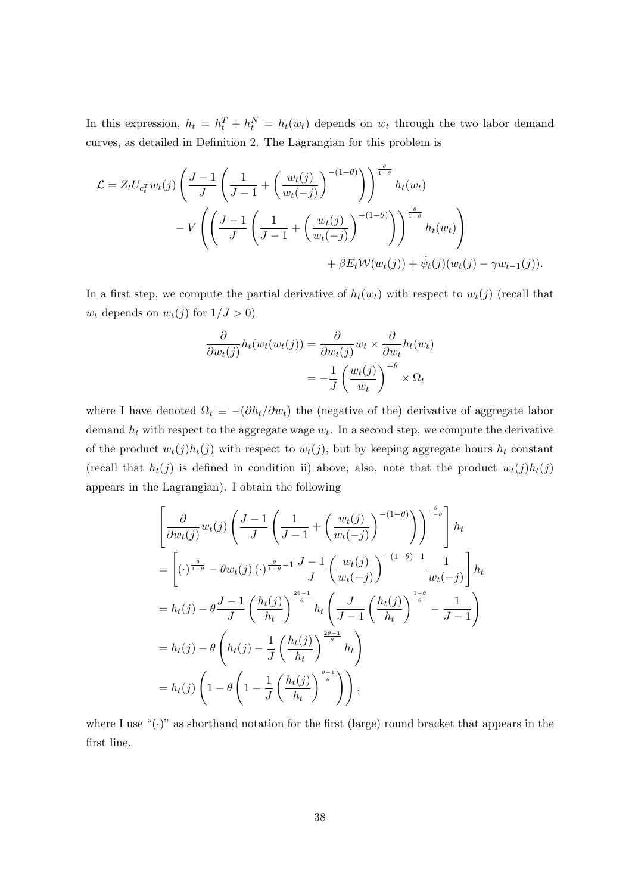In this expression, $h_t = h_t^T + h_t^N = h_t(w_t)$ depends on $w_t$ through the two labor demand curves, as detailed in Definition 2. The Lagrangian for this problem is

$$
\begin{aligned}
\mathcal{L} = Z_t U_{c_t^T} w_t(j) \left( \frac{J-1}{J} \left( \frac{1}{J-1} + \left( \frac{w_t(j)}{w_t(-j)} \right)^{-(1-\theta)} \right) \right)^{\frac{\theta}{1-\theta}} h_t(w_t) \\
- V \left( \left( \frac{J-1}{J} \left( \frac{1}{J-1} + \left( \frac{w_t(j)}{w_t(-j)} \right)^{-(1-\theta)} \right) \right)^{\frac{\theta}{1-\theta}} h_t(w_t) \right) \\
+ \beta E_t \mathcal{W}(w_t(j)) + \tilde{\psi}_t(j)(w_t(j) - \gamma w_{t-1}(j)).
\end{aligned}
$$

In a first step, we compute the partial derivative of $h_t(w_t)$ with respect to $w_t(j)$ (recall that $w_t$ depends on $w_t(j)$ for $1/J > 0$)

$$
\begin{aligned}
\frac{\partial}{\partial w_t(j)} h_t(w_t(w_t(j))) &= \frac{\partial}{\partial w_t(j)} w_t \times \frac{\partial}{\partial w_t} h_t(w_t) \\
&= -\frac{1}{J} \left( \frac{w_t(j)}{w_t} \right)^{-\theta} \times \Omega_t
\end{aligned}
$$

where I have denoted $\Omega_t \equiv -(\partial h_t / \partial w_t)$ the (negative of the) derivative of aggregate labor demand $h_t$ with respect to the aggregate wage $w_t$. In a second step, we compute the derivative of the product $w_t(j)h_t(j)$ with respect to $w_t(j)$, but by keeping aggregate hours $h_t$ constant (recall that $h_t(j)$ is defined in condition ii) above; also, note that the product $w_t(j)h_t(j)$ appears in the Lagrangian). I obtain the following

$$
\begin{aligned}
&\left[ \frac{\partial}{\partial w_t(j)} w_t(j) \left( \frac{J-1}{J} \left( \frac{1}{J-1} + \left( \frac{w_t(j)}{w_t(-j)} \right)^{-(1-\theta)} \right) \right)^{\frac{\theta}{1-\theta}} \right] h_t \\
&= \left[ (\cdot)^{\frac{\theta}{1-\theta}} - \theta w_t(j) \, (\cdot)^{\frac{\theta}{1-\theta}-1} \frac{J-1}{J} \left( \frac{w_t(j)}{w_t(-j)} \right)^{-(1-\theta)-1} \frac{1}{w_t(-j)} \right] h_t \\
&= h_t(j) - \theta \frac{J-1}{J} \left( \frac{h_t(j)}{h_t} \right)^{\frac{2\theta-1}{\theta}} h_t \left( \frac{J}{J-1} \left( \frac{h_t(j)}{h_t} \right)^{\frac{1-\theta}{\theta}} - \frac{1}{J-1} \right) \\
&= h_t(j) - \theta \left( h_t(j) - \frac{1}{J} \left( \frac{h_t(j)}{h_t} \right)^{\frac{2\theta-1}{\theta}} h_t \right) \\
&= h_t(j) \left( 1 - \theta \left( 1 - \frac{1}{J} \left( \frac{h_t(j)}{h_t} \right)^{\frac{\theta-1}{\theta}} \right) \right),
\end{aligned}
$$

where I use "$(\cdot)$" as shorthand notation for the first (large) round bracket that appears in the first line.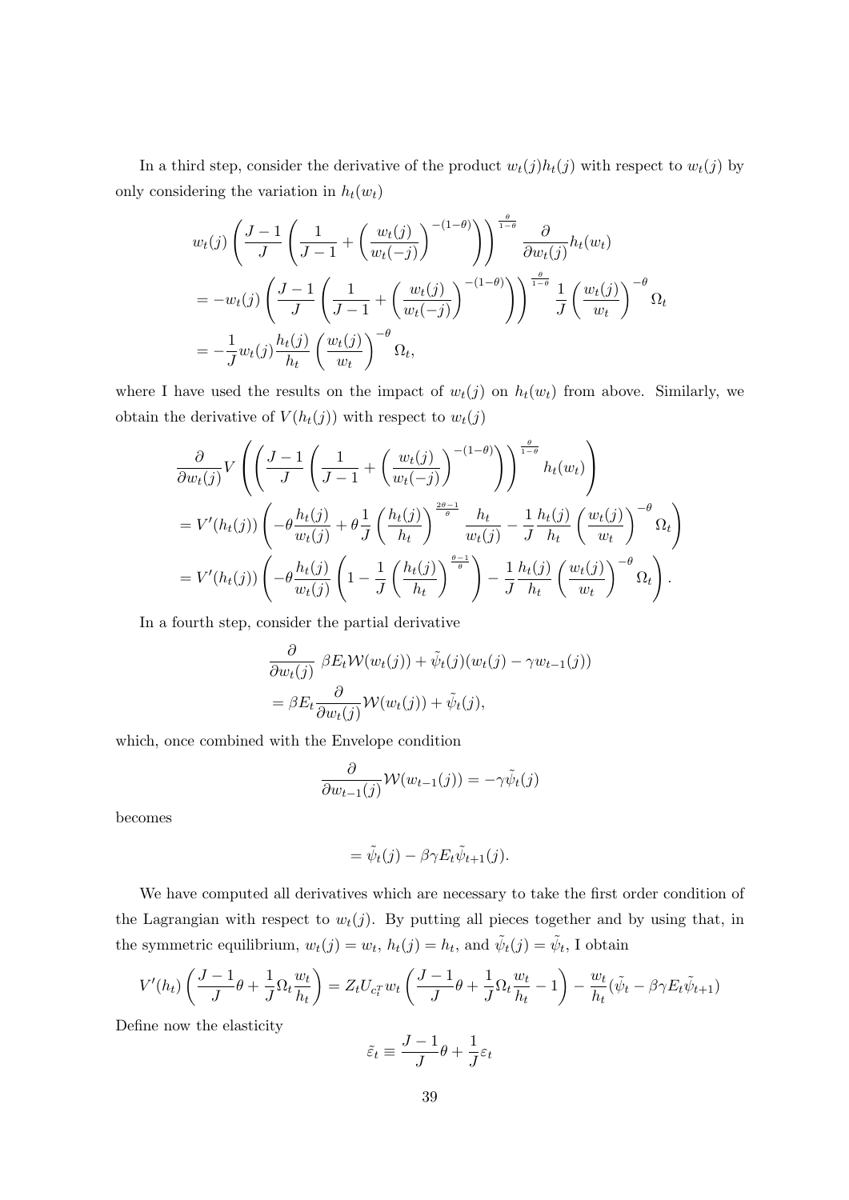In a third step, consider the derivative of the product $w_t(j)h_t(j)$ with respect to $w_t(j)$ by only considering the variation in $h_t(w_t)$

$$
\begin{aligned}
& w_t(j) \left( \frac{J-1}{J} \left( \frac{1}{J-1} + \left( \frac{w_t(j)}{w_t(-j)} \right)^{-(1-\theta)} \right) \right)^{\frac{\theta}{1-\theta}} \frac{\partial}{\partial w_t(j)} h_t(w_t) \\
&= -w_t(j) \left( \frac{J-1}{J} \left( \frac{1}{J-1} + \left( \frac{w_t(j)}{w_t(-j)} \right)^{-(1-\theta)} \right) \right)^{\frac{\theta}{1-\theta}} \frac{1}{J} \left( \frac{w_t(j)}{w_t} \right)^{-\theta} \Omega_t \\
&= -\frac{1}{J} w_t(j) \frac{h_t(j)}{h_t} \left( \frac{w_t(j)}{w_t} \right)^{-\theta} \Omega_t,
\end{aligned}
$$

where I have used the results on the impact of $w_t(j)$ on $h_t(w_t)$ from above. Similarly, we obtain the derivative of $V(h_t(j))$ with respect to $w_t(j)$

$$
\begin{aligned}
& \frac{\partial}{\partial w_t(j)} V \left( \left( \frac{J-1}{J} \left( \frac{1}{J-1} + \left( \frac{w_t(j)}{w_t(-j)} \right)^{-(1-\theta)} \right) \right)^{\frac{\theta}{1-\theta}} h_t(w_t) \right) \\
&= V'(h_t(j)) \left( -\theta \frac{h_t(j)}{w_t(j)} + \theta \frac{1}{J} \left( \frac{h_t(j)}{h_t} \right)^{\frac{2\theta-1}{\theta}} \frac{h_t}{w_t(j)} - \frac{1}{J} \frac{h_t(j)}{h_t} \left( \frac{w_t(j)}{w_t} \right)^{-\theta} \Omega_t \right) \\
&= V'(h_t(j)) \left( -\theta \frac{h_t(j)}{w_t(j)} \left( 1 - \frac{1}{J} \left( \frac{h_t(j)}{h_t} \right)^{\frac{\theta-1}{\theta}} \right) - \frac{1}{J} \frac{h_t(j)}{h_t} \left( \frac{w_t(j)}{w_t} \right)^{-\theta} \Omega_t \right).
\end{aligned}
$$

In a fourth step, consider the partial derivative

$$
\begin{aligned}
& \frac{\partial}{\partial w_t(j)} \; \beta E_t \mathcal{W}(w_t(j)) + \tilde{\psi}_t(j)(w_t(j) - \gamma w_{t-1}(j)) \\
&= \beta E_t \frac{\partial}{\partial w_t(j)} \mathcal{W}(w_t(j)) + \tilde{\psi}_t(j),
\end{aligned}
$$

which, once combined with the Envelope condition

$$
\frac{\partial}{\partial w_{t-1}(j)} \mathcal{W}(w_{t-1}(j)) = -\gamma \tilde{\psi}_t(j)
$$

becomes

$$
= \tilde{\psi}_t(j) - \beta \gamma E_t \tilde{\psi}_{t+1}(j).
$$

We have computed all derivatives which are necessary to take the first order condition of the Lagrangian with respect to $w_t(j)$. By putting all pieces together and by using that, in the symmetric equilibrium, $w_t(j) = w_t$, $h_t(j) = h_t$, and $\tilde{\psi}_t(j) = \tilde{\psi}_t$, I obtain

$$
V'(h_t) \left( \frac{J-1}{J}\theta + \frac{1}{J}\Omega_t \frac{w_t}{h_t} \right) = Z_t U_{c_t^T} w_t \left( \frac{J-1}{J}\theta + \frac{1}{J}\Omega_t \frac{w_t}{h_t} - 1 \right) - \frac{w_t}{h_t}(\tilde{\psi}_t - \beta\gamma E_t \tilde{\psi}_{t+1})
$$

Define now the elasticity

$$
\tilde{\varepsilon}_t \equiv \frac{J-1}{J}\theta + \frac{1}{J}\varepsilon_t
$$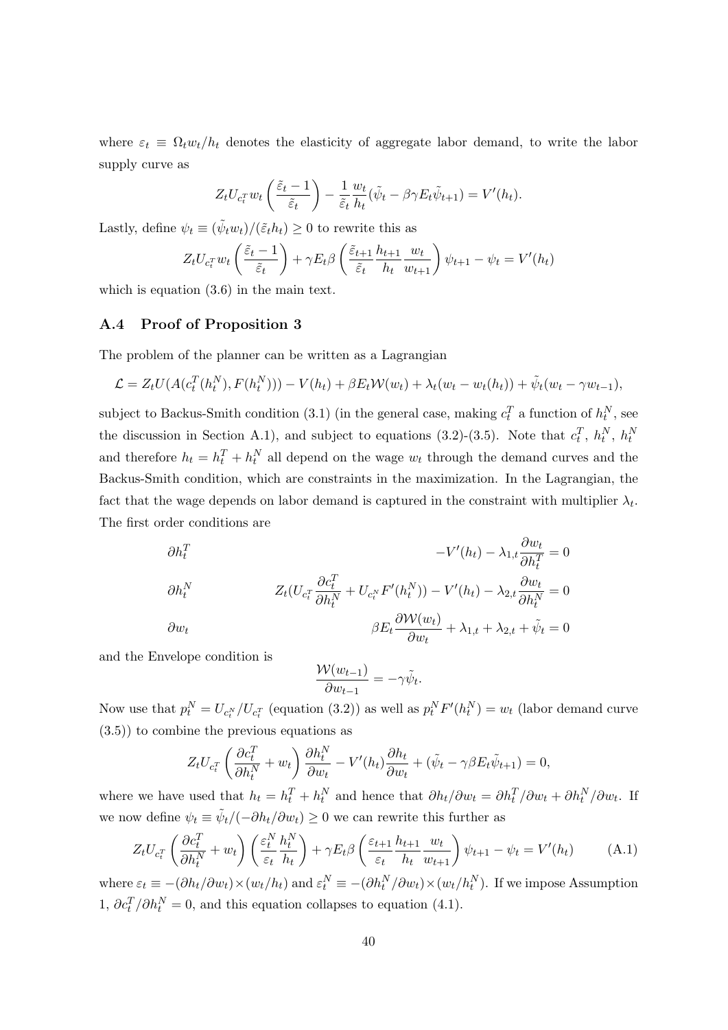where $\varepsilon_t \equiv \Omega_t w_t / h_t$ denotes the elasticity of aggregate labor demand, to write the labor supply curve as

$$Z_t U_{c_t^T} w_t \left( \frac{\tilde{\varepsilon}_t - 1}{\tilde{\varepsilon}_t} \right) - \frac{1}{\tilde{\varepsilon}_t} \frac{w_t}{h_t} (\tilde{\psi}_t - \beta \gamma E_t \tilde{\psi}_{t+1}) = V'(h_t).$$

Lastly, define $\psi_t \equiv (\tilde{\psi}_t w_t)/(\tilde{\varepsilon}_t h_t) \geq 0$ to rewrite this as

$$Z_t U_{c_t^T} w_t \left( \frac{\tilde{\varepsilon}_t - 1}{\tilde{\varepsilon}_t} \right) + \gamma E_t \beta \left( \frac{\tilde{\varepsilon}_{t+1}}{\tilde{\varepsilon}_t} \frac{h_{t+1}}{h_t} \frac{w_t}{w_{t+1}} \right) \psi_{t+1} - \psi_t = V'(h_t)$$

which is equation (3.6) in the main text.

## A.4 Proof of Proposition 3

The problem of the planner can be written as a Lagrangian

$$\mathcal{L} = Z_t U(A(c_t^T(h_t^N), F(h_t^N))) - V(h_t) + \beta E_t \mathcal{W}(w_t) + \lambda_t (w_t - w_t(h_t)) + \tilde{\psi}_t (w_t - \gamma w_{t-1}),$$

subject to Backus-Smith condition (3.1) (in the general case, making $c_t^T$ a function of $h_t^N$, see the discussion in Section A.1), and subject to equations (3.2)-(3.5). Note that $c_t^T$, $h_t^N$, $h_t^N$ and therefore $h_t = h_t^T + h_t^N$ all depend on the wage $w_t$ through the demand curves and the Backus-Smith condition, which are constraints in the maximization. In the Lagrangian, the fact that the wage depends on labor demand is captured in the constraint with multiplier $\lambda_t$. The first order conditions are

$$\partial h_t^T \qquad -V'(h_t) - \lambda_{1,t} \frac{\partial w_t}{\partial h_t^T} = 0$$

$$\partial h_t^N \qquad Z_t \left(U_{c_t^T} \frac{\partial c_t^T}{\partial h_t^N} + U_{c_t^N} F'(h_t^N)\right) - V'(h_t) - \lambda_{2,t} \frac{\partial w_t}{\partial h_t^N} = 0$$

$$\partial w_t \qquad \beta E_t \frac{\partial \mathcal{W}(w_t)}{\partial w_t} + \lambda_{1,t} + \lambda_{2,t} + \tilde{\psi}_t = 0$$

and the Envelope condition is

$$\frac{\mathcal{W}(w_{t-1})}{\partial w_{t-1}} = -\gamma \tilde{\psi}_t.$$

Now use that $p_t^N = U_{c_t^N}/U_{c_t^T}$ (equation (3.2)) as well as $p_t^N F'(h_t^N) = w_t$ (labor demand curve (3.5)) to combine the previous equations as

$$Z_t U_{c_t^T} \left( \frac{\partial c_t^T}{\partial h_t^N} + w_t \right) \frac{\partial h_t^N}{\partial w_t} - V'(h_t) \frac{\partial h_t}{\partial w_t} + (\tilde{\psi}_t - \gamma \beta E_t \tilde{\psi}_{t+1}) = 0,$$

where we have used that $h_t = h_t^T + h_t^N$ and hence that $\partial h_t / \partial w_t = \partial h_t^T / \partial w_t + \partial h_t^N / \partial w_t$. If we now define $\psi_t \equiv \tilde{\psi}_t / (-\partial h_t / \partial w_t) \geq 0$ we can rewrite this further as

$$Z_t U_{c_t^T} \left( \frac{\partial c_t^T}{\partial h_t^N} + w_t \right) \left( \frac{\varepsilon_t^N}{\varepsilon_t} \frac{h_t^N}{h_t} \right) + \gamma E_t \beta \left( \frac{\varepsilon_{t+1}}{\varepsilon_t} \frac{h_{t+1}}{h_t} \frac{w_t}{w_{t+1}} \right) \psi_{t+1} - \psi_t = V'(h_t) \tag{A.1}$$

where $\varepsilon_t \equiv -(\partial h_t / \partial w_t) \times (w_t / h_t)$ and $\varepsilon_t^N \equiv -(\partial h_t^N / \partial w_t) \times (w_t / h_t^N)$. If we impose Assumption 1, $\partial c_t^T / \partial h_t^N = 0$, and this equation collapses to equation (4.1).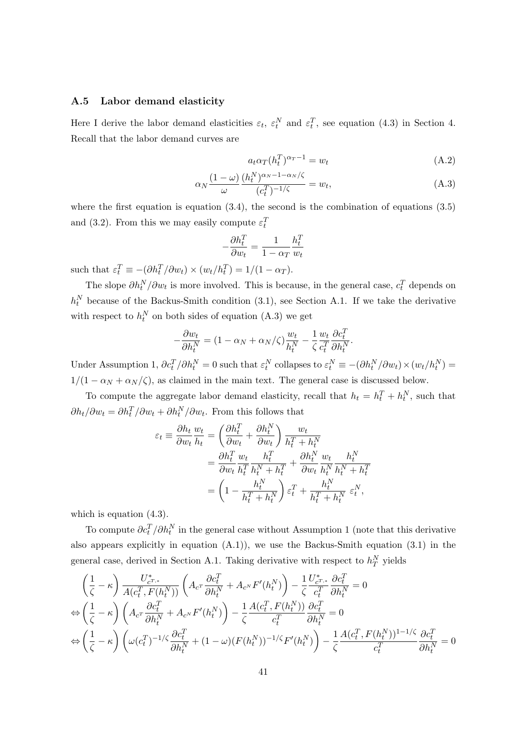### A.5 Labor demand elasticity

Here I derive the labor demand elasticities $\varepsilon_t$, $\varepsilon_t^N$ and $\varepsilon_t^T$, see equation (4.3) in Section 4. Recall that the labor demand curves are

$$a_t \alpha_T (h_t^T)^{\alpha_T - 1} = w_t \tag{A.2}$$

$$\alpha_N \frac{(1-\omega)}{\omega} \frac{(h_t^N)^{\alpha_N - 1 - \alpha_N/\zeta}}{(c_t^T)^{-1/\zeta}} = w_t, \tag{A.3}$$

where the first equation is equation (3.4), the second is the combination of equations (3.5) and (3.2). From this we may easily compute $\varepsilon_t^T$

$$-\frac{\partial h_t^T}{\partial w_t} = \frac{1}{1-\alpha_T} \frac{h_t^T}{w_t}$$

such that $\varepsilon_t^T \equiv -(\partial h_t^T / \partial w_t) \times (w_t / h_t^T) = 1/(1-\alpha_T)$.

The slope $\partial h_t^N / \partial w_t$ is more involved. This is because, in the general case, $c_t^T$ depends on $h_t^N$ because of the Backus-Smith condition (3.1), see Section A.1. If we take the derivative with respect to $h_t^N$ on both sides of equation (A.3) we get

$$-\frac{\partial w_t}{\partial h_t^N} = (1 - \alpha_N + \alpha_N/\zeta) \frac{w_t}{h_t^N} - \frac{1}{\zeta} \frac{w_t}{c_t^T} \frac{\partial c_t^T}{\partial h_t^N}.$$

Under Assumption 1, $\partial c_t^T / \partial h_t^N = 0$ such that $\varepsilon_t^N$ collapses to $\varepsilon_t^N \equiv -(\partial h_t^N / \partial w_t) \times (w_t / h_t^N) = 1/(1 - \alpha_N + \alpha_N/\zeta)$, as claimed in the main text. The general case is discussed below.

To compute the aggregate labor demand elasticity, recall that $h_t = h_t^T + h_t^N$, such that $\partial h_t / \partial w_t = \partial h_t^T / \partial w_t + \partial h_t^N / \partial w_t$. From this follows that

$$\begin{aligned}
\varepsilon_t \equiv \frac{\partial h_t}{\partial w_t} \frac{w_t}{h_t} &= \left( \frac{\partial h_t^T}{\partial w_t} + \frac{\partial h_t^N}{\partial w_t} \right) \frac{w_t}{h_t^T + h_t^N} \\
&= \frac{\partial h_t^T}{\partial w_t} \frac{w_t}{h_t^T} \frac{h_t^T}{h_t^N + h_t^T} + \frac{\partial h_t^N}{\partial w_t} \frac{w_t}{h_t^N} \frac{h_t^N}{h_t^N + h_t^T} \\
&= \left( 1 - \frac{h_t^N}{h_t^T + h_t^N} \right) \varepsilon_t^T + \frac{h_t^N}{h_t^T + h_t^N} \, \varepsilon_t^N,
\end{aligned}$$

which is equation (4.3).

To compute $\partial c_t^T / \partial h_t^N$ in the general case without Assumption 1 (note that this derivative also appears explicitly in equation (A.1)), we use the Backus-Smith equation (3.1) in the general case, derived in Section A.1. Taking derivative with respect to $h_T^N$ yields

$$\begin{aligned}
&\left( \frac{1}{\zeta} - \kappa \right) \frac{U^*_{c^T,*}}{A(c_t^T, F(h_t^N))} \left( A_{c^T} \frac{\partial c_t^T}{\partial h_t^N} + A_{c^N} F'(h_t^N) \right) - \frac{1}{\zeta} \frac{U^*_{c^T,*}}{c_t^T} \frac{\partial c_t^T}{\partial h_t^N} = 0 \\
\Leftrightarrow &\left( \frac{1}{\zeta} - \kappa \right) \left( A_{c^T} \frac{\partial c_t^T}{\partial h_t^N} + A_{c^N} F'(h_t^N) \right) - \frac{1}{\zeta} \frac{A(c_t^T, F(h_t^N))}{c_t^T} \frac{\partial c_t^T}{\partial h_t^N} = 0 \\
\Leftrightarrow &\left( \frac{1}{\zeta} - \kappa \right) \left( \omega (c_t^T)^{-1/\zeta} \frac{\partial c_t^T}{\partial h_t^N} + (1-\omega)(F(h_t^N))^{-1/\zeta} F'(h_t^N) \right) - \frac{1}{\zeta} \frac{A(c_t^T, F(h_t^N))^{1-1/\zeta}}{c_t^T} \frac{\partial c_t^T}{\partial h_t^N} = 0
\end{aligned}$$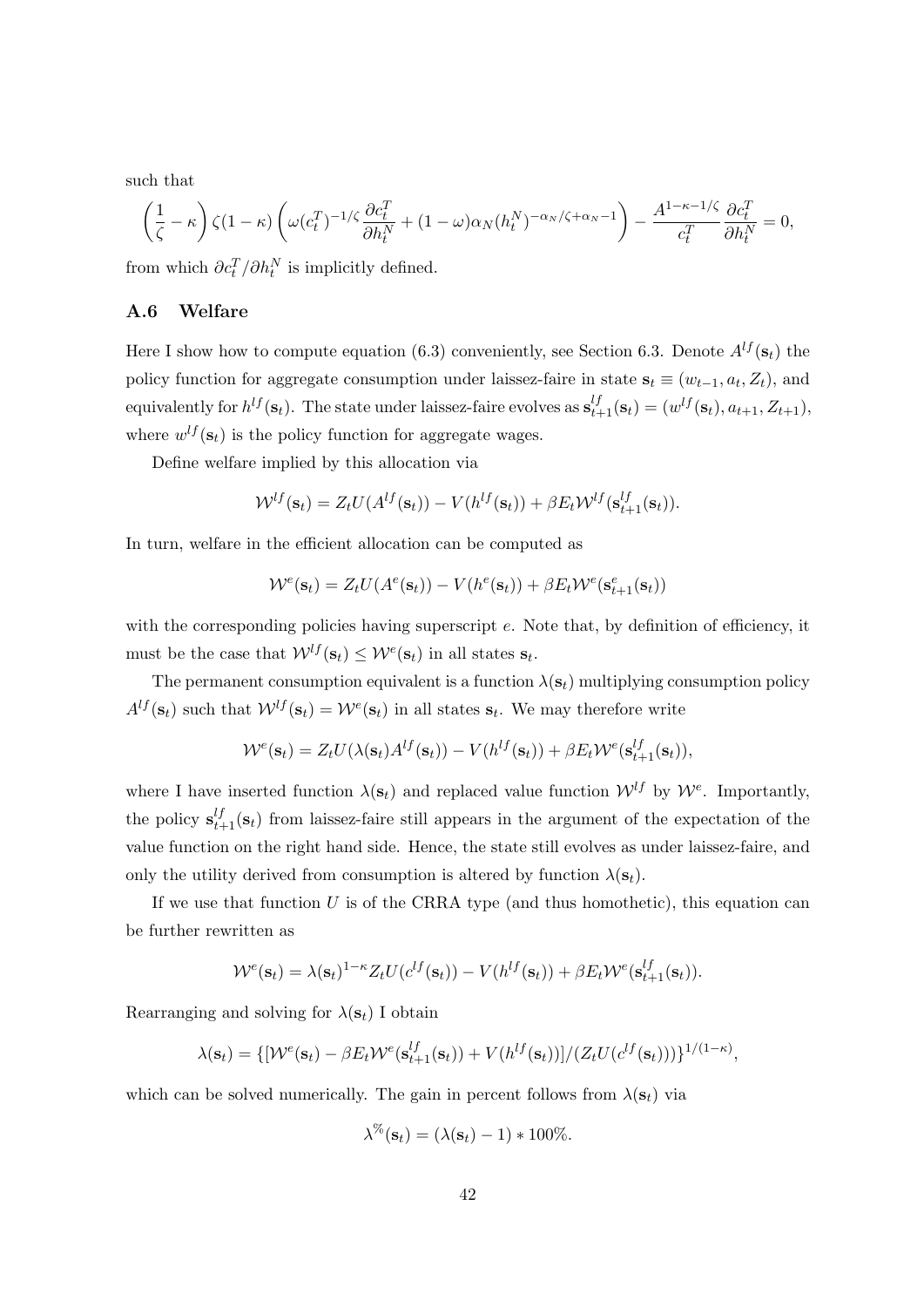such that

$$\left(\frac{1}{\zeta} - \kappa\right) \zeta(1-\kappa) \left(\omega (c_t^T)^{-1/\zeta} \frac{\partial c_t^T}{\partial h_t^N} + (1-\omega)\alpha_N (h_t^N)^{-\alpha_N/\zeta + \alpha_N - 1}\right) - \frac{A^{1-\kappa-1/\zeta}}{c_t^T} \frac{\partial c_t^T}{\partial h_t^N} = 0,$$

from which $\partial c_t^T / \partial h_t^N$ is implicitly defined.

### A.6 Welfare

Here I show how to compute equation (6.3) conveniently, see Section 6.3. Denote $A^{lf}(\mathbf{s}_t)$ the policy function for aggregate consumption under laissez-faire in state $\mathbf{s}_t \equiv (w_{t-1}, a_t, Z_t)$, and equivalently for $h^{lf}(\mathbf{s}_t)$. The state under laissez-faire evolves as $\mathbf{s}_{t+1}^{lf}(\mathbf{s}_t) = (w^{lf}(\mathbf{s}_t), a_{t+1}, Z_{t+1})$, where $w^{lf}(\mathbf{s}_t)$ is the policy function for aggregate wages.

Define welfare implied by this allocation via

$$\mathcal{W}^{lf}(\mathbf{s}_t) = Z_t U(A^{lf}(\mathbf{s}_t)) - V(h^{lf}(\mathbf{s}_t)) + \beta E_t \mathcal{W}^{lf}(\mathbf{s}_{t+1}^{lf}(\mathbf{s}_t)).$$

In turn, welfare in the efficient allocation can be computed as

$$\mathcal{W}^{e}(\mathbf{s}_t) = Z_t U(A^{e}(\mathbf{s}_t)) - V(h^{e}(\mathbf{s}_t)) + \beta E_t \mathcal{W}^{e}(\mathbf{s}_{t+1}^{e}(\mathbf{s}_t))$$

with the corresponding policies having superscript $e$. Note that, by definition of efficiency, it must be the case that $\mathcal{W}^{lf}(\mathbf{s}_t) \leq \mathcal{W}^{e}(\mathbf{s}_t)$ in all states $\mathbf{s}_t$.

The permanent consumption equivalent is a function $\lambda(\mathbf{s}_t)$ multiplying consumption policy $A^{lf}(\mathbf{s}_t)$ such that $\mathcal{W}^{lf}(\mathbf{s}_t) = \mathcal{W}^{e}(\mathbf{s}_t)$ in all states $\mathbf{s}_t$. We may therefore write

$$\mathcal{W}^{e}(\mathbf{s}_t) = Z_t U(\lambda(\mathbf{s}_t) A^{lf}(\mathbf{s}_t)) - V(h^{lf}(\mathbf{s}_t)) + \beta E_t \mathcal{W}^{e}(\mathbf{s}_{t+1}^{lf}(\mathbf{s}_t)),$$

where I have inserted function $\lambda(\mathbf{s}_t)$ and replaced value function $\mathcal{W}^{lf}$ by $\mathcal{W}^{e}$. Importantly, the policy $\mathbf{s}_{t+1}^{lf}(\mathbf{s}_t)$ from laissez-faire still appears in the argument of the expectation of the value function on the right hand side. Hence, the state still evolves as under laissez-faire, and only the utility derived from consumption is altered by function $\lambda(\mathbf{s}_t)$.

If we use that function $U$ is of the CRRA type (and thus homothetic), this equation can be further rewritten as

$$\mathcal{W}^{e}(\mathbf{s}_t) = \lambda(\mathbf{s}_t)^{1-\kappa} Z_t U(c^{lf}(\mathbf{s}_t)) - V(h^{lf}(\mathbf{s}_t)) + \beta E_t \mathcal{W}^{e}(\mathbf{s}_{t+1}^{lf}(\mathbf{s}_t)).$$

Rearranging and solving for $\lambda(\mathbf{s}_t)$ I obtain

$$\lambda(\mathbf{s}_t) = \{[\mathcal{W}^{e}(\mathbf{s}_t) - \beta E_t \mathcal{W}^{e}(\mathbf{s}_{t+1}^{lf}(\mathbf{s}_t)) + V(h^{lf}(\mathbf{s}_t))]/(Z_t U(c^{lf}(\mathbf{s}_t)))\}^{1/(1-\kappa)},$$

which can be solved numerically. The gain in percent follows from $\lambda(\mathbf{s}_t)$ via

$$\lambda^{\%}(\mathbf{s}_t) = (\lambda(\mathbf{s}_t) - 1) * 100\%.$$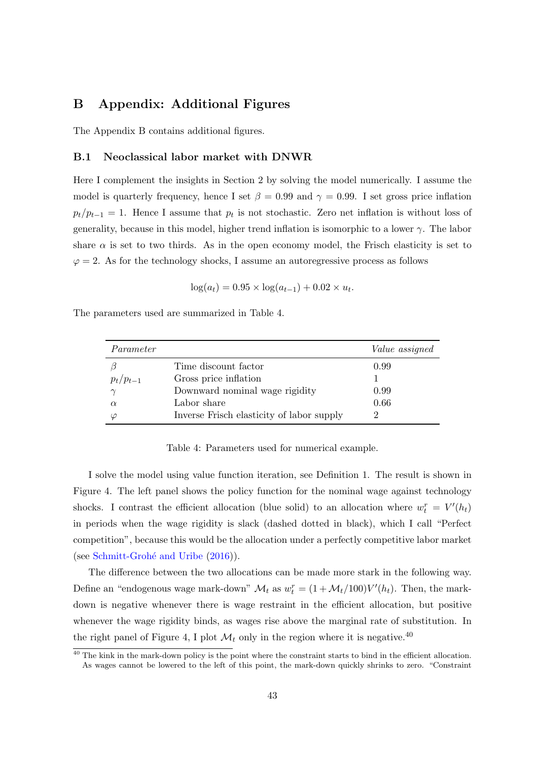# B Appendix: Additional Figures

The Appendix B contains additional figures.

## B.1 Neoclassical labor market with DNWR

Here I complement the insights in Section 2 by solving the model numerically. I assume the model is quarterly frequency, hence I set $\beta = 0.99$ and $\gamma = 0.99$. I set gross price inflation $p_t/p_{t-1} = 1$. Hence I assume that $p_t$ is not stochastic. Zero net inflation is without loss of generality, because in this model, higher trend inflation is isomorphic to a lower $\gamma$. The labor share $\alpha$ is set to two thirds. As in the open economy model, the Frisch elasticity is set to $\varphi = 2$. As for the technology shocks, I assume an autoregressive process as follows

$$\log(a_t) = 0.95 \times \log(a_{t-1}) + 0.02 \times u_t.$$

The parameters used are summarized in Table 4.

| *Parameter* | | *Value assigned* |
|---|---|---|
| $\beta$ | Time discount factor | 0.99 |
| $p_t/p_{t-1}$ | Gross price inflation | 1 |
| $\gamma$ | Downward nominal wage rigidity | 0.99 |
| $\alpha$ | Labor share | 0.66 |
| $\varphi$ | Inverse Frisch elasticity of labor supply | 2 |

Table 4: Parameters used for numerical example.

I solve the model using value function iteration, see Definition 1. The result is shown in Figure 4. The left panel shows the policy function for the nominal wage against technology shocks. I contrast the efficient allocation (blue solid) to an allocation where $w_t^r = V'(h_t)$ in periods when the wage rigidity is slack (dashed dotted in black), which I call "Perfect competition", because this would be the allocation under a perfectly competitive labor market (see Schmitt-Grohé and Uribe (2016)).

The difference between the two allocations can be made more stark in the following way. Define an "endogenous wage mark-down" $\mathcal{M}_t$ as $w_t^r = (1 + \mathcal{M}_t/100)V'(h_t)$. Then, the mark-down is negative whenever there is wage restraint in the efficient allocation, but positive whenever the wage rigidity binds, as wages rise above the marginal rate of substitution. In the right panel of Figure 4, I plot $\mathcal{M}_t$ only in the region where it is negative.[40]

[40] The kink in the mark-down policy is the point where the constraint starts to bind in the efficient allocation. As wages cannot be lowered to the left of this point, the mark-down quickly shrinks to zero. "Constraint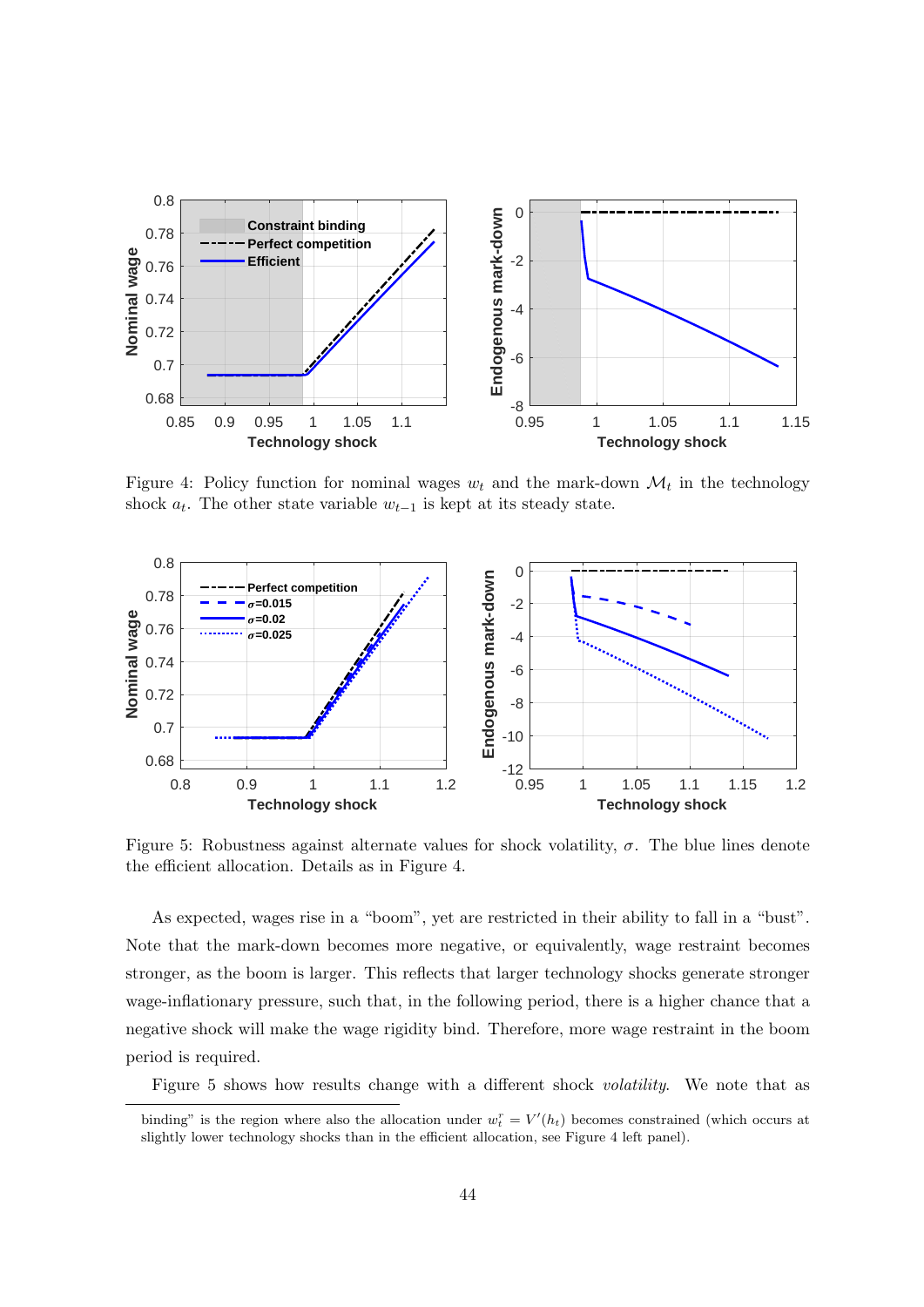Figure 4: Policy function for nominal wages $w_t$ and the mark-down $\mathcal{M}_t$ in the technology shock $a_t$. The other state variable $w_{t-1}$ is kept at its steady state.

Figure 5: Robustness against alternate values for shock volatility, $\sigma$. The blue lines denote the efficient allocation. Details as in Figure 4.

As expected, wages rise in a "boom", yet are restricted in their ability to fall in a "bust". Note that the mark-down becomes more negative, or equivalently, wage restraint becomes stronger, as the boom is larger. This reflects that larger technology shocks generate stronger wage-inflationary pressure, such that, in the following period, there is a higher chance that a negative shock will make the wage rigidity bind. Therefore, more wage restraint in the boom period is required.

Figure 5 shows how results change with a different shock *volatility*. We note that as

binding" is the region where also the allocation under $w_t^r = V'(h_t)$ becomes constrained (which occurs at slightly lower technology shocks than in the efficient allocation, see Figure 4 left panel).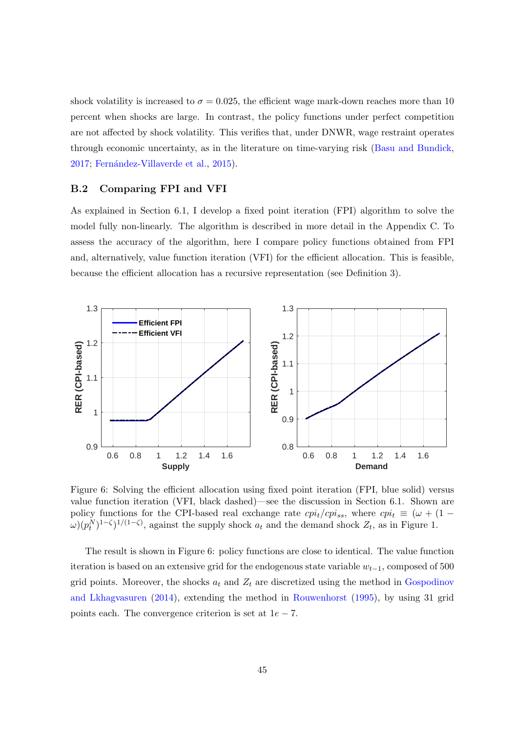shock volatility is increased to $\sigma = 0.025$, the efficient wage mark-down reaches more than 10 percent when shocks are large. In contrast, the policy functions under perfect competition are not affected by shock volatility. This verifies that, under DNWR, wage restraint operates through economic uncertainty, as in the literature on time-varying risk (Basu and Bundick, 2017; Fernández-Villaverde et al., 2015).

## B.2 Comparing FPI and VFI

As explained in Section 6.1, I develop a fixed point iteration (FPI) algorithm to solve the model fully non-linearly. The algorithm is described in more detail in the Appendix C. To assess the accuracy of the algorithm, here I compare policy functions obtained from FPI and, alternatively, value function iteration (VFI) for the efficient allocation. This is feasible, because the efficient allocation has a recursive representation (see Definition 3).

Figure 6: Solving the efficient allocation using fixed point iteration (FPI, blue solid) versus value function iteration (VFI, black dashed)—see the discussion in Section 6.1. Shown are policy functions for the CPI-based real exchange rate $cpi_t/cpi_{ss}$, where $cpi_t \equiv (\omega + (1-\omega)(p_t^N)^{1-\zeta})^{1/(1-\zeta)}$, against the supply shock $a_t$ and the demand shock $Z_t$, as in Figure 1.

The result is shown in Figure 6: policy functions are close to identical. The value function iteration is based on an extensive grid for the endogenous state variable $w_{t-1}$, composed of 500 grid points. Moreover, the shocks $a_t$ and $Z_t$ are discretized using the method in Gospodinov and Lkhagvasuren (2014), extending the method in Rouwenhorst (1995), by using 31 grid points each. The convergence criterion is set at $1e-7$.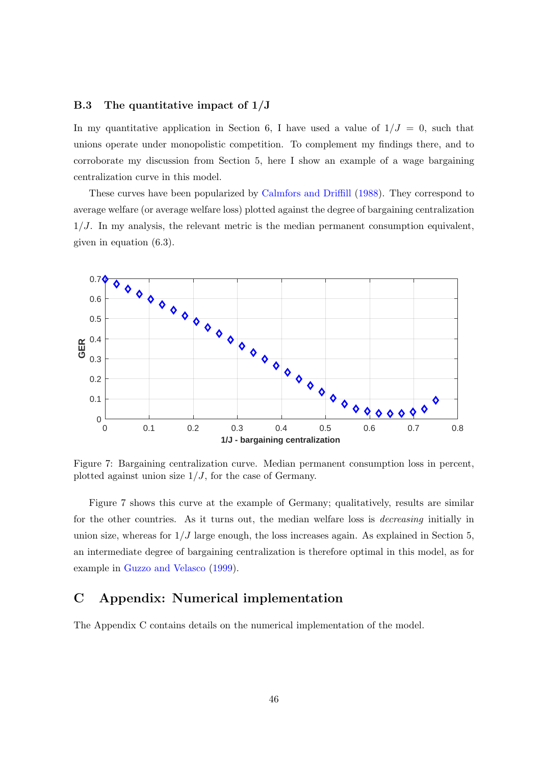### B.3 The quantitative impact of 1/J

In my quantitative application in Section 6, I have used a value of $1/J = 0$, such that unions operate under monopolistic competition. To complement my findings there, and to corroborate my discussion from Section 5, here I show an example of a wage bargaining centralization curve in this model.

These curves have been popularized by Calmfors and Driffill (1988). They correspond to average welfare (or average welfare loss) plotted against the degree of bargaining centralization $1/J$. In my analysis, the relevant metric is the median permanent consumption equivalent, given in equation (6.3).

Figure 7: Bargaining centralization curve. Median permanent consumption loss in percent, plotted against union size $1/J$, for the case of Germany.

Figure 7 shows this curve at the example of Germany; qualitatively, results are similar for the other countries. As it turns out, the median welfare loss is *decreasing* initially in union size, whereas for $1/J$ large enough, the loss increases again. As explained in Section 5, an intermediate degree of bargaining centralization is therefore optimal in this model, as for example in Guzzo and Velasco (1999).

## C Appendix: Numerical implementation

The Appendix C contains details on the numerical implementation of the model.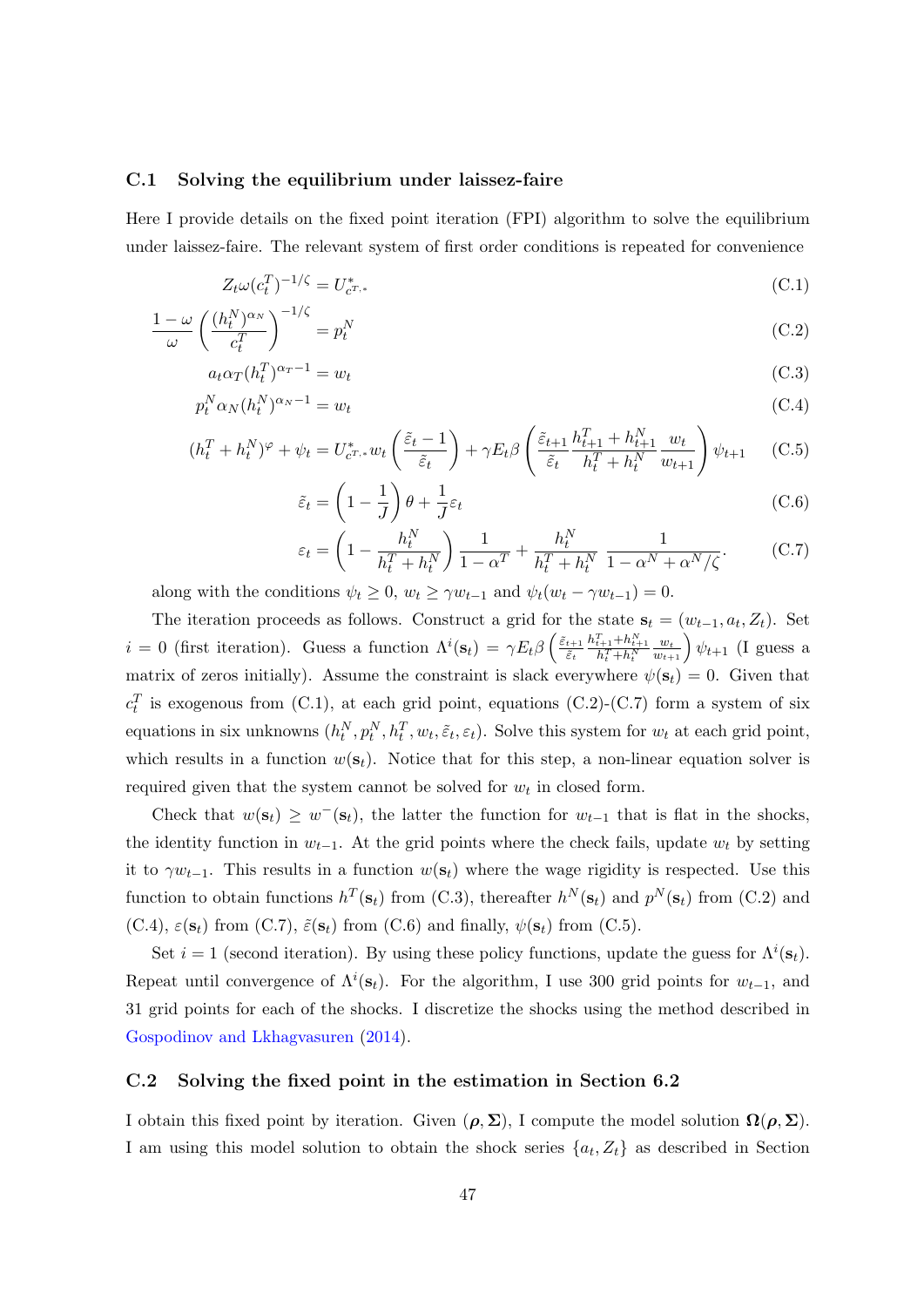### C.1 Solving the equilibrium under laissez-faire

Here I provide details on the fixed point iteration (FPI) algorithm to solve the equilibrium under laissez-faire. The relevant system of first order conditions is repeated for convenience

$$Z_t \omega (c_t^T)^{-1/\zeta} = U^*_{c^{T,*}} \tag{C.1}$$

$$\frac{1-\omega}{\omega} \left( \frac{(h_t^N)^{\alpha_N}}{c_t^T} \right)^{-1/\zeta} = p_t^N \tag{C.2}$$

$$a_t \alpha_T (h_t^T)^{\alpha_T - 1} = w_t \tag{C.3}$$

$$p_t^N \alpha_N (h_t^N)^{\alpha_N - 1} = w_t \tag{C.4}$$

$$(h_t^T + h_t^N)^{\varphi} + \psi_t = U^*_{c^{T,*}} w_t \left( \frac{\tilde{\varepsilon}_t - 1}{\tilde{\varepsilon}_t} \right) + \gamma E_t \beta \left( \frac{\tilde{\varepsilon}_{t+1}}{\tilde{\varepsilon}_t} \frac{h_{t+1}^T + h_{t+1}^N}{h_t^T + h_t^N} \frac{w_t}{w_{t+1}} \right) \psi_{t+1} \tag{C.5}$$

$$\tilde{\varepsilon}_t = \left( 1 - \frac{1}{J} \right) \theta + \frac{1}{J} \varepsilon_t \tag{C.6}$$

$$\varepsilon_t = \left( 1 - \frac{h_t^N}{h_t^T + h_t^N} \right) \frac{1}{1 - \alpha^T} + \frac{h_t^N}{h_t^T + h_t^N} \frac{1}{1 - \alpha^N + \alpha^N / \zeta}. \tag{C.7}$$

along with the conditions $\psi_t \geq 0$, $w_t \geq \gamma w_{t-1}$ and $\psi_t (w_t - \gamma w_{t-1}) = 0$.

The iteration proceeds as follows. Construct a grid for the state $\mathbf{s}_t = (w_{t-1}, a_t, Z_t)$. Set $i = 0$ (first iteration). Guess a function $\Lambda^i(\mathbf{s}_t) = \gamma E_t \beta \left( \frac{\tilde{\varepsilon}_{t+1}}{\tilde{\varepsilon}_t} \frac{h_{t+1}^T + h_{t+1}^N}{h_t^T + h_t^N} \frac{w_t}{w_{t+1}} \right) \psi_{t+1}$ (I guess a matrix of zeros initially). Assume the constraint is slack everywhere $\psi(\mathbf{s}_t) = 0$. Given that $c_t^T$ is exogenous from (C.1), at each grid point, equations (C.2)-(C.7) form a system of six equations in six unknowns $(h_t^N, p_t^N, h_t^T, w_t, \tilde{\varepsilon}_t, \varepsilon_t)$. Solve this system for $w_t$ at each grid point, which results in a function $w(\mathbf{s}_t)$. Notice that for this step, a non-linear equation solver is required given that the system cannot be solved for $w_t$ in closed form.

Check that $w(\mathbf{s}_t) \geq w^-(\mathbf{s}_t)$, the latter the function for $w_{t-1}$ that is flat in the shocks, the identity function in $w_{t-1}$. At the grid points where the check fails, update $w_t$ by setting it to $\gamma w_{t-1}$. This results in a function $w(\mathbf{s}_t)$ where the wage rigidity is respected. Use this function to obtain functions $h^T(\mathbf{s}_t)$ from (C.3), thereafter $h^N(\mathbf{s}_t)$ and $p^N(\mathbf{s}_t)$ from (C.2) and (C.4), $\varepsilon(\mathbf{s}_t)$ from (C.7), $\tilde{\varepsilon}(\mathbf{s}_t)$ from (C.6) and finally, $\psi(\mathbf{s}_t)$ from (C.5).

Set $i = 1$ (second iteration). By using these policy functions, update the guess for $\Lambda^i(\mathbf{s}_t)$. Repeat until convergence of $\Lambda^i(\mathbf{s}_t)$. For the algorithm, I use 300 grid points for $w_{t-1}$, and 31 grid points for each of the shocks. I discretize the shocks using the method described in Gospodinov and Lkhagvasuren (2014).

### C.2 Solving the fixed point in the estimation in Section 6.2

I obtain this fixed point by iteration. Given $(\boldsymbol{\rho}, \boldsymbol{\Sigma})$, I compute the model solution $\boldsymbol{\Omega}(\boldsymbol{\rho}, \boldsymbol{\Sigma})$. I am using this model solution to obtain the shock series $\{a_t, Z_t\}$ as described in Section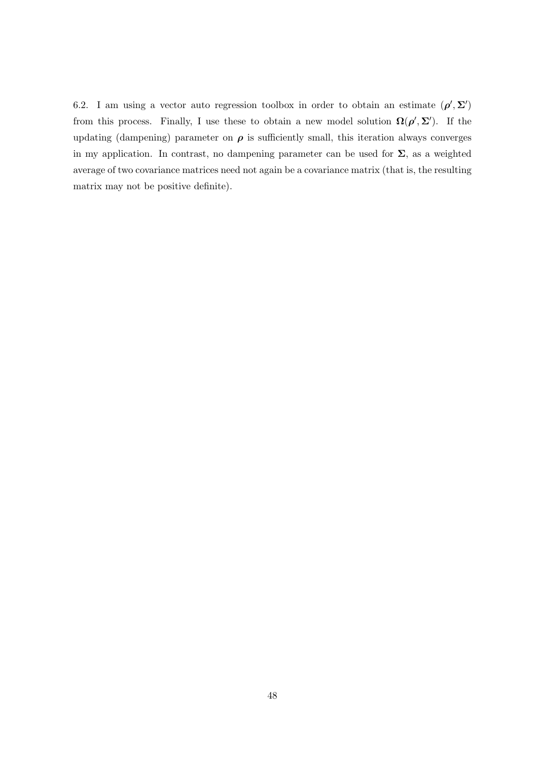6.2. I am using a vector auto regression toolbox in order to obtain an estimate $(\boldsymbol{\rho}', \boldsymbol{\Sigma}')$ from this process. Finally, I use these to obtain a new model solution $\boldsymbol{\Omega}(\boldsymbol{\rho}', \boldsymbol{\Sigma}')$. If the updating (dampening) parameter on $\boldsymbol{\rho}$ is sufficiently small, this iteration always converges in my application. In contrast, no dampening parameter can be used for $\boldsymbol{\Sigma}$, as a weighted average of two covariance matrices need not again be a covariance matrix (that is, the resulting matrix may not be positive definite).